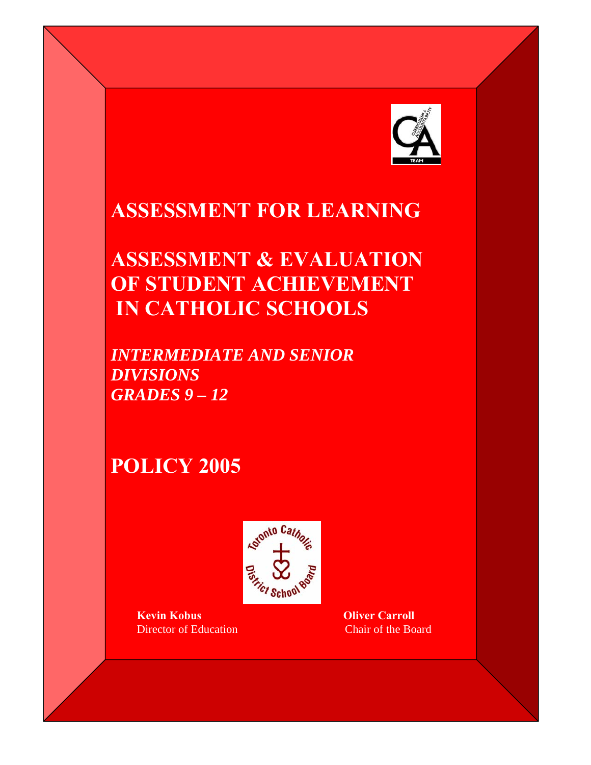# ASSESSMENT FOR LEARNING

# ASSESSMENT & EVALUATION OF STUDENT ACHIEVEMENT IN CATHOLIC SCHOOLS

***INTERMEDIATE AND SENIOR DIVISIONS***
***GRADES 9 – 12***

# POLICY 2005

**Kevin Kobus**
Director of Education

**Oliver Carroll**
Chair of the Board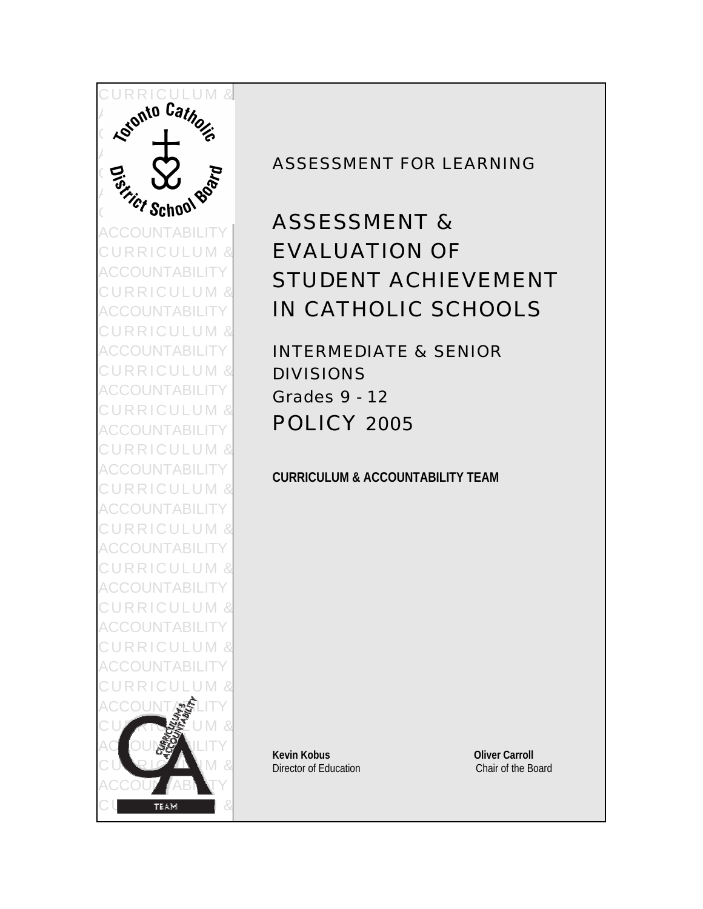ASSESSMENT FOR LEARNING

# ASSESSMENT & EVALUATION OF STUDENT ACHIEVEMENT IN CATHOLIC SCHOOLS

## INTERMEDIATE & SENIOR DIVISIONS

Grades 9 - 12

POLICY 2005

**CURRICULUM & ACCOUNTABILITY TEAM**

**Kevin Kobus**
Director of Education

**Oliver Carroll**
Chair of the Board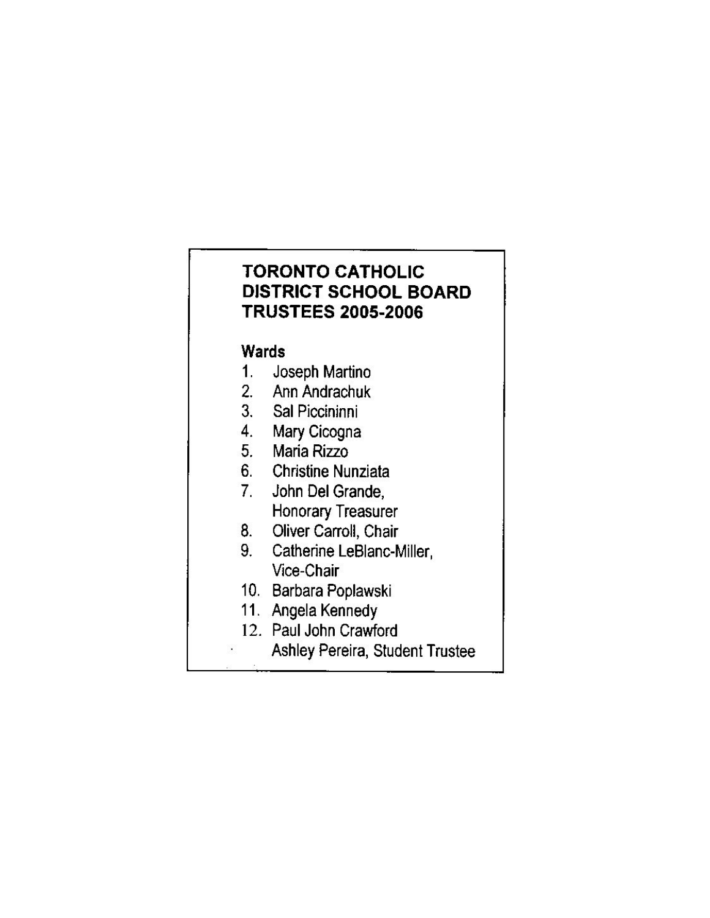# TORONTO CATHOLIC DISTRICT SCHOOL BOARD TRUSTEES 2005-2006

**Wards**

1. Joseph Martino
2. Ann Andrachuk
3. Sal Piccininni
4. Mary Cicogna
5. Maria Rizzo
6. Christine Nunziata
7. John Del Grande, Honorary Treasurer
8. Oliver Carroll, Chair
9. Catherine LeBlanc-Miller, Vice-Chair
10. Barbara Poplawski
11. Angela Kennedy
12. Paul John Crawford

Ashley Pereira, Student Trustee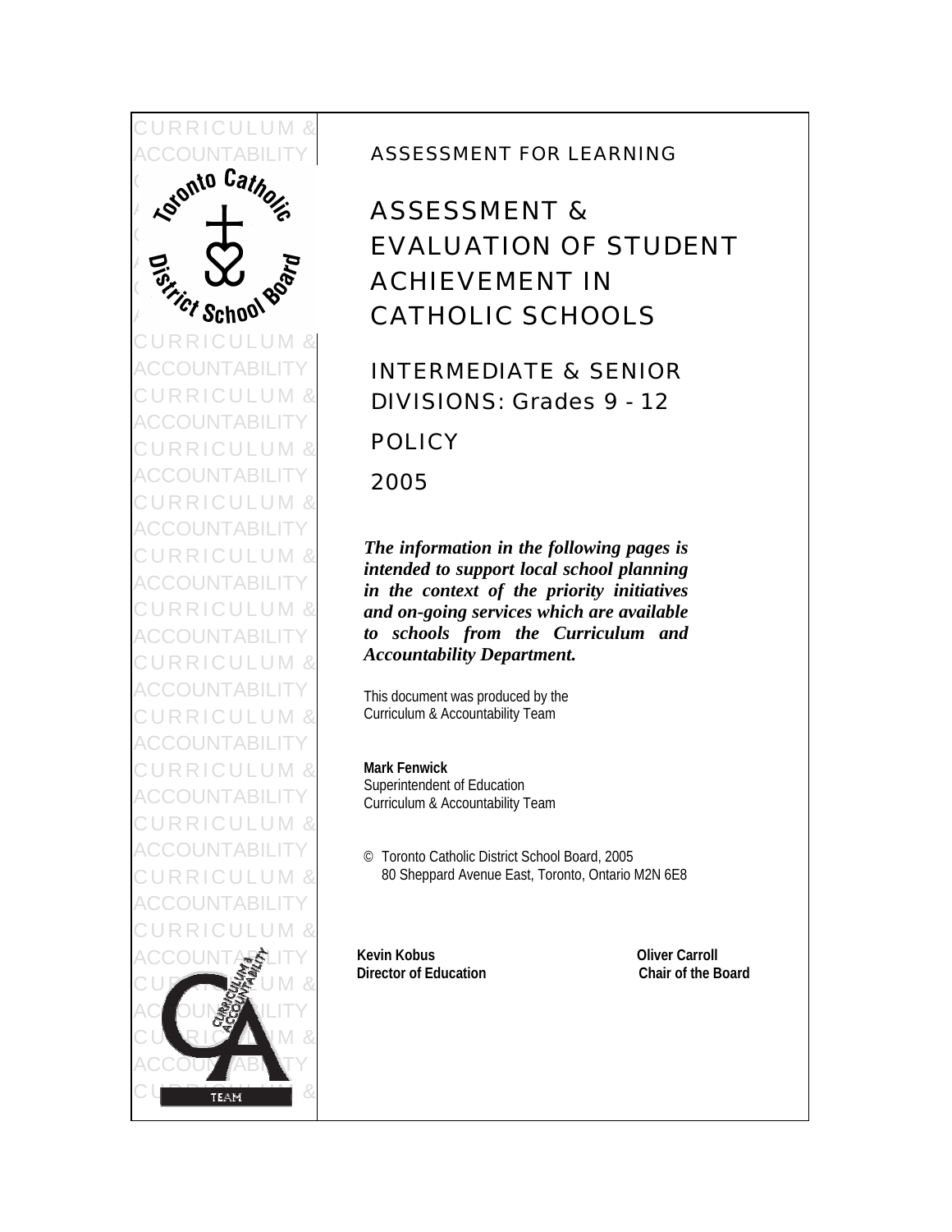ASSESSMENT FOR LEARNING

# ASSESSMENT & EVALUATION OF STUDENT ACHIEVEMENT IN CATHOLIC SCHOOLS

## INTERMEDIATE & SENIOR DIVISIONS: Grades 9 - 12

## POLICY

## 2005

***The information in the following pages is intended to support local school planning in the context of the priority initiatives and on-going services which are available to schools from the Curriculum and Accountability Department.***

This document was produced by the
Curriculum & Accountability Team

**Mark Fenwick**
Superintendent of Education
Curriculum & Accountability Team

© Toronto Catholic District School Board, 2005
80 Sheppard Avenue East, Toronto, Ontario M2N 6E8

**Kevin Kobus**
**Director of Education**

**Oliver Carroll**
**Chair of the Board**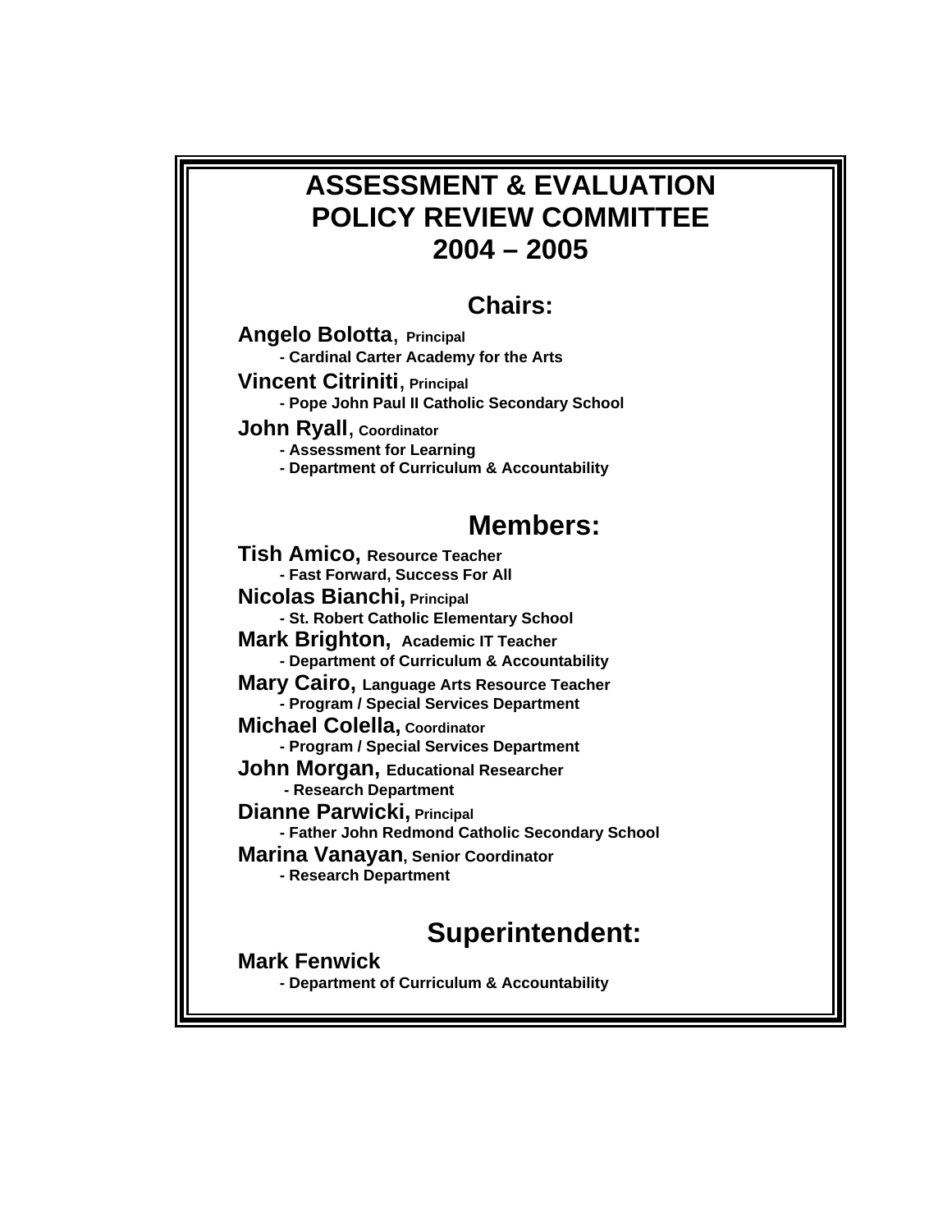# ASSESSMENT & EVALUATION POLICY REVIEW COMMITTEE 2004 – 2005

## Chairs:

**Angelo Bolotta**, **Principal**
- **Cardinal Carter Academy for the Arts**

**Vincent Citriniti**, **Principal**
- **Pope John Paul II Catholic Secondary School**

**John Ryall**, **Coordinator**
- **Assessment for Learning**
- **Department of Curriculum & Accountability**

## Members:

**Tish Amico, Resource Teacher**
- **Fast Forward, Success For All**

**Nicolas Bianchi, Principal**
- **St. Robert Catholic Elementary School**

**Mark Brighton, Academic IT Teacher**
- **Department of Curriculum & Accountability**

**Mary Cairo, Language Arts Resource Teacher**
- **Program / Special Services Department**

**Michael Colella, Coordinator**
- **Program / Special Services Department**

**John Morgan, Educational Researcher**
- **Research Department**

**Dianne Parwicki, Principal**
- **Father John Redmond Catholic Secondary School**

**Marina Vanayan, Senior Coordinator**
- **Research Department**

## Superintendent:

**Mark Fenwick**
- **Department of Curriculum & Accountability**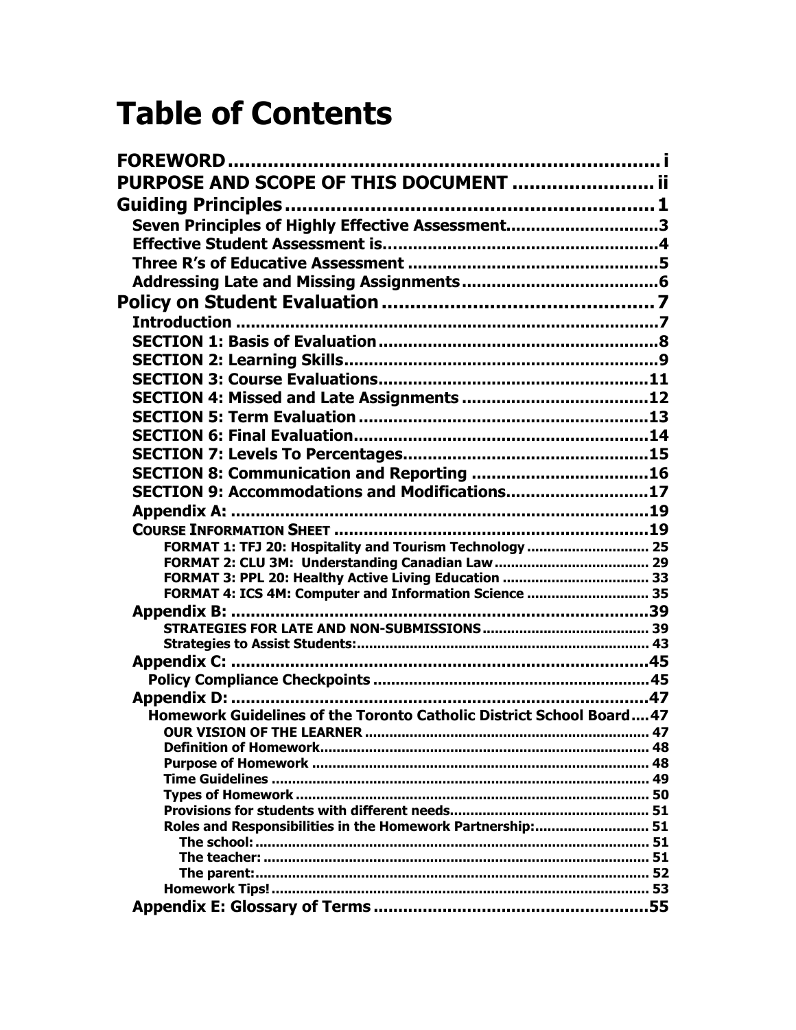# Table of Contents

FOREWORD ............................................................................ i

PURPOSE AND SCOPE OF THIS DOCUMENT ........................ ii

Guiding Principles ................................................................ 1

- Seven Principles of Highly Effective Assessment ............................... 3
- Effective Student Assessment is ........................................................ 4
- Three R's of Educative Assessment .................................................... 5
- Addressing Late and Missing Assignments ........................................ 6

Policy on Student Evaluation ................................................. 7

- Introduction ....................................................................................... 7
- SECTION 1: Basis of Evaluation ......................................................... 8
- SECTION 2: Learning Skills ................................................................ 9
- SECTION 3: Course Evaluations ......................................................... 11
- SECTION 4: Missed and Late Assignments ........................................ 12
- SECTION 5: Term Evaluation ............................................................. 13
- SECTION 6: Final Evaluation .............................................................. 14
- SECTION 7: Levels To Percentages .................................................... 15
- SECTION 8: Communication and Reporting ....................................... 16
- SECTION 9: Accommodations and Modifications ................................ 17
- Appendix A: ........................................................................................ 19
- COURSE INFORMATION SHEET ............................................................ 19
  - FORMAT 1: TFJ 20: Hospitality and Tourism Technology ............................. 25
  - FORMAT 2: CLU 3M: Understanding Canadian Law ..................................... 29
  - FORMAT 3: PPL 20: Healthy Active Living Education ................................... 33
  - FORMAT 4: ICS 4M: Computer and Information Science .............................. 35
- Appendix B: ........................................................................................ 39
  - STRATEGIES FOR LATE AND NON-SUBMISSIONS ......................................... 39
  - Strategies to Assist Students: ..................................................................... 43
- Appendix C: ........................................................................................ 45
  - Policy Compliance Checkpoints ............................................................... 45
- Appendix D: ........................................................................................ 47
  - Homework Guidelines of the Toronto Catholic District School Board .... 47
    - OUR VISION OF THE LEARNER ..................................................................... 47
    - Definition of Homework ................................................................................. 48
    - Purpose of Homework ................................................................................... 48
    - Time Guidelines ............................................................................................ 49
    - Types of Homework ....................................................................................... 50
    - Provisions for students with different needs ................................................. 51
    - Roles and Responsibilities in the Homework Partnership: ............................ 51
      - The school: ............................................................................................... 51
      - The teacher: .............................................................................................. 51
      - The parent: ............................................................................................... 52
    - Homework Tips! ............................................................................................ 53
- Appendix E: Glossary of Terms ........................................................ 55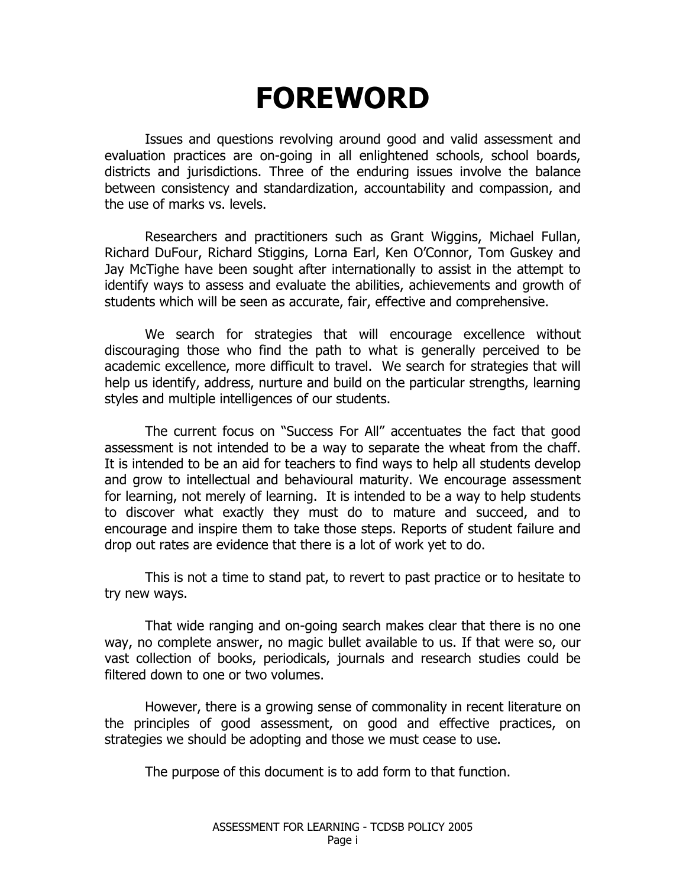# FOREWORD

Issues and questions revolving around good and valid assessment and evaluation practices are on-going in all enlightened schools, school boards, districts and jurisdictions. Three of the enduring issues involve the balance between consistency and standardization, accountability and compassion, and the use of marks vs. levels.

Researchers and practitioners such as Grant Wiggins, Michael Fullan, Richard DuFour, Richard Stiggins, Lorna Earl, Ken O'Connor, Tom Guskey and Jay McTighe have been sought after internationally to assist in the attempt to identify ways to assess and evaluate the abilities, achievements and growth of students which will be seen as accurate, fair, effective and comprehensive.

We search for strategies that will encourage excellence without discouraging those who find the path to what is generally perceived to be academic excellence, more difficult to travel. We search for strategies that will help us identify, address, nurture and build on the particular strengths, learning styles and multiple intelligences of our students.

The current focus on "Success For All" accentuates the fact that good assessment is not intended to be a way to separate the wheat from the chaff. It is intended to be an aid for teachers to find ways to help all students develop and grow to intellectual and behavioural maturity. We encourage assessment for learning, not merely of learning. It is intended to be a way to help students to discover what exactly they must do to mature and succeed, and to encourage and inspire them to take those steps. Reports of student failure and drop out rates are evidence that there is a lot of work yet to do.

This is not a time to stand pat, to revert to past practice or to hesitate to try new ways.

That wide ranging and on-going search makes clear that there is no one way, no complete answer, no magic bullet available to us. If that were so, our vast collection of books, periodicals, journals and research studies could be filtered down to one or two volumes.

However, there is a growing sense of commonality in recent literature on the principles of good assessment, on good and effective practices, on strategies we should be adopting and those we must cease to use.

The purpose of this document is to add form to that function.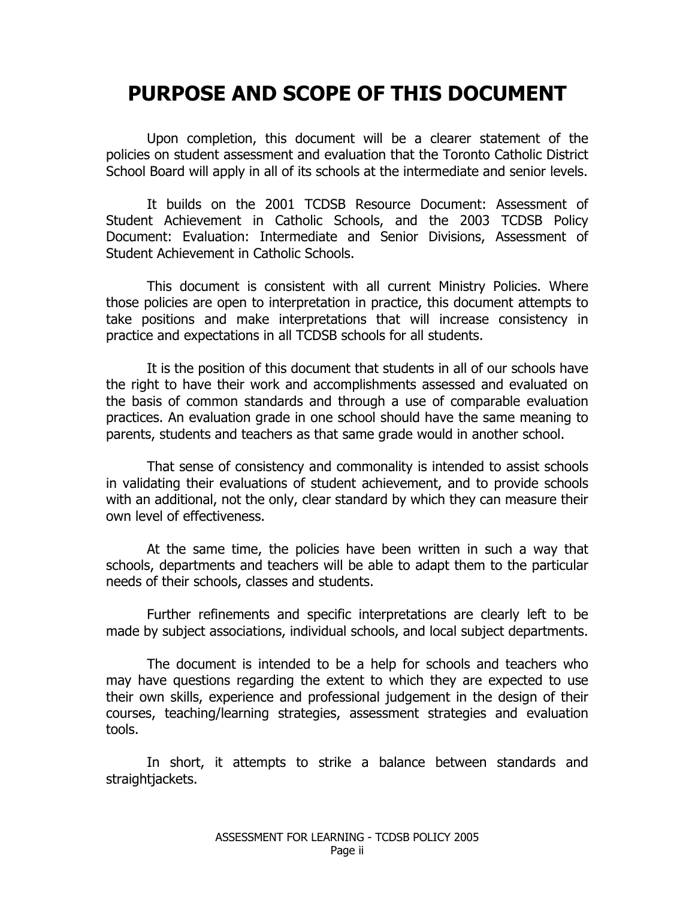# PURPOSE AND SCOPE OF THIS DOCUMENT

Upon completion, this document will be a clearer statement of the policies on student assessment and evaluation that the Toronto Catholic District School Board will apply in all of its schools at the intermediate and senior levels.

It builds on the 2001 TCDSB Resource Document: Assessment of Student Achievement in Catholic Schools, and the 2003 TCDSB Policy Document: Evaluation: Intermediate and Senior Divisions, Assessment of Student Achievement in Catholic Schools.

This document is consistent with all current Ministry Policies. Where those policies are open to interpretation in practice, this document attempts to take positions and make interpretations that will increase consistency in practice and expectations in all TCDSB schools for all students.

It is the position of this document that students in all of our schools have the right to have their work and accomplishments assessed and evaluated on the basis of common standards and through a use of comparable evaluation practices. An evaluation grade in one school should have the same meaning to parents, students and teachers as that same grade would in another school.

That sense of consistency and commonality is intended to assist schools in validating their evaluations of student achievement, and to provide schools with an additional, not the only, clear standard by which they can measure their own level of effectiveness.

At the same time, the policies have been written in such a way that schools, departments and teachers will be able to adapt them to the particular needs of their schools, classes and students.

Further refinements and specific interpretations are clearly left to be made by subject associations, individual schools, and local subject departments.

The document is intended to be a help for schools and teachers who may have questions regarding the extent to which they are expected to use their own skills, experience and professional judgement in the design of their courses, teaching/learning strategies, assessment strategies and evaluation tools.

In short, it attempts to strike a balance between standards and straightjackets.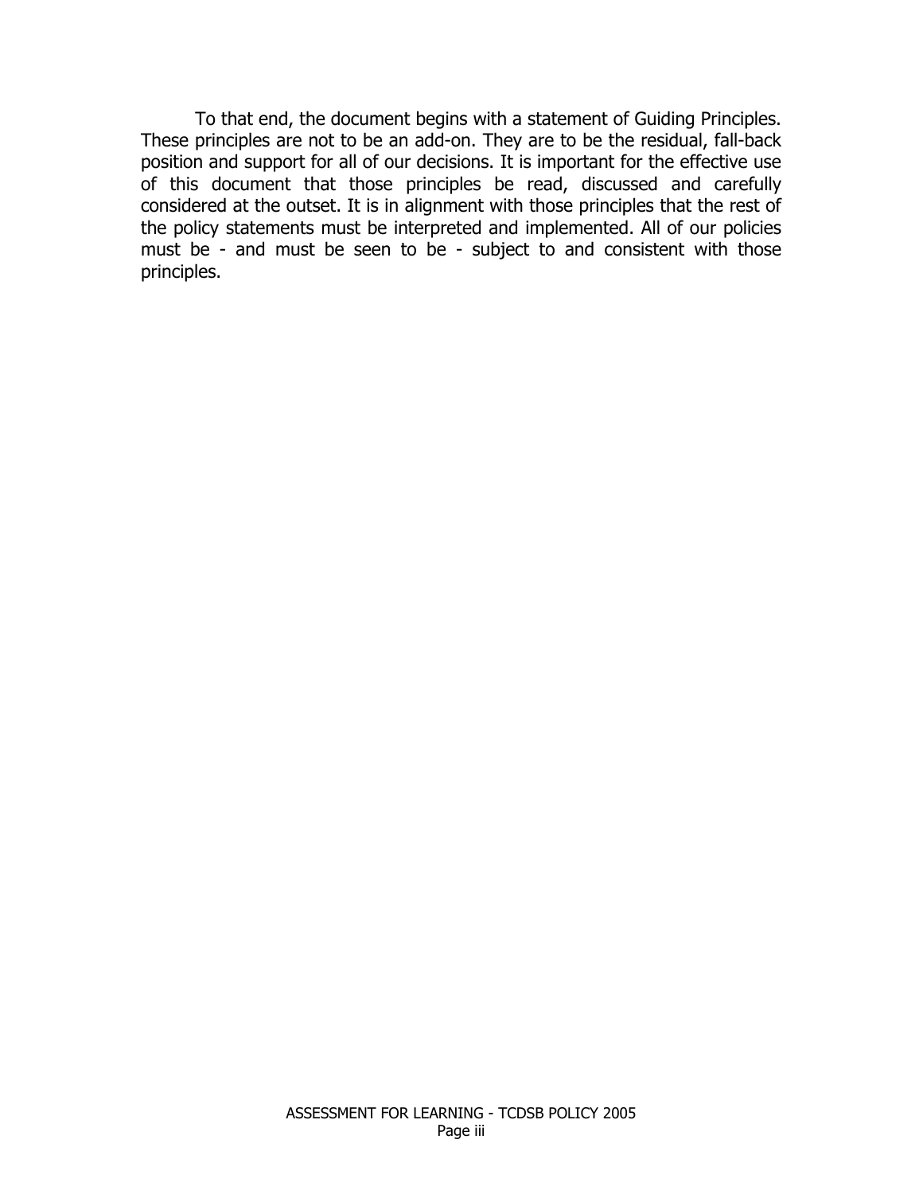To that end, the document begins with a statement of Guiding Principles. These principles are not to be an add-on. They are to be the residual, fall-back position and support for all of our decisions. It is important for the effective use of this document that those principles be read, discussed and carefully considered at the outset. It is in alignment with those principles that the rest of the policy statements must be interpreted and implemented. All of our policies must be - and must be seen to be - subject to and consistent with those principles.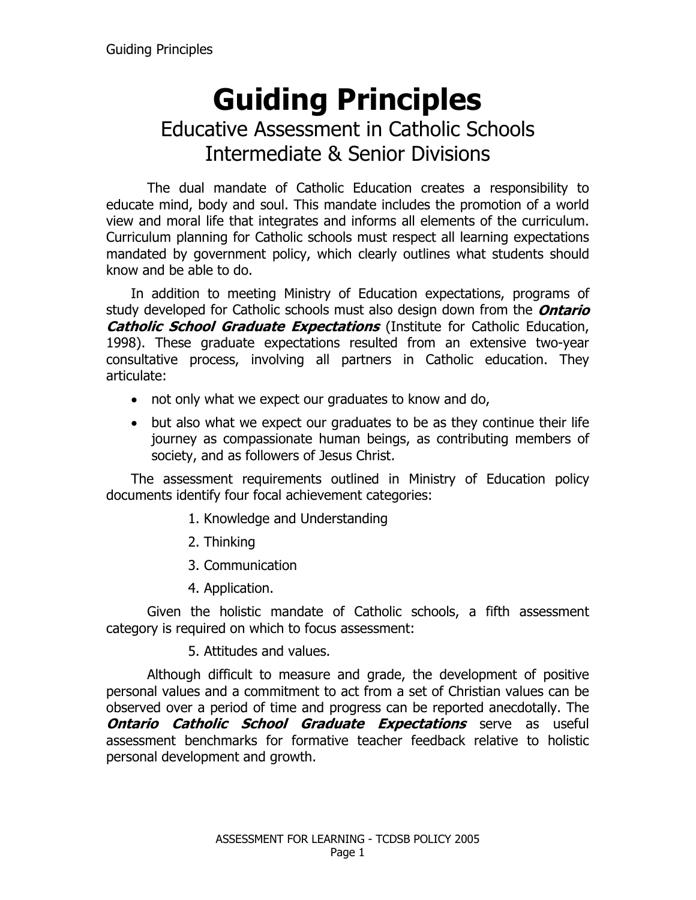# Guiding Principles

## Educative Assessment in Catholic Schools Intermediate & Senior Divisions

The dual mandate of Catholic Education creates a responsibility to educate mind, body and soul. This mandate includes the promotion of a world view and moral life that integrates and informs all elements of the curriculum. Curriculum planning for Catholic schools must respect all learning expectations mandated by government policy, which clearly outlines what students should know and be able to do.

In addition to meeting Ministry of Education expectations, programs of study developed for Catholic schools must also design down from the ***Ontario Catholic School Graduate Expectations*** (Institute for Catholic Education, 1998). These graduate expectations resulted from an extensive two-year consultative process, involving all partners in Catholic education. They articulate:

- not only what we expect our graduates to know and do,
- but also what we expect our graduates to be as they continue their life journey as compassionate human beings, as contributing members of society, and as followers of Jesus Christ*.*

The assessment requirements outlined in Ministry of Education policy documents identify four focal achievement categories:

1. Knowledge and Understanding
2. Thinking
3. Communication
4. Application.

Given the holistic mandate of Catholic schools, a fifth assessment category is required on which to focus assessment:

5. Attitudes and values.

Although difficult to measure and grade, the development of positive personal values and a commitment to act from a set of Christian values can be observed over a period of time and progress can be reported anecdotally. The ***Ontario Catholic School Graduate Expectations*** serve as useful assessment benchmarks for formative teacher feedback relative to holistic personal development and growth.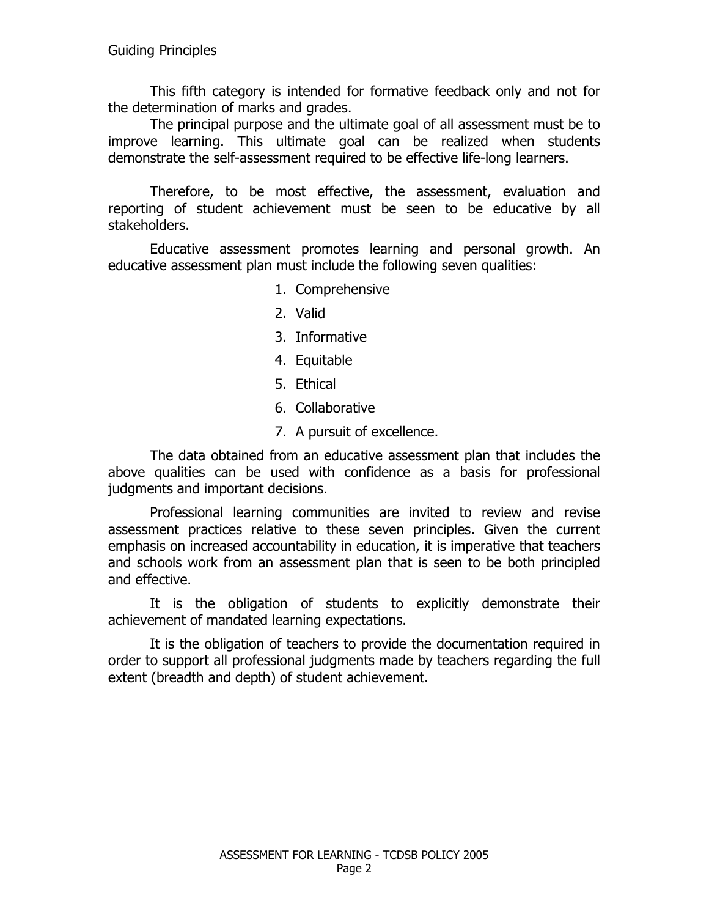Guiding Principles

This fifth category is intended for formative feedback only and not for the determination of marks and grades.

The principal purpose and the ultimate goal of all assessment must be to improve learning. This ultimate goal can be realized when students demonstrate the self-assessment required to be effective life-long learners.

Therefore, to be most effective, the assessment, evaluation and reporting of student achievement must be seen to be educative by all stakeholders.

Educative assessment promotes learning and personal growth. An educative assessment plan must include the following seven qualities:

1. Comprehensive
2. Valid
3. Informative
4. Equitable
5. Ethical
6. Collaborative
7. A pursuit of excellence.

The data obtained from an educative assessment plan that includes the above qualities can be used with confidence as a basis for professional judgments and important decisions.

Professional learning communities are invited to review and revise assessment practices relative to these seven principles. Given the current emphasis on increased accountability in education, it is imperative that teachers and schools work from an assessment plan that is seen to be both principled and effective.

It is the obligation of students to explicitly demonstrate their achievement of mandated learning expectations.

It is the obligation of teachers to provide the documentation required in order to support all professional judgments made by teachers regarding the full extent (breadth and depth) of student achievement.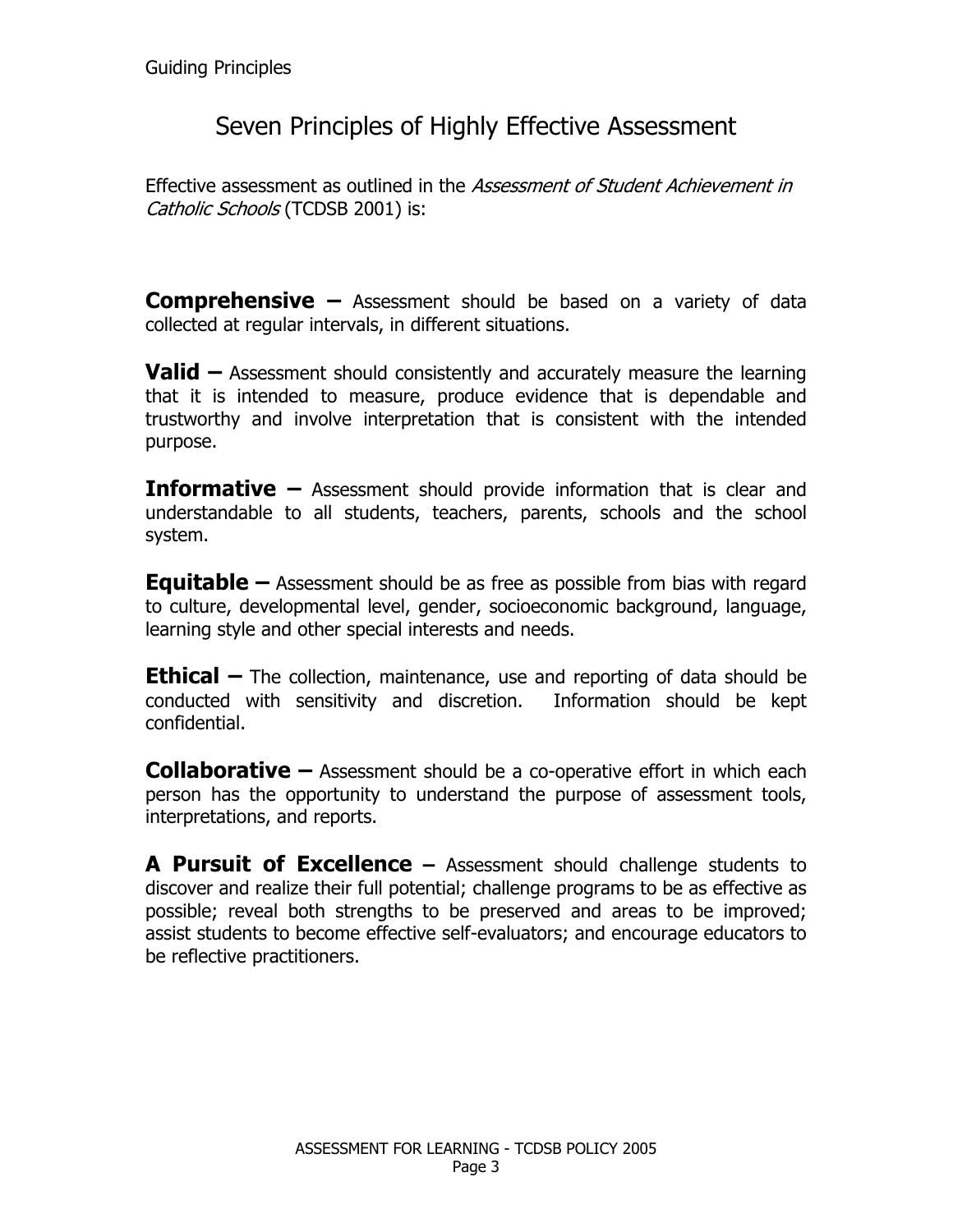# Seven Principles of Highly Effective Assessment

Effective assessment as outlined in the *Assessment of Student Achievement in Catholic Schools* (TCDSB 2001) is:

**Comprehensive –** Assessment should be based on a variety of data collected at regular intervals, in different situations.

**Valid –** Assessment should consistently and accurately measure the learning that it is intended to measure, produce evidence that is dependable and trustworthy and involve interpretation that is consistent with the intended purpose.

**Informative –** Assessment should provide information that is clear and understandable to all students, teachers, parents, schools and the school system.

**Equitable –** Assessment should be as free as possible from bias with regard to culture, developmental level, gender, socioeconomic background, language, learning style and other special interests and needs.

**Ethical –** The collection, maintenance, use and reporting of data should be conducted with sensitivity and discretion. Information should be kept confidential.

**Collaborative –** Assessment should be a co-operative effort in which each person has the opportunity to understand the purpose of assessment tools, interpretations, and reports.

**A Pursuit of Excellence –** Assessment should challenge students to discover and realize their full potential; challenge programs to be as effective as possible; reveal both strengths to be preserved and areas to be improved; assist students to become effective self-evaluators; and encourage educators to be reflective practitioners.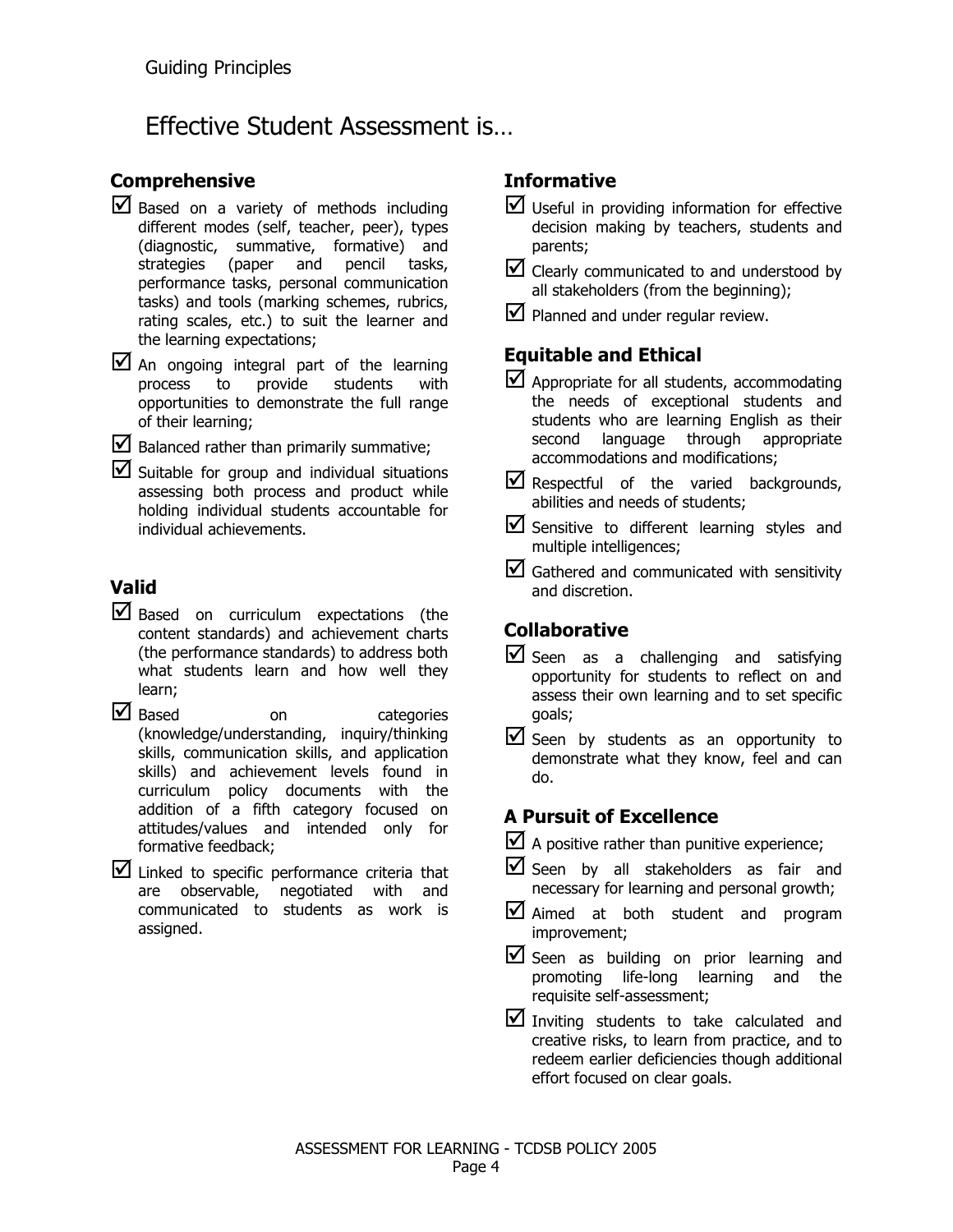Guiding Principles

# Effective Student Assessment is…

## Comprehensive

- ☑ Based on a variety of methods including different modes (self, teacher, peer), types (diagnostic, summative, formative) and strategies (paper and pencil tasks, performance tasks, personal communication tasks) and tools (marking schemes, rubrics, rating scales, etc.) to suit the learner and the learning expectations;
- ☑ An ongoing integral part of the learning process to provide students with opportunities to demonstrate the full range of their learning;
- ☑ Balanced rather than primarily summative;
- ☑ Suitable for group and individual situations assessing both process and product while holding individual students accountable for individual achievements.

## Valid

- ☑ Based on curriculum expectations (the content standards) and achievement charts (the performance standards) to address both what students learn and how well they learn;
- ☑ Based on categories (knowledge/understanding, inquiry/thinking skills, communication skills, and application skills) and achievement levels found in curriculum policy documents with the addition of a fifth category focused on attitudes/values and intended only for formative feedback;
- ☑ Linked to specific performance criteria that are observable, negotiated with and communicated to students as work is assigned.

## Informative

- ☑ Useful in providing information for effective decision making by teachers, students and parents;
- ☑ Clearly communicated to and understood by all stakeholders (from the beginning);
- ☑ Planned and under regular review.

## Equitable and Ethical

- ☑ Appropriate for all students, accommodating the needs of exceptional students and students who are learning English as their second language through appropriate accommodations and modifications;
- ☑ Respectful of the varied backgrounds, abilities and needs of students;
- ☑ Sensitive to different learning styles and multiple intelligences;
- ☑ Gathered and communicated with sensitivity and discretion.

## Collaborative

- ☑ Seen as a challenging and satisfying opportunity for students to reflect on and assess their own learning and to set specific goals;
- ☑ Seen by students as an opportunity to demonstrate what they know, feel and can do.

## A Pursuit of Excellence

- ☑ A positive rather than punitive experience;
- ☑ Seen by all stakeholders as fair and necessary for learning and personal growth;
- ☑ Aimed at both student and program improvement;
- ☑ Seen as building on prior learning and promoting life-long learning and the requisite self-assessment;
- ☑ Inviting students to take calculated and creative risks, to learn from practice, and to redeem earlier deficiencies though additional effort focused on clear goals.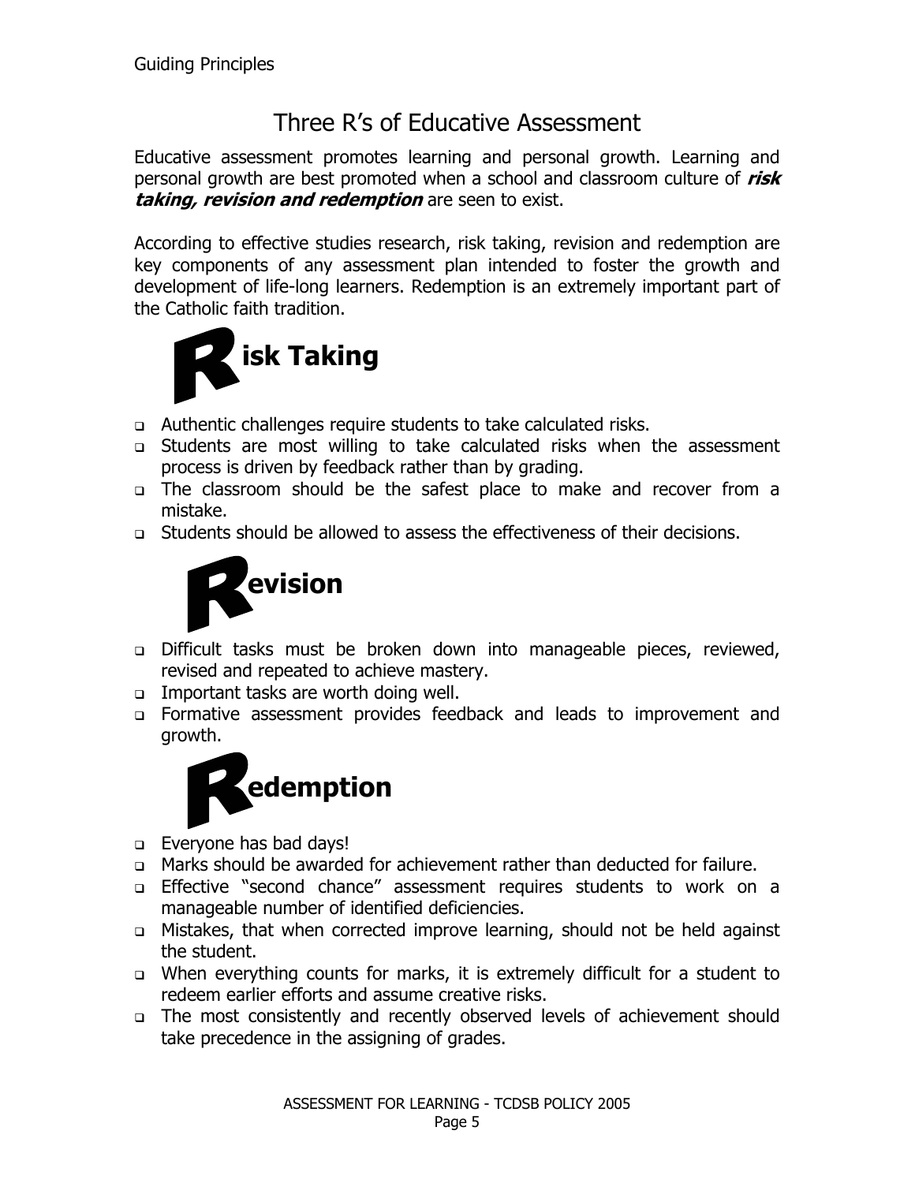Guiding Principles

## Three R's of Educative Assessment

Educative assessment promotes learning and personal growth. Learning and personal growth are best promoted when a school and classroom culture of ***risk taking, revision and redemption*** are seen to exist.

According to effective studies research, risk taking, revision and redemption are key components of any assessment plan intended to foster the growth and development of life-long learners. Redemption is an extremely important part of the Catholic faith tradition.

### Risk Taking

- Authentic challenges require students to take calculated risks.
- Students are most willing to take calculated risks when the assessment process is driven by feedback rather than by grading.
- The classroom should be the safest place to make and recover from a mistake.
- Students should be allowed to assess the effectiveness of their decisions.

### Revision

- Difficult tasks must be broken down into manageable pieces, reviewed, revised and repeated to achieve mastery.
- Important tasks are worth doing well.
- Formative assessment provides feedback and leads to improvement and growth.

### Redemption

- Everyone has bad days!
- Marks should be awarded for achievement rather than deducted for failure.
- Effective "second chance" assessment requires students to work on a manageable number of identified deficiencies.
- Mistakes, that when corrected improve learning, should not be held against the student.
- When everything counts for marks, it is extremely difficult for a student to redeem earlier efforts and assume creative risks.
- The most consistently and recently observed levels of achievement should take precedence in the assigning of grades.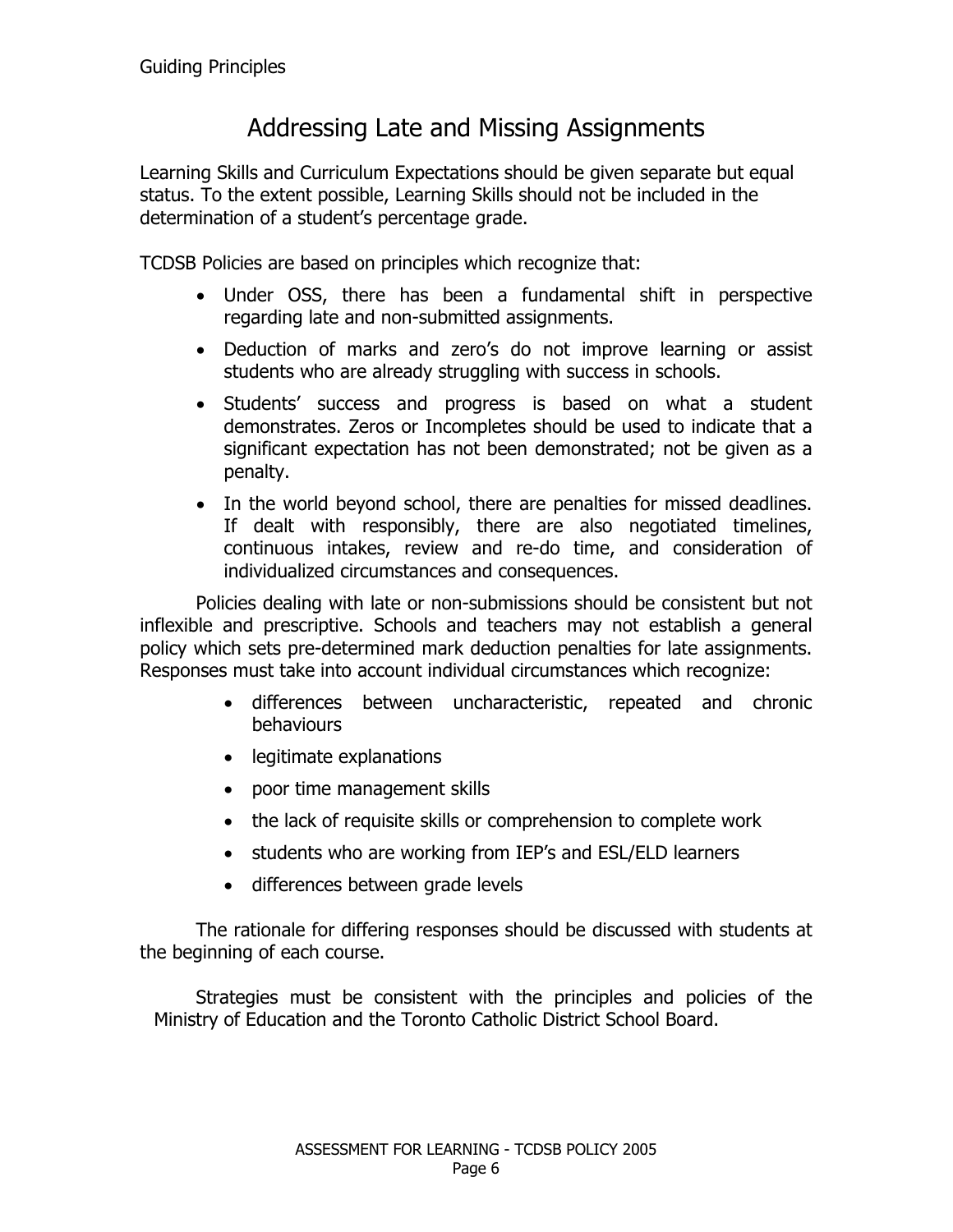# Addressing Late and Missing Assignments

Learning Skills and Curriculum Expectations should be given separate but equal status. To the extent possible, Learning Skills should not be included in the determination of a student's percentage grade.

TCDSB Policies are based on principles which recognize that:

- Under OSS, there has been a fundamental shift in perspective regarding late and non-submitted assignments.
- Deduction of marks and zero's do not improve learning or assist students who are already struggling with success in schools.
- Students' success and progress is based on what a student demonstrates. Zeros or Incompletes should be used to indicate that a significant expectation has not been demonstrated; not be given as a penalty.
- In the world beyond school, there are penalties for missed deadlines. If dealt with responsibly, there are also negotiated timelines, continuous intakes, review and re-do time, and consideration of individualized circumstances and consequences.

Policies dealing with late or non-submissions should be consistent but not inflexible and prescriptive. Schools and teachers may not establish a general policy which sets pre-determined mark deduction penalties for late assignments. Responses must take into account individual circumstances which recognize:

- differences between uncharacteristic, repeated and chronic behaviours
- legitimate explanations
- poor time management skills
- the lack of requisite skills or comprehension to complete work
- students who are working from IEP's and ESL/ELD learners
- differences between grade levels

The rationale for differing responses should be discussed with students at the beginning of each course.

Strategies must be consistent with the principles and policies of the Ministry of Education and the Toronto Catholic District School Board.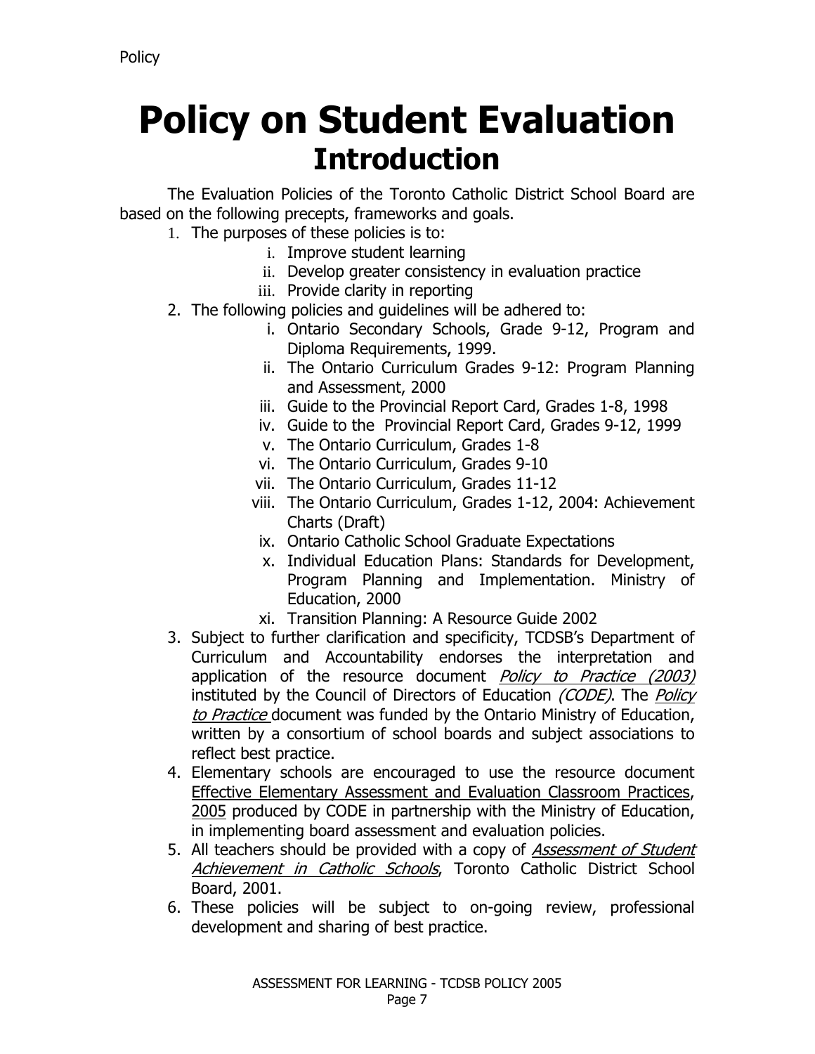# Policy on Student Evaluation

## Introduction

The Evaluation Policies of the Toronto Catholic District School Board are based on the following precepts, frameworks and goals.

1. The purposes of these policies is to:
   1. Improve student learning
   2. Develop greater consistency in evaluation practice
   3. Provide clarity in reporting
2. The following policies and guidelines will be adhered to:
   1. Ontario Secondary Schools, Grade 9-12, Program and Diploma Requirements, 1999.
   2. The Ontario Curriculum Grades 9-12: Program Planning and Assessment, 2000
   3. Guide to the Provincial Report Card, Grades 1-8, 1998
   4. Guide to the Provincial Report Card, Grades 9-12, 1999
   5. The Ontario Curriculum, Grades 1-8
   6. The Ontario Curriculum, Grades 9-10
   7. The Ontario Curriculum, Grades 11-12
   8. The Ontario Curriculum, Grades 1-12, 2004: Achievement Charts (Draft)
   9. Ontario Catholic School Graduate Expectations
   10. Individual Education Plans: Standards for Development, Program Planning and Implementation. Ministry of Education, 2000
   11. Transition Planning: A Resource Guide 2002
3. Subject to further clarification and specificity, TCDSB's Department of Curriculum and Accountability endorses the interpretation and application of the resource document *Policy to Practice (2003)* instituted by the Council of Directors of Education *(CODE)*. The *Policy to Practice* document was funded by the Ontario Ministry of Education, written by a consortium of school boards and subject associations to reflect best practice.
4. Elementary schools are encouraged to use the resource document Effective Elementary Assessment and Evaluation Classroom Practices, 2005 produced by CODE in partnership with the Ministry of Education, in implementing board assessment and evaluation policies.
5. All teachers should be provided with a copy of *Assessment of Student Achievement in Catholic Schools*, Toronto Catholic District School Board, 2001.
6. These policies will be subject to on-going review, professional development and sharing of best practice.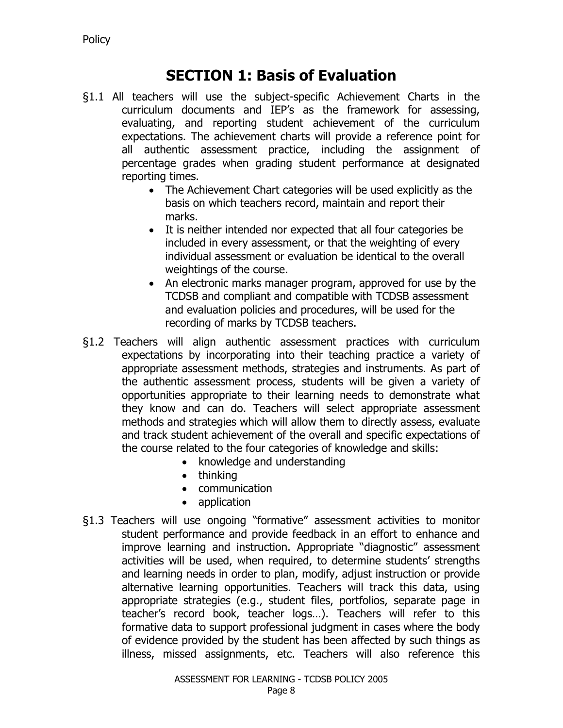# SECTION 1: Basis of Evaluation

§1.1 All teachers will use the subject-specific Achievement Charts in the curriculum documents and IEP's as the framework for assessing, evaluating, and reporting student achievement of the curriculum expectations. The achievement charts will provide a reference point for all authentic assessment practice, including the assignment of percentage grades when grading student performance at designated reporting times.

- The Achievement Chart categories will be used explicitly as the basis on which teachers record, maintain and report their marks.
- It is neither intended nor expected that all four categories be included in every assessment, or that the weighting of every individual assessment or evaluation be identical to the overall weightings of the course.
- An electronic marks manager program, approved for use by the TCDSB and compliant and compatible with TCDSB assessment and evaluation policies and procedures, will be used for the recording of marks by TCDSB teachers.

§1.2 Teachers will align authentic assessment practices with curriculum expectations by incorporating into their teaching practice a variety of appropriate assessment methods, strategies and instruments. As part of the authentic assessment process, students will be given a variety of opportunities appropriate to their learning needs to demonstrate what they know and can do. Teachers will select appropriate assessment methods and strategies which will allow them to directly assess, evaluate and track student achievement of the overall and specific expectations of the course related to the four categories of knowledge and skills:

- knowledge and understanding
- thinking
- communication
- application

§1.3 Teachers will use ongoing "formative" assessment activities to monitor student performance and provide feedback in an effort to enhance and improve learning and instruction. Appropriate "diagnostic" assessment activities will be used, when required, to determine students' strengths and learning needs in order to plan, modify, adjust instruction or provide alternative learning opportunities. Teachers will track this data, using appropriate strategies (e.g., student files, portfolios, separate page in teacher's record book, teacher logs…). Teachers will refer to this formative data to support professional judgment in cases where the body of evidence provided by the student has been affected by such things as illness, missed assignments, etc. Teachers will also reference this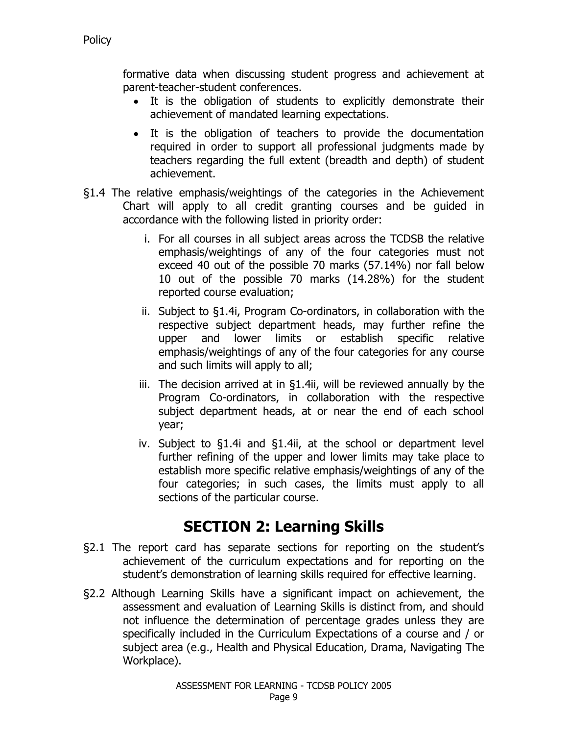formative data when discussing student progress and achievement at parent-teacher-student conferences.

- It is the obligation of students to explicitly demonstrate their achievement of mandated learning expectations.
- It is the obligation of teachers to provide the documentation required in order to support all professional judgments made by teachers regarding the full extent (breadth and depth) of student achievement.

§1.4 The relative emphasis/weightings of the categories in the Achievement Chart will apply to all credit granting courses and be guided in accordance with the following listed in priority order:

i. For all courses in all subject areas across the TCDSB the relative emphasis/weightings of any of the four categories must not exceed 40 out of the possible 70 marks (57.14%) nor fall below 10 out of the possible 70 marks (14.28%) for the student reported course evaluation;

ii. Subject to §1.4i, Program Co-ordinators, in collaboration with the respective subject department heads, may further refine the upper and lower limits or establish specific relative emphasis/weightings of any of the four categories for any course and such limits will apply to all;

iii. The decision arrived at in §1.4ii, will be reviewed annually by the Program Co-ordinators, in collaboration with the respective subject department heads, at or near the end of each school year;

iv. Subject to §1.4i and §1.4ii, at the school or department level further refining of the upper and lower limits may take place to establish more specific relative emphasis/weightings of any of the four categories; in such cases, the limits must apply to all sections of the particular course.

## SECTION 2: Learning Skills

§2.1 The report card has separate sections for reporting on the student's achievement of the curriculum expectations and for reporting on the student's demonstration of learning skills required for effective learning.

§2.2 Although Learning Skills have a significant impact on achievement, the assessment and evaluation of Learning Skills is distinct from, and should not influence the determination of percentage grades unless they are specifically included in the Curriculum Expectations of a course and / or subject area (e.g., Health and Physical Education, Drama, Navigating The Workplace).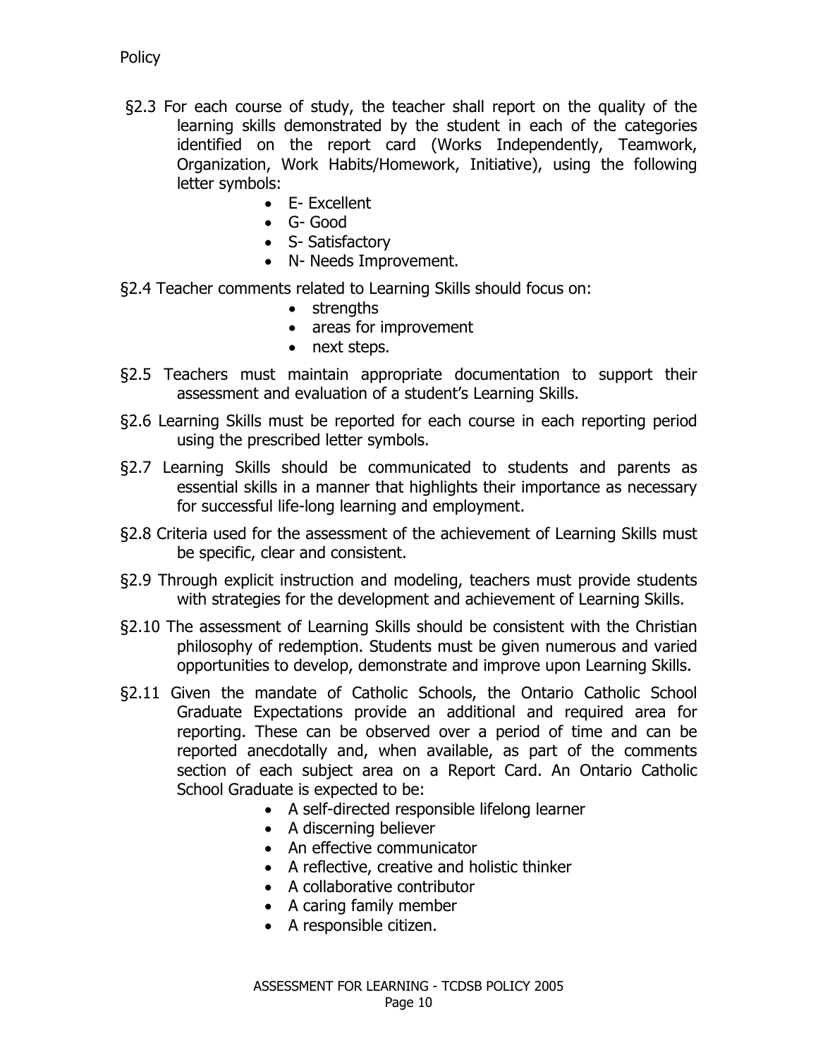Policy

§2.3 For each course of study, the teacher shall report on the quality of the learning skills demonstrated by the student in each of the categories identified on the report card (Works Independently, Teamwork, Organization, Work Habits/Homework, Initiative), using the following letter symbols:

- E- Excellent
- G- Good
- S- Satisfactory
- N- Needs Improvement.

§2.4 Teacher comments related to Learning Skills should focus on:

- strengths
- areas for improvement
- next steps.

§2.5 Teachers must maintain appropriate documentation to support their assessment and evaluation of a student's Learning Skills.

§2.6 Learning Skills must be reported for each course in each reporting period using the prescribed letter symbols.

§2.7 Learning Skills should be communicated to students and parents as essential skills in a manner that highlights their importance as necessary for successful life-long learning and employment.

§2.8 Criteria used for the assessment of the achievement of Learning Skills must be specific, clear and consistent.

§2.9 Through explicit instruction and modeling, teachers must provide students with strategies for the development and achievement of Learning Skills.

§2.10 The assessment of Learning Skills should be consistent with the Christian philosophy of redemption. Students must be given numerous and varied opportunities to develop, demonstrate and improve upon Learning Skills.

§2.11 Given the mandate of Catholic Schools, the Ontario Catholic School Graduate Expectations provide an additional and required area for reporting. These can be observed over a period of time and can be reported anecdotally and, when available, as part of the comments section of each subject area on a Report Card. An Ontario Catholic School Graduate is expected to be:

- A self-directed responsible lifelong learner
- A discerning believer
- An effective communicator
- A reflective, creative and holistic thinker
- A collaborative contributor
- A caring family member
- A responsible citizen.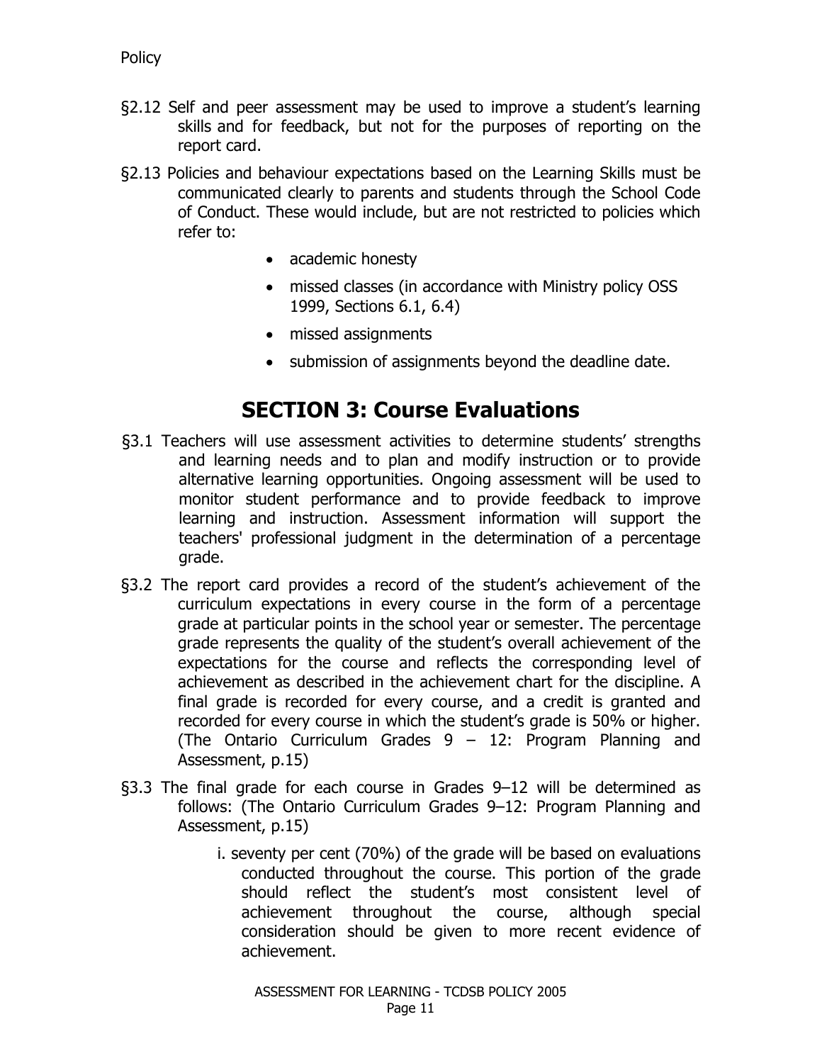§2.12 Self and peer assessment may be used to improve a student's learning skills and for feedback, but not for the purposes of reporting on the report card.

§2.13 Policies and behaviour expectations based on the Learning Skills must be communicated clearly to parents and students through the School Code of Conduct. These would include, but are not restricted to policies which refer to:

- academic honesty
- missed classes (in accordance with Ministry policy OSS 1999, Sections 6.1, 6.4)
- missed assignments
- submission of assignments beyond the deadline date.

## SECTION 3: Course Evaluations

§3.1 Teachers will use assessment activities to determine students' strengths and learning needs and to plan and modify instruction or to provide alternative learning opportunities. Ongoing assessment will be used to monitor student performance and to provide feedback to improve learning and instruction. Assessment information will support the teachers' professional judgment in the determination of a percentage grade.

§3.2 The report card provides a record of the student's achievement of the curriculum expectations in every course in the form of a percentage grade at particular points in the school year or semester. The percentage grade represents the quality of the student's overall achievement of the expectations for the course and reflects the corresponding level of achievement as described in the achievement chart for the discipline. A final grade is recorded for every course, and a credit is granted and recorded for every course in which the student's grade is 50% or higher. (The Ontario Curriculum Grades 9 – 12: Program Planning and Assessment, p.15)

§3.3 The final grade for each course in Grades 9–12 will be determined as follows: (The Ontario Curriculum Grades 9–12: Program Planning and Assessment, p.15)

i. seventy per cent (70%) of the grade will be based on evaluations conducted throughout the course. This portion of the grade should reflect the student's most consistent level of achievement throughout the course, although special consideration should be given to more recent evidence of achievement.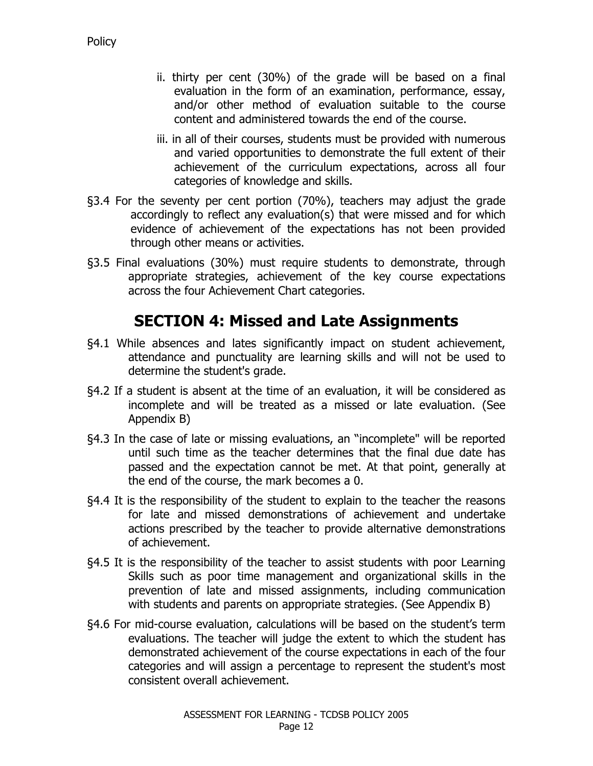ii. thirty per cent (30%) of the grade will be based on a final evaluation in the form of an examination, performance, essay, and/or other method of evaluation suitable to the course content and administered towards the end of the course.

iii. in all of their courses, students must be provided with numerous and varied opportunities to demonstrate the full extent of their achievement of the curriculum expectations, across all four categories of knowledge and skills.

§3.4 For the seventy per cent portion (70%), teachers may adjust the grade accordingly to reflect any evaluation(s) that were missed and for which evidence of achievement of the expectations has not been provided through other means or activities.

§3.5 Final evaluations (30%) must require students to demonstrate, through appropriate strategies, achievement of the key course expectations across the four Achievement Chart categories.

## SECTION 4: Missed and Late Assignments

§4.1 While absences and lates significantly impact on student achievement, attendance and punctuality are learning skills and will not be used to determine the student's grade.

§4.2 If a student is absent at the time of an evaluation, it will be considered as incomplete and will be treated as a missed or late evaluation. (See Appendix B)

§4.3 In the case of late or missing evaluations, an "incomplete" will be reported until such time as the teacher determines that the final due date has passed and the expectation cannot be met. At that point, generally at the end of the course, the mark becomes a 0.

§4.4 It is the responsibility of the student to explain to the teacher the reasons for late and missed demonstrations of achievement and undertake actions prescribed by the teacher to provide alternative demonstrations of achievement.

§4.5 It is the responsibility of the teacher to assist students with poor Learning Skills such as poor time management and organizational skills in the prevention of late and missed assignments, including communication with students and parents on appropriate strategies. (See Appendix B)

§4.6 For mid-course evaluation, calculations will be based on the student's term evaluations. The teacher will judge the extent to which the student has demonstrated achievement of the course expectations in each of the four categories and will assign a percentage to represent the student's most consistent overall achievement.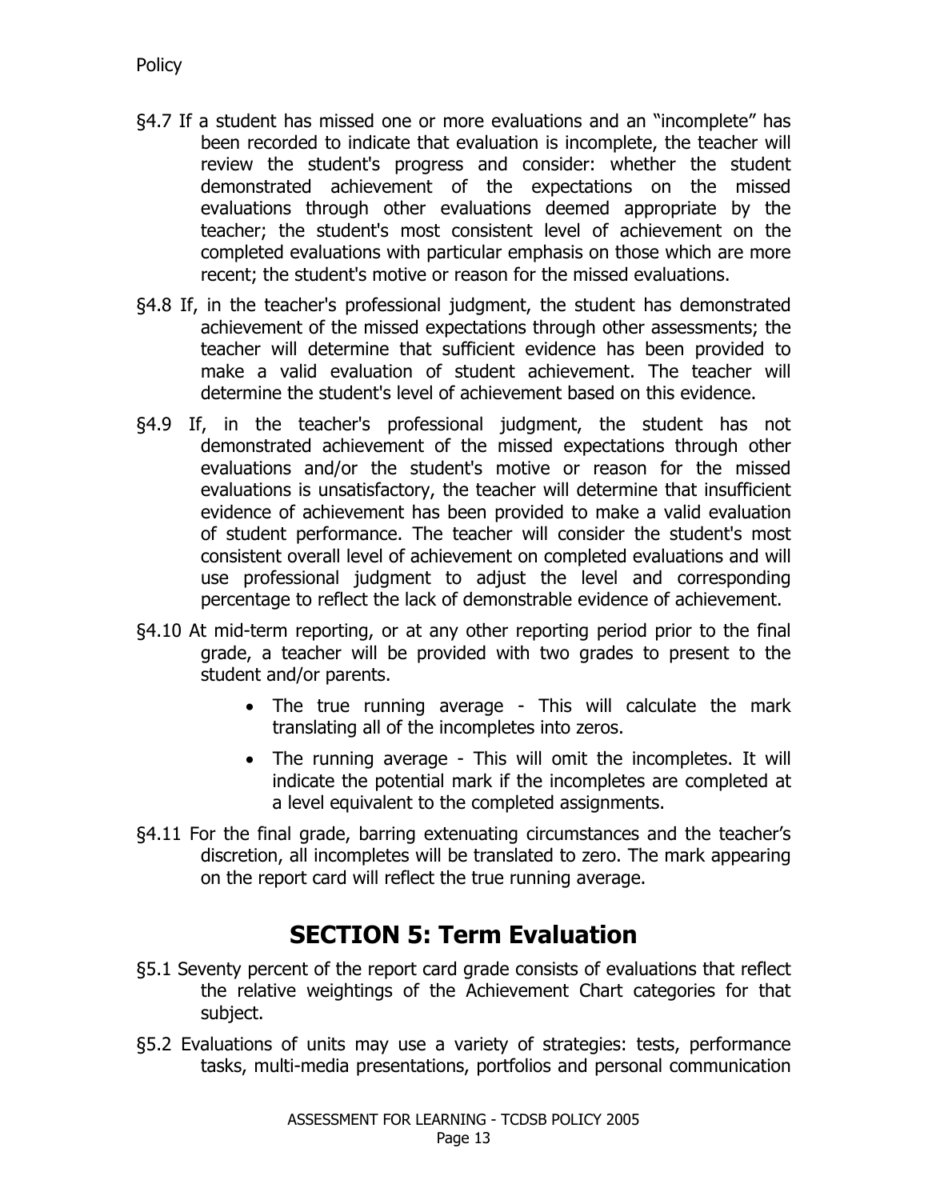§4.7 If a student has missed one or more evaluations and an "incomplete" has been recorded to indicate that evaluation is incomplete, the teacher will review the student's progress and consider: whether the student demonstrated achievement of the expectations on the missed evaluations through other evaluations deemed appropriate by the teacher; the student's most consistent level of achievement on the completed evaluations with particular emphasis on those which are more recent; the student's motive or reason for the missed evaluations.

§4.8 If, in the teacher's professional judgment, the student has demonstrated achievement of the missed expectations through other assessments; the teacher will determine that sufficient evidence has been provided to make a valid evaluation of student achievement. The teacher will determine the student's level of achievement based on this evidence.

§4.9 If, in the teacher's professional judgment, the student has not demonstrated achievement of the missed expectations through other evaluations and/or the student's motive or reason for the missed evaluations is unsatisfactory, the teacher will determine that insufficient evidence of achievement has been provided to make a valid evaluation of student performance. The teacher will consider the student's most consistent overall level of achievement on completed evaluations and will use professional judgment to adjust the level and corresponding percentage to reflect the lack of demonstrable evidence of achievement.

§4.10 At mid-term reporting, or at any other reporting period prior to the final grade, a teacher will be provided with two grades to present to the student and/or parents.

- The true running average - This will calculate the mark translating all of the incompletes into zeros.
- The running average - This will omit the incompletes. It will indicate the potential mark if the incompletes are completed at a level equivalent to the completed assignments.

§4.11 For the final grade, barring extenuating circumstances and the teacher's discretion, all incompletes will be translated to zero. The mark appearing on the report card will reflect the true running average.

## SECTION 5: Term Evaluation

§5.1 Seventy percent of the report card grade consists of evaluations that reflect the relative weightings of the Achievement Chart categories for that subject.

§5.2 Evaluations of units may use a variety of strategies: tests, performance tasks, multi-media presentations, portfolios and personal communication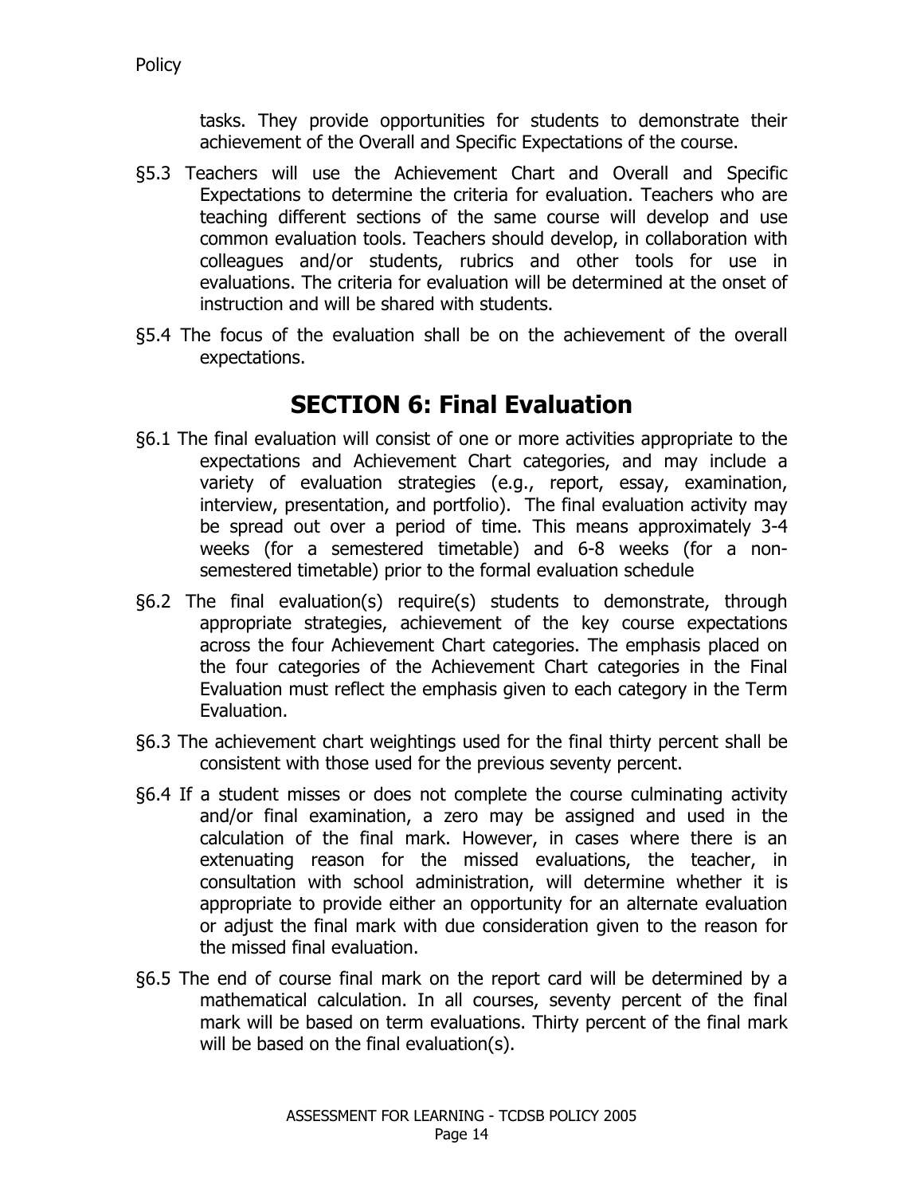tasks. They provide opportunities for students to demonstrate their achievement of the Overall and Specific Expectations of the course.

§5.3 Teachers will use the Achievement Chart and Overall and Specific Expectations to determine the criteria for evaluation. Teachers who are teaching different sections of the same course will develop and use common evaluation tools. Teachers should develop, in collaboration with colleagues and/or students, rubrics and other tools for use in evaluations. The criteria for evaluation will be determined at the onset of instruction and will be shared with students.

§5.4 The focus of the evaluation shall be on the achievement of the overall expectations.

## SECTION 6: Final Evaluation

§6.1 The final evaluation will consist of one or more activities appropriate to the expectations and Achievement Chart categories, and may include a variety of evaluation strategies (e.g., report, essay, examination, interview, presentation, and portfolio). The final evaluation activity may be spread out over a period of time. This means approximately 3-4 weeks (for a semestered timetable) and 6-8 weeks (for a non-semestered timetable) prior to the formal evaluation schedule

§6.2 The final evaluation(s) require(s) students to demonstrate, through appropriate strategies, achievement of the key course expectations across the four Achievement Chart categories. The emphasis placed on the four categories of the Achievement Chart categories in the Final Evaluation must reflect the emphasis given to each category in the Term Evaluation.

§6.3 The achievement chart weightings used for the final thirty percent shall be consistent with those used for the previous seventy percent.

§6.4 If a student misses or does not complete the course culminating activity and/or final examination, a zero may be assigned and used in the calculation of the final mark. However, in cases where there is an extenuating reason for the missed evaluations, the teacher, in consultation with school administration, will determine whether it is appropriate to provide either an opportunity for an alternate evaluation or adjust the final mark with due consideration given to the reason for the missed final evaluation.

§6.5 The end of course final mark on the report card will be determined by a mathematical calculation. In all courses, seventy percent of the final mark will be based on term evaluations. Thirty percent of the final mark will be based on the final evaluation(s).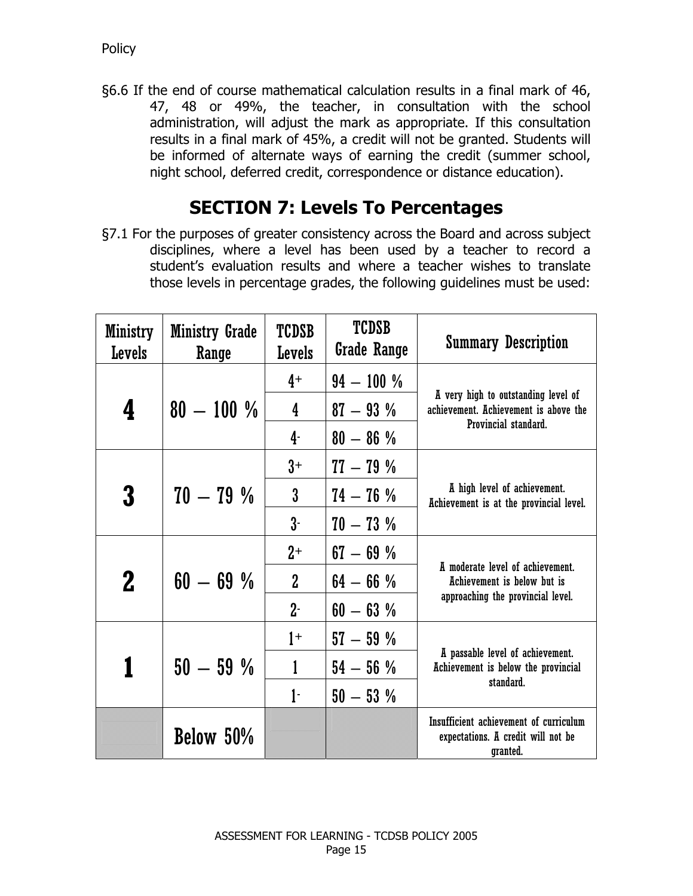Policy

§6.6 If the end of course mathematical calculation results in a final mark of 46, 47, 48 or 49%, the teacher, in consultation with the school administration, will adjust the mark as appropriate. If this consultation results in a final mark of 45%, a credit will not be granted. Students will be informed of alternate ways of earning the credit (summer school, night school, deferred credit, correspondence or distance education).

## SECTION 7: Levels To Percentages

§7.1 For the purposes of greater consistency across the Board and across subject disciplines, where a level has been used by a teacher to record a student's evaluation results and where a teacher wishes to translate those levels in percentage grades, the following guidelines must be used:

| Ministry Levels | Ministry Grade Range | TCDSB Levels | TCDSB Grade Range | Summary Description |
|---|---|---|---|---|
| **4** | 80 – 100 % | 4+ | 94 – 100 % | A very high to outstanding level of achievement. Achievement is above the Provincial standard. |
| | | 4 | 87 – 93 % | |
| | | 4- | 80 – 86 % | |
| **3** | 70 – 79 % | 3+ | 77 – 79 % | A high level of achievement. Achievement is at the provincial level. |
| | | 3 | 74 – 76 % | |
| | | 3- | 70 – 73 % | |
| **2** | 60 – 69 % | 2+ | 67 – 69 % | A moderate level of achievement. Achievement is below but is approaching the provincial level. |
| | | 2 | 64 – 66 % | |
| | | 2- | 60 – 63 % | |
| **1** | 50 – 59 % | 1+ | 57 – 59 % | A passable level of achievement. Achievement is below the provincial standard. |
| | | 1 | 54 – 56 % | |
| | | 1- | 50 – 53 % | |
| | Below 50% | | | Insufficient achievement of curriculum expectations. A credit will not be granted. |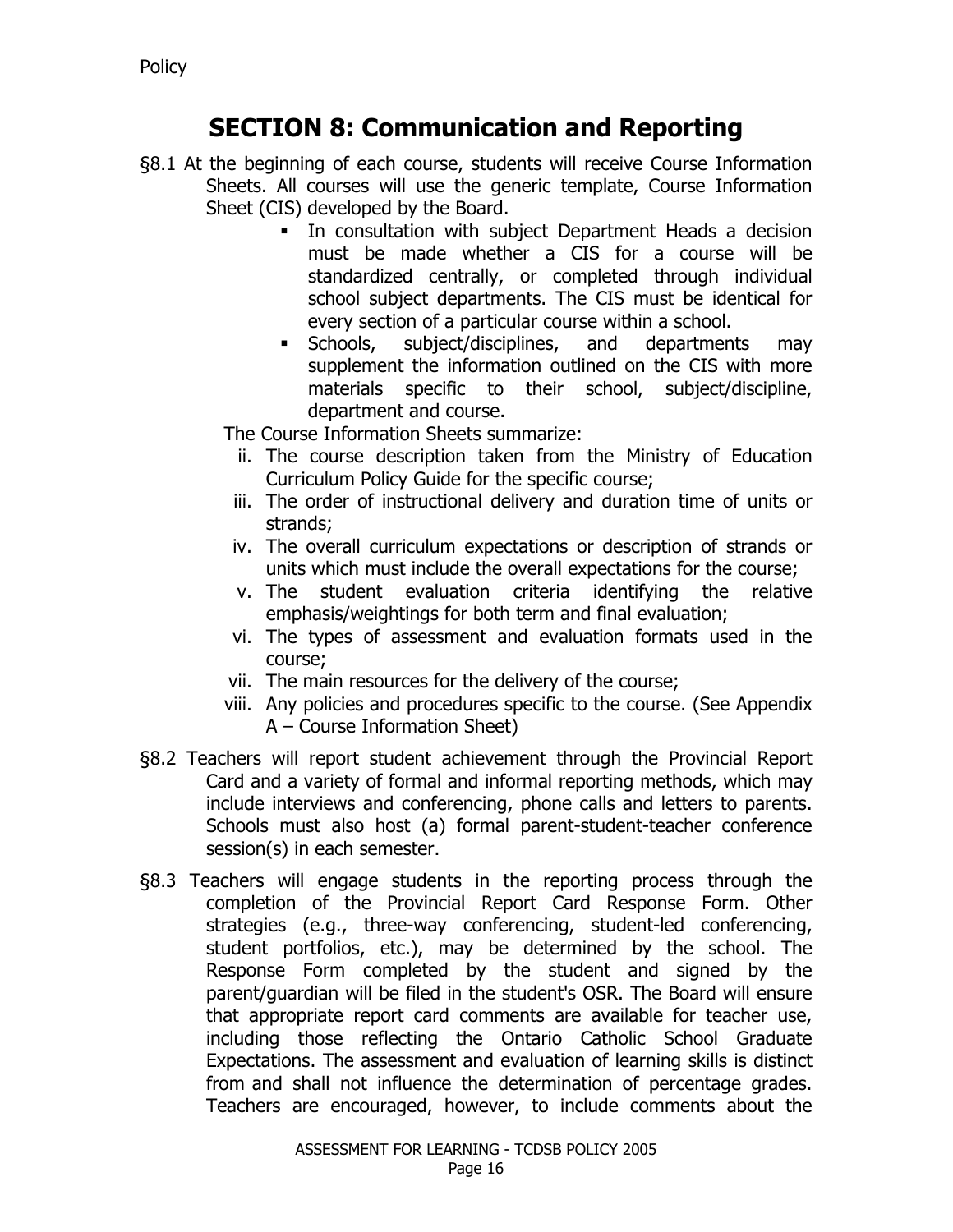# SECTION 8: Communication and Reporting

§8.1 At the beginning of each course, students will receive Course Information Sheets. All courses will use the generic template, Course Information Sheet (CIS) developed by the Board.

- In consultation with subject Department Heads a decision must be made whether a CIS for a course will be standardized centrally, or completed through individual school subject departments. The CIS must be identical for every section of a particular course within a school.
- Schools, subject/disciplines, and departments may supplement the information outlined on the CIS with more materials specific to their school, subject/discipline, department and course.

The Course Information Sheets summarize:

ii. The course description taken from the Ministry of Education Curriculum Policy Guide for the specific course;
iii. The order of instructional delivery and duration time of units or strands;
iv. The overall curriculum expectations or description of strands or units which must include the overall expectations for the course;
v. The student evaluation criteria identifying the relative emphasis/weightings for both term and final evaluation;
vi. The types of assessment and evaluation formats used in the course;
vii. The main resources for the delivery of the course;
viii. Any policies and procedures specific to the course. (See Appendix A – Course Information Sheet)

§8.2 Teachers will report student achievement through the Provincial Report Card and a variety of formal and informal reporting methods, which may include interviews and conferencing, phone calls and letters to parents. Schools must also host (a) formal parent-student-teacher conference session(s) in each semester.

§8.3 Teachers will engage students in the reporting process through the completion of the Provincial Report Card Response Form. Other strategies (e.g., three-way conferencing, student-led conferencing, student portfolios, etc.), may be determined by the school. The Response Form completed by the student and signed by the parent/guardian will be filed in the student's OSR. The Board will ensure that appropriate report card comments are available for teacher use, including those reflecting the Ontario Catholic School Graduate Expectations. The assessment and evaluation of learning skills is distinct from and shall not influence the determination of percentage grades. Teachers are encouraged, however, to include comments about the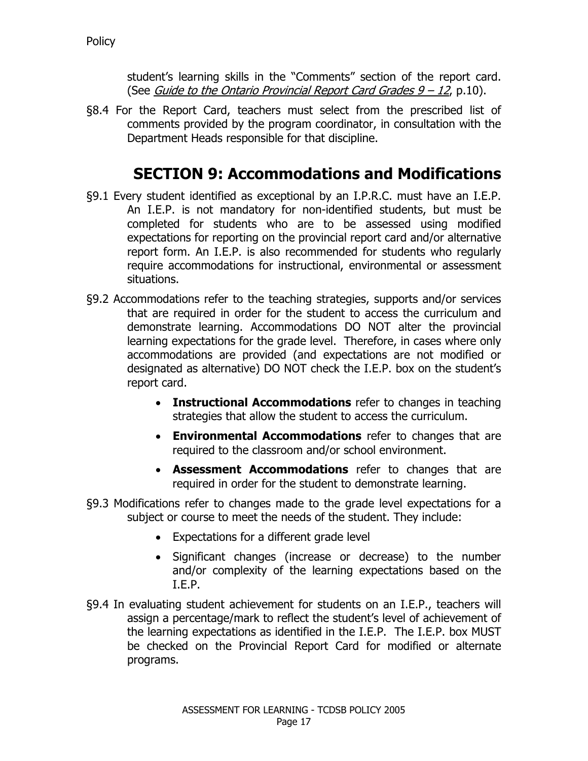student's learning skills in the "Comments" section of the report card. (See *Guide to the Ontario Provincial Report Card Grades 9 – 12*, p.10).

§8.4 For the Report Card, teachers must select from the prescribed list of comments provided by the program coordinator, in consultation with the Department Heads responsible for that discipline.

## SECTION 9: Accommodations and Modifications

§9.1 Every student identified as exceptional by an I.P.R.C. must have an I.E.P. An I.E.P. is not mandatory for non-identified students, but must be completed for students who are to be assessed using modified expectations for reporting on the provincial report card and/or alternative report form. An I.E.P. is also recommended for students who regularly require accommodations for instructional, environmental or assessment situations.

§9.2 Accommodations refer to the teaching strategies, supports and/or services that are required in order for the student to access the curriculum and demonstrate learning. Accommodations DO NOT alter the provincial learning expectations for the grade level. Therefore, in cases where only accommodations are provided (and expectations are not modified or designated as alternative) DO NOT check the I.E.P. box on the student's report card.

- **Instructional Accommodations** refer to changes in teaching strategies that allow the student to access the curriculum.
- **Environmental Accommodations** refer to changes that are required to the classroom and/or school environment.
- **Assessment Accommodations** refer to changes that are required in order for the student to demonstrate learning.

§9.3 Modifications refer to changes made to the grade level expectations for a subject or course to meet the needs of the student. They include:

- Expectations for a different grade level
- Significant changes (increase or decrease) to the number and/or complexity of the learning expectations based on the I.E.P.

§9.4 In evaluating student achievement for students on an I.E.P., teachers will assign a percentage/mark to reflect the student's level of achievement of the learning expectations as identified in the I.E.P. The I.E.P. box MUST be checked on the Provincial Report Card for modified or alternate programs.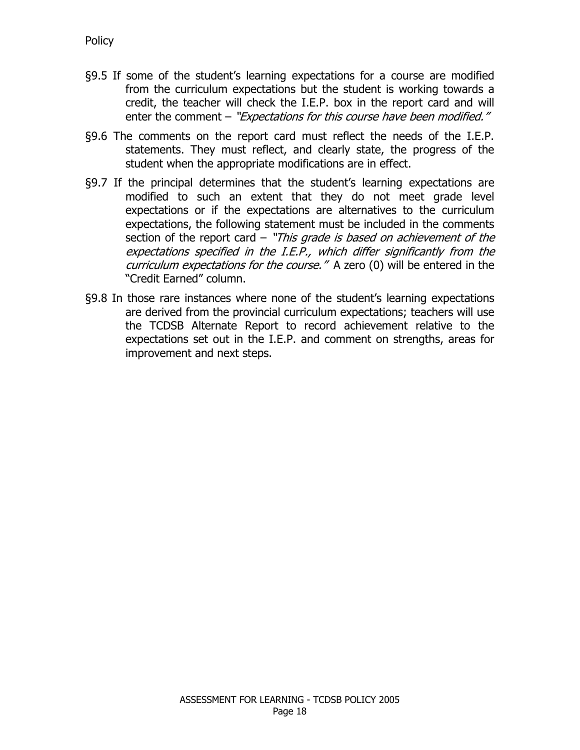Policy

§9.5 If some of the student's learning expectations for a course are modified from the curriculum expectations but the student is working towards a credit, the teacher will check the I.E.P. box in the report card and will enter the comment – *"Expectations for this course have been modified."*

§9.6 The comments on the report card must reflect the needs of the I.E.P. statements. They must reflect, and clearly state, the progress of the student when the appropriate modifications are in effect.

§9.7 If the principal determines that the student's learning expectations are modified to such an extent that they do not meet grade level expectations or if the expectations are alternatives to the curriculum expectations, the following statement must be included in the comments section of the report card – *"This grade is based on achievement of the expectations specified in the I.E.P., which differ significantly from the curriculum expectations for the course."* A zero (0) will be entered in the "Credit Earned" column.

§9.8 In those rare instances where none of the student's learning expectations are derived from the provincial curriculum expectations; teachers will use the TCDSB Alternate Report to record achievement relative to the expectations set out in the I.E.P. and comment on strengths, areas for improvement and next steps.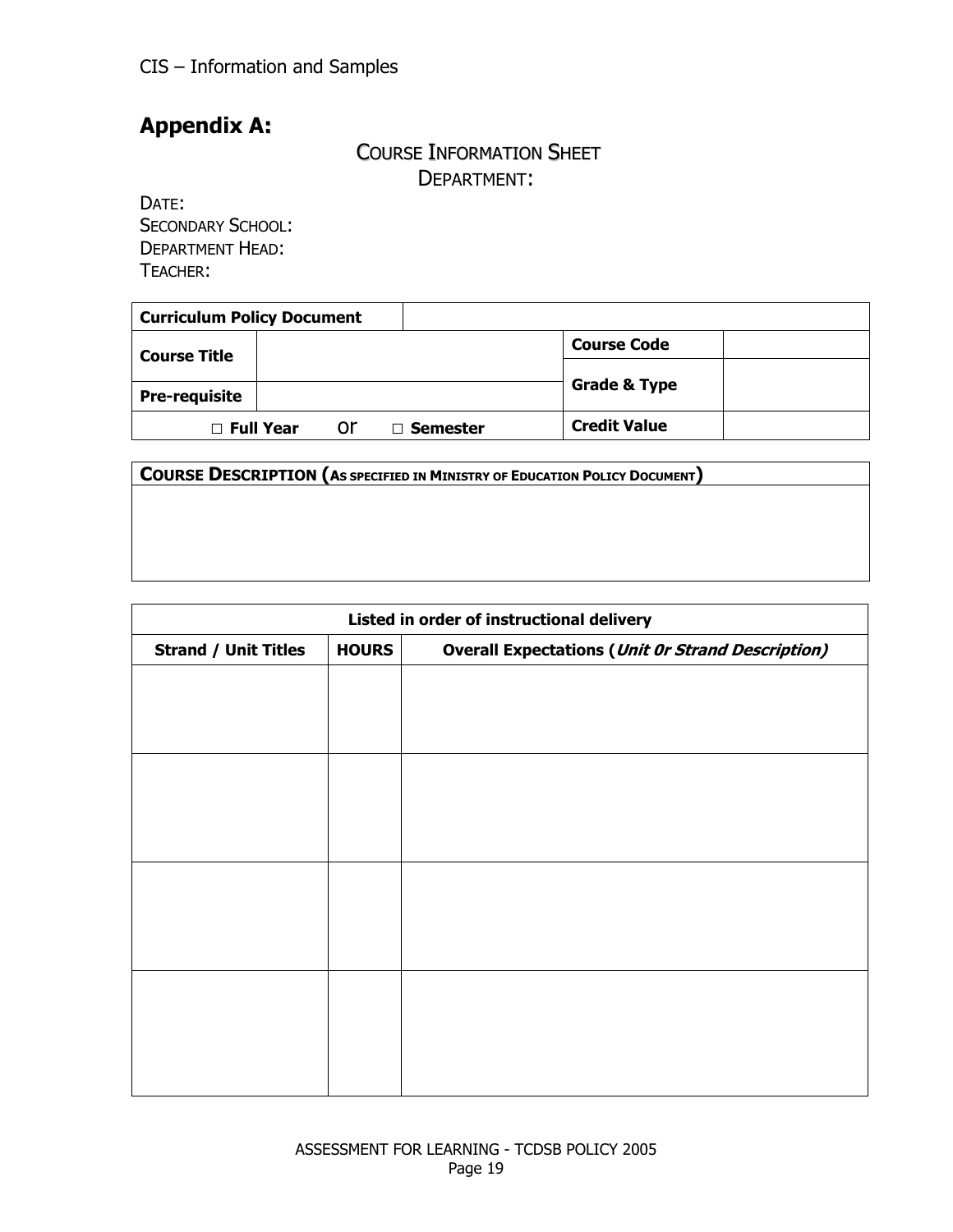CIS – Information and Samples

## Appendix A:

COURSE INFORMATION SHEET
DEPARTMENT:

DATE:
SECONDARY SCHOOL:
DEPARTMENT HEAD:
TEACHER:

| **Curriculum Policy Document** | | | |
|---|---|---|---|
| **Course Title** | | **Course Code** | |
| **Pre-requisite** | | **Grade & Type** | |
| □ **Full Year** or □ **Semester** | | **Credit Value** | |

| **COURSE DESCRIPTION (AS SPECIFIED IN MINISTRY OF EDUCATION POLICY DOCUMENT)** |
|---|
| |

| **Listed in order of instructional delivery** | | |
|---|---|---|
| **Strand / Unit Titles** | **HOURS** | **Overall Expectations (*Unit Or Strand Description)*** |
| | | |
| | | |
| | | |
| | | |

ASSESSMENT FOR LEARNING - TCDSB POLICY 2005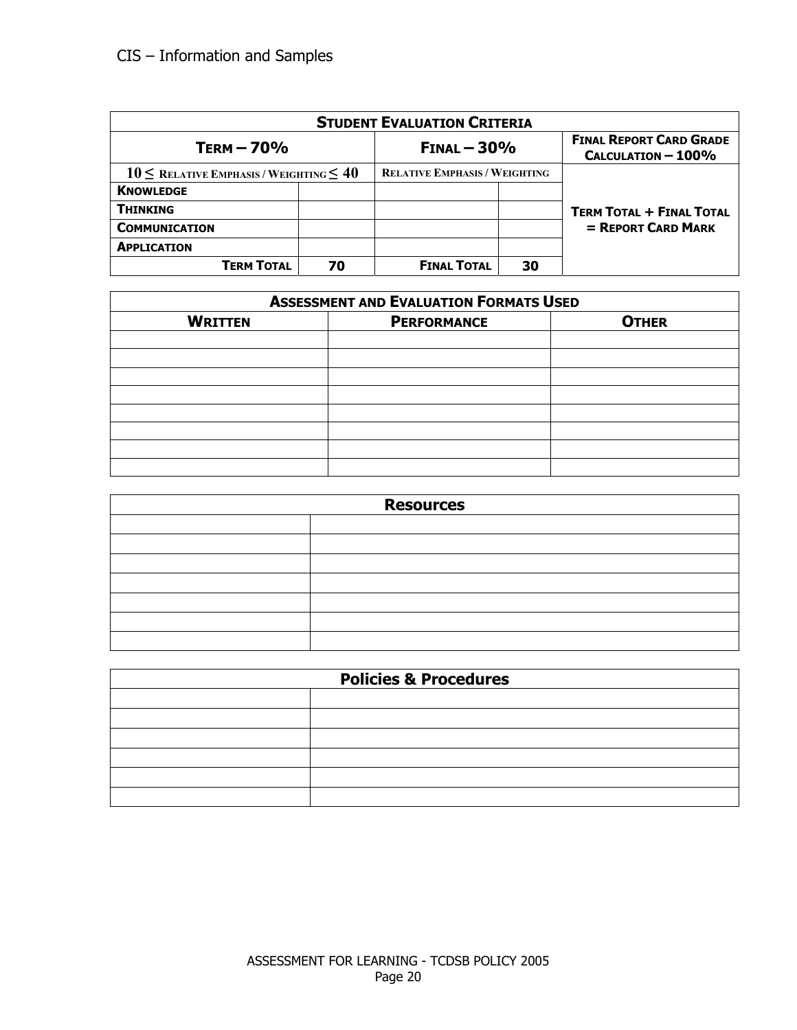CIS – Information and Samples

| STUDENT EVALUATION CRITERIA | | | | |
|---|---|---|---|---|
| TERM – 70% | | FINAL – 30% | | FINAL REPORT CARD GRADE CALCULATION – 100% |
| $10 \leq$ RELATIVE EMPHASIS / WEIGHTING $\leq 40$ | | RELATIVE EMPHASIS / WEIGHTING | | TERM TOTAL + FINAL TOTAL = REPORT CARD MARK |
| KNOWLEDGE | | | | |
| THINKING | | | | |
| COMMUNICATION | | | | |
| APPLICATION | | | | |
| TERM TOTAL | 70 | FINAL TOTAL | 30 | |

| ASSESSMENT AND EVALUATION FORMATS USED | | |
|---|---|---|
| WRITTEN | PERFORMANCE | OTHER |
| | | |
| | | |
| | | |
| | | |
| | | |
| | | |
| | | |
| | | |

| Resources | |
|---|---|
| | |
| | |
| | |
| | |
| | |
| | |
| | |

| Policies & Procedures | |
|---|---|
| | |
| | |
| | |
| | |
| | |
| | |

ASSESSMENT FOR LEARNING - TCDSB POLICY 2005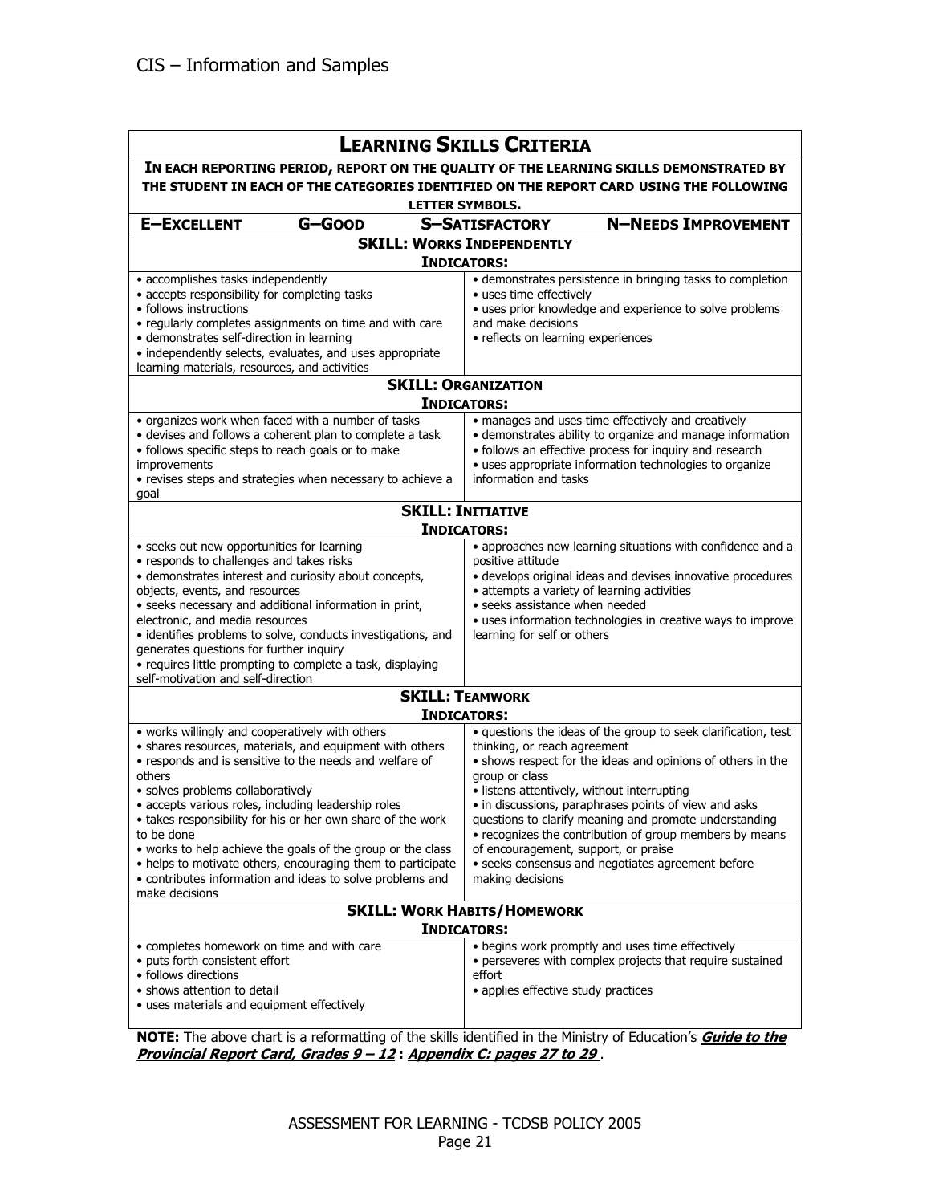# LEARNING SKILLS CRITERIA

**IN EACH REPORTING PERIOD, REPORT ON THE QUALITY OF THE LEARNING SKILLS DEMONSTRATED BY THE STUDENT IN EACH OF THE CATEGORIES IDENTIFIED ON THE REPORT CARD USING THE FOLLOWING LETTER SYMBOLS.**

| E–EXCELLENT | G–GOOD | S–SATISFACTORY | N–NEEDS IMPROVEMENT |
|---|---|---|---|

## SKILL: WORKS INDEPENDENTLY

**INDICATORS:**

| | |
|---|---|
| • accomplishes tasks independently<br>• accepts responsibility for completing tasks<br>• follows instructions<br>• regularly completes assignments on time and with care<br>• demonstrates self-direction in learning<br>• independently selects, evaluates, and uses appropriate learning materials, resources, and activities | • demonstrates persistence in bringing tasks to completion<br>• uses time effectively<br>• uses prior knowledge and experience to solve problems and make decisions<br>• reflects on learning experiences |

## SKILL: ORGANIZATION

**INDICATORS:**

| | |
|---|---|
| • organizes work when faced with a number of tasks<br>• devises and follows a coherent plan to complete a task<br>• follows specific steps to reach goals or to make improvements<br>• revises steps and strategies when necessary to achieve a goal | • manages and uses time effectively and creatively<br>• demonstrates ability to organize and manage information<br>• follows an effective process for inquiry and research<br>• uses appropriate information technologies to organize information and tasks |

## SKILL: INITIATIVE

**INDICATORS:**

| | |
|---|---|
| • seeks out new opportunities for learning<br>• responds to challenges and takes risks<br>• demonstrates interest and curiosity about concepts, objects, events, and resources<br>• seeks necessary and additional information in print, electronic, and media resources<br>• identifies problems to solve, conducts investigations, and generates questions for further inquiry<br>• requires little prompting to complete a task, displaying self-motivation and self-direction | • approaches new learning situations with confidence and a positive attitude<br>• develops original ideas and devises innovative procedures<br>• attempts a variety of learning activities<br>• seeks assistance when needed<br>• uses information technologies in creative ways to improve learning for self or others |

## SKILL: TEAMWORK

**INDICATORS:**

| | |
|---|---|
| • works willingly and cooperatively with others<br>• shares resources, materials, and equipment with others<br>• responds and is sensitive to the needs and welfare of others<br>• solves problems collaboratively<br>• accepts various roles, including leadership roles<br>• takes responsibility for his or her own share of the work to be done<br>• works to help achieve the goals of the group or the class<br>• helps to motivate others, encouraging them to participate<br>• contributes information and ideas to solve problems and make decisions | • questions the ideas of the group to seek clarification, test thinking, or reach agreement<br>• shows respect for the ideas and opinions of others in the group or class<br>• listens attentively, without interrupting<br>• in discussions, paraphrases points of view and asks questions to clarify meaning and promote understanding<br>• recognizes the contribution of group members by means of encouragement, support, or praise<br>• seeks consensus and negotiates agreement before making decisions |

## SKILL: WORK HABITS/HOMEWORK

**INDICATORS:**

| | |
|---|---|
| • completes homework on time and with care<br>• puts forth consistent effort<br>• follows directions<br>• shows attention to detail<br>• uses materials and equipment effectively | • begins work promptly and uses time effectively<br>• perseveres with complex projects that require sustained effort<br>• applies effective study practices |

**NOTE:** The above chart is a reformatting of the skills identified in the Ministry of Education's ***Guide to the Provincial Report Card, Grades 9 – 12*** **:** ***Appendix C: pages 27 to 29*** .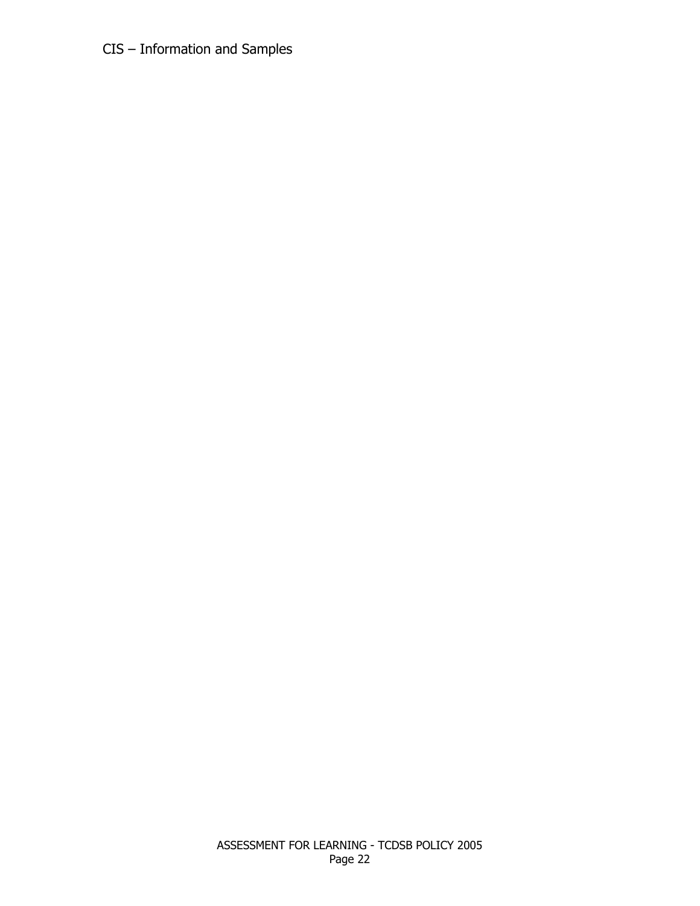CIS – Information and Samples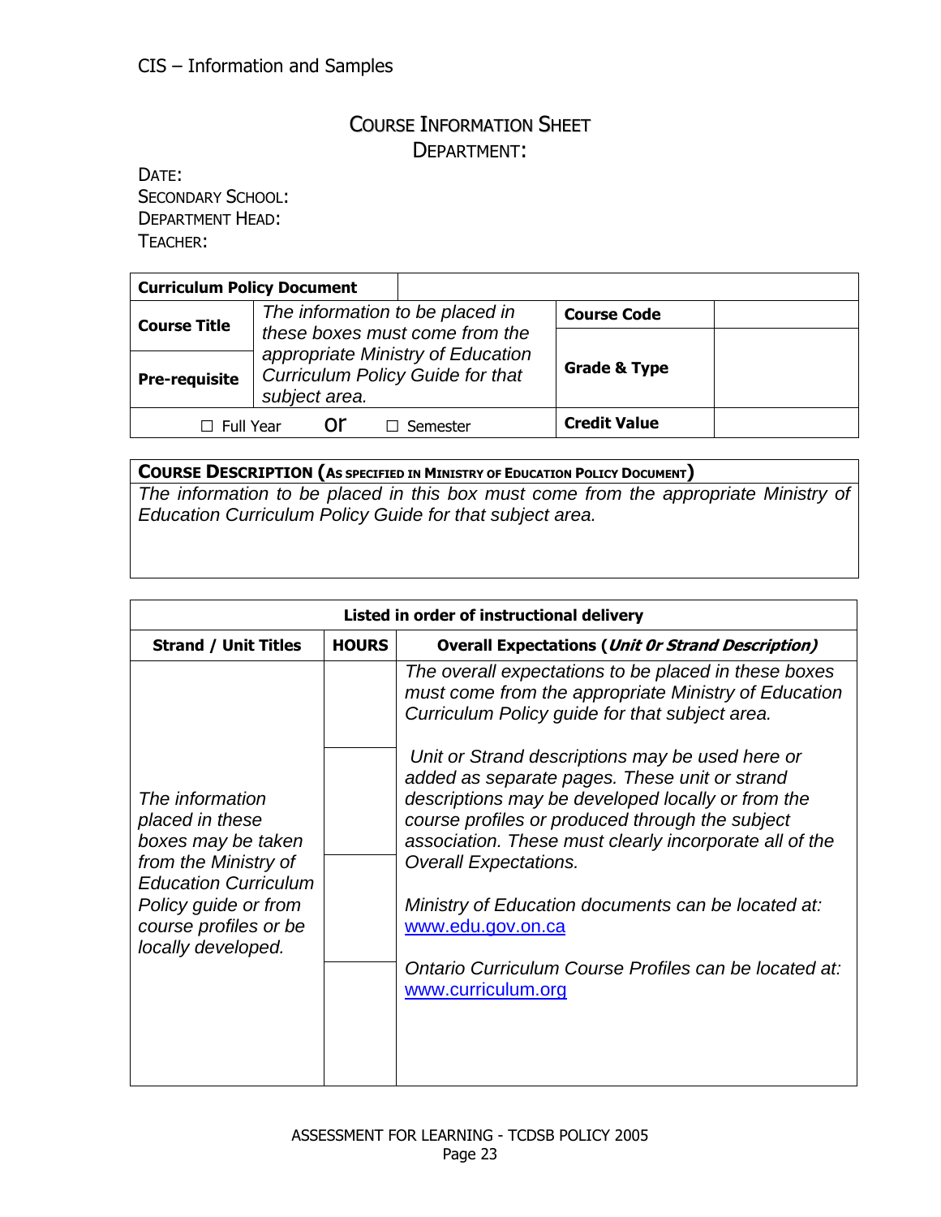CIS – Information and Samples

## COURSE INFORMATION SHEET
DEPARTMENT:

DATE:
SECONDARY SCHOOL:
DEPARTMENT HEAD:
TEACHER:

| **Curriculum Policy Document** | | | |
|---|---|---|---|
| **Course Title** | *The information to be placed in these boxes must come from the appropriate Ministry of Education Curriculum Policy Guide for that subject area.* | **Course Code** | |
| **Pre-requisite** | | **Grade & Type** | |
| ☐ Full Year or ☐ Semester | | **Credit Value** | |

| **COURSE DESCRIPTION (AS SPECIFIED IN MINISTRY OF EDUCATION POLICY DOCUMENT)** |
|---|
| *The information to be placed in this box must come from the appropriate Ministry of Education Curriculum Policy Guide for that subject area.* |

| **Listed in order of instructional delivery** | | |
|---|---|---|
| **Strand / Unit Titles** | **HOURS** | **Overall Expectations (*Unit Or Strand Description)*** |
| *The information placed in these boxes may be taken from the Ministry of Education Curriculum Policy guide or from course profiles or be locally developed.* | | *The overall expectations to be placed in these boxes must come from the appropriate Ministry of Education Curriculum Policy guide for that subject area.*<br><br>*Unit or Strand descriptions may be used here or added as separate pages. These unit or strand descriptions may be developed locally or from the course profiles or produced through the subject association. These must clearly incorporate all of the Overall Expectations.*<br><br>*Ministry of Education documents can be located at:* www.edu.gov.on.ca<br><br>*Ontario Curriculum Course Profiles can be located at:* www.curriculum.org |

ASSESSMENT FOR LEARNING - TCDSB POLICY 2005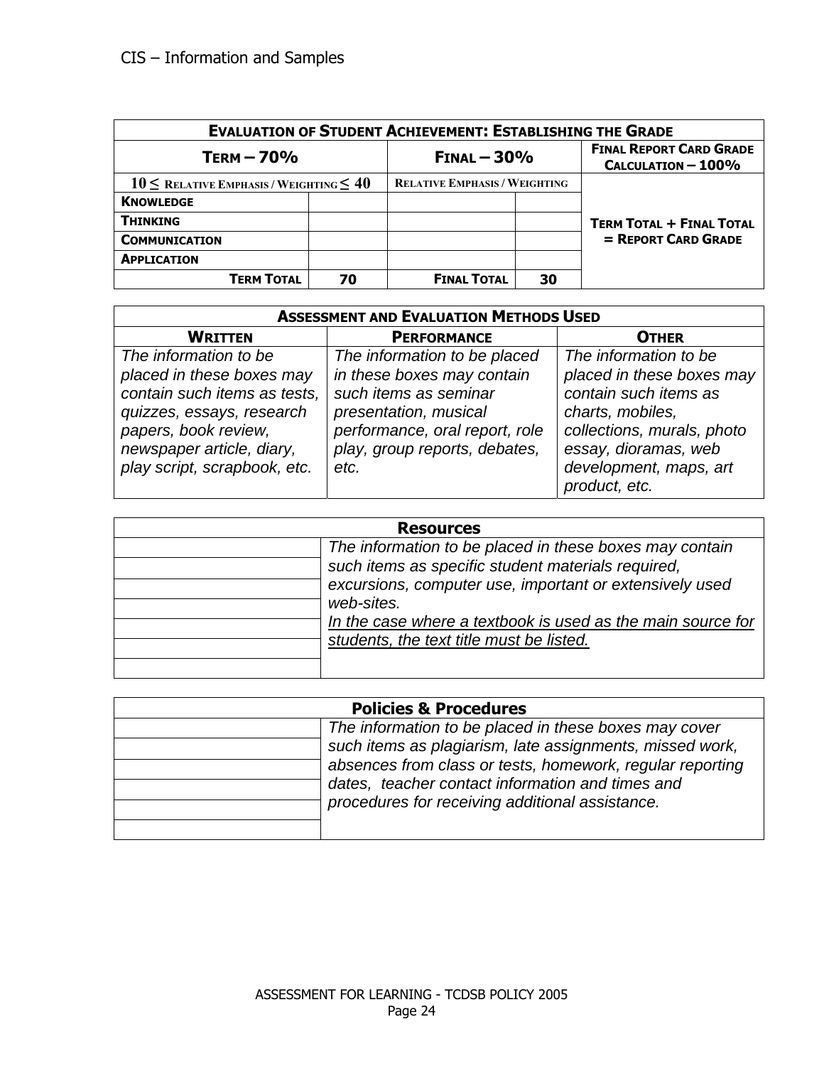| **Evaluation of Student Achievement: Establishing the Grade** | | | | |
|---|---|---|---|---|
| **Term – 70%** | | **Final – 30%** | | **Final Report Card Grade Calculation – 100%** |
| $10 \leq$ Relative Emphasis / Weighting $\leq 40$ | | Relative Emphasis / Weighting | | **Term Total + Final Total = Report Card Grade** |
| **Knowledge** | | | | |
| **Thinking** | | | | |
| **Communication** | | | | |
| **Application** | | | | |
| **Term Total** | **70** | **Final Total** | **30** | |

| **Assessment and Evaluation Methods Used** | | |
|---|---|---|
| **Written** | **Performance** | **Other** |
| *The information to be placed in these boxes may contain such items as tests, quizzes, essays, research papers, book review, newspaper article, diary, play script, scrapbook, etc.* | *The information to be placed in these boxes may contain such items as seminar presentation, musical performance, oral report, role play, group reports, debates, etc.* | *The information to be placed in these boxes may contain such items as charts, mobiles, collections, murals, photo essay, dioramas, web development, maps, art product, etc.* |

| **Resources** | |
|---|---|
| | *The information to be placed in these boxes may contain such items as specific student materials required, excursions, computer use, important or extensively used web-sites.* <u>*In the case where a textbook is used as the main source for students, the text title must be listed.*</u> |
| | |
| | |
| | |
| | |
| | |
| | |

| **Policies & Procedures** | |
|---|---|
| | *The information to be placed in these boxes may cover such items as plagiarism, late assignments, missed work, absences from class or tests, homework, regular reporting dates, teacher contact information and times and procedures for receiving additional assistance.* |
| | |
| | |
| | |
| | |
| | |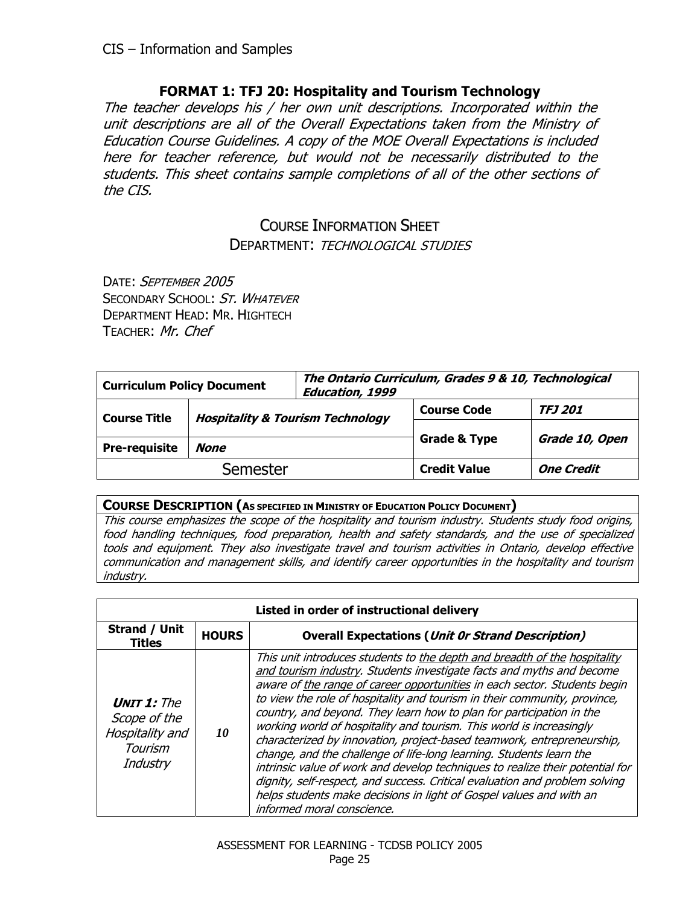CIS – Information and Samples

## FORMAT 1: TFJ 20: Hospitality and Tourism Technology

*The teacher develops his / her own unit descriptions. Incorporated within the unit descriptions are all of the Overall Expectations taken from the Ministry of Education Course Guidelines. A copy of the MOE Overall Expectations is included here for teacher reference, but would not be necessarily distributed to the students. This sheet contains sample completions of all of the other sections of the CIS.*

### COURSE INFORMATION SHEET

DEPARTMENT: *TECHNOLOGICAL STUDIES*

DATE: *SEPTEMBER 2005*
SECONDARY SCHOOL: *ST. WHATEVER*
DEPARTMENT HEAD: MR. HIGHTECH
TEACHER: *Mr. Chef*

| **Curriculum Policy Document** | | ***The Ontario Curriculum, Grades 9 & 10, Technological Education, 1999*** | |
|---|---|---|---|
| **Course Title** | ***Hospitality & Tourism Technology*** | **Course Code** | ***TFJ 201*** |
| **Pre-requisite** | ***None*** | **Grade & Type** | ***Grade 10, Open*** |
| Semester | | **Credit Value** | ***One Credit*** |

| **COURSE DESCRIPTION (AS SPECIFIED IN MINISTRY OF EDUCATION POLICY DOCUMENT)** |
|---|
| *This course emphasizes the scope of the hospitality and tourism industry. Students study food origins, food handling techniques, food preparation, health and safety standards, and the use of specialized tools and equipment. They also investigate travel and tourism activities in Ontario, develop effective communication and management skills, and identify career opportunities in the hospitality and tourism industry.* |

| **Listed in order of instructional delivery** | | |
|---|---|---|
| **Strand / Unit Titles** | **HOURS** | **Overall Expectations (*Unit 0r Strand Description)*** |
| ***UNIT 1:*** *The Scope of the Hospitality and Tourism Industry* | ***10*** | *This unit introduces students to <u>the depth and breadth of the</u> <u>hospitality and tourism industry</u>. Students investigate facts and myths and become aware of <u>the range of career opportunities</u> in each sector. Students begin to view the role of hospitality and tourism in their community, province, country, and beyond. They learn how to plan for participation in the working world of hospitality and tourism. This world is increasingly characterized by innovation, project-based teamwork, entrepreneurship, change, and the challenge of life-long learning. Students learn the intrinsic value of work and develop techniques to realize their potential for dignity, self-respect, and success. Critical evaluation and problem solving helps students make decisions in light of Gospel values and with an informed moral conscience.* |

ASSESSMENT FOR LEARNING - TCDSB POLICY 2005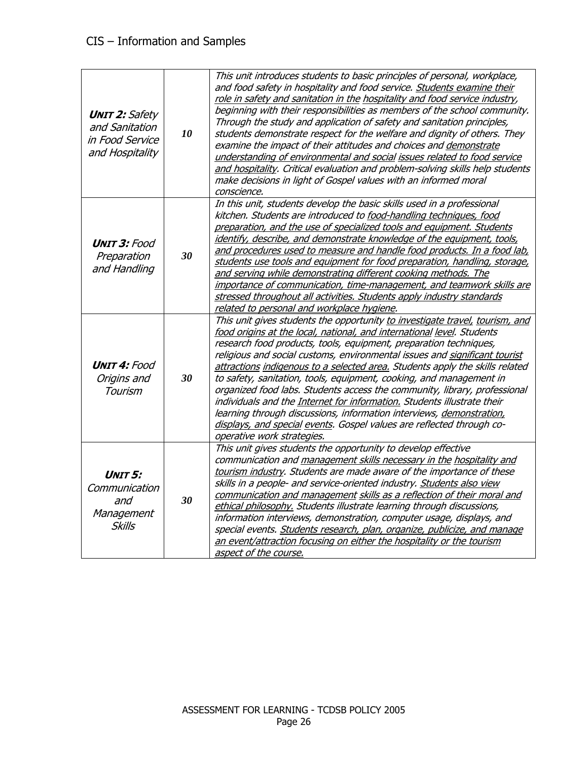| | | |
|---|---|---|
| ***UNIT 2:*** *Safety and Sanitation in Food Service and Hospitality* | ***10*** | *This unit introduces students to basic principles of personal, workplace, and food safety in hospitality and food service. Students examine their role in safety and sanitation in the hospitality and food service industry, beginning with their responsibilities as members of the school community. Through the study and application of safety and sanitation principles, students demonstrate respect for the welfare and dignity of others. They examine the impact of their attitudes and choices and demonstrate understanding of environmental and social issues related to food service and hospitality. Critical evaluation and problem-solving skills help students make decisions in light of Gospel values with an informed moral conscience.* |
| ***UNIT 3:*** *Food Preparation and Handling* | ***30*** | *In this unit, students develop the basic skills used in a professional kitchen. Students are introduced to food-handling techniques, food preparation, and the use of specialized tools and equipment. Students identify, describe, and demonstrate knowledge of the equipment, tools, and procedures used to measure and handle food products. In a food lab, students use tools and equipment for food preparation, handling, storage, and serving while demonstrating different cooking methods. The importance of communication, time-management, and teamwork skills are stressed throughout all activities. Students apply industry standards related to personal and workplace hygiene.* |
| ***UNIT 4:*** *Food Origins and Tourism* | ***30*** | *This unit gives students the opportunity to investigate travel, tourism, and food origins at the local, national, and international level. Students research food products, tools, equipment, preparation techniques, religious and social customs, environmental issues and significant tourist attractions indigenous to a selected area. Students apply the skills related to safety, sanitation, tools, equipment, cooking, and management in organized food labs. Students access the community, library, professional individuals and the Internet for information. Students illustrate their learning through discussions, information interviews, demonstration, displays, and special events. Gospel values are reflected through co-operative work strategies.* |
| ***UNIT 5:*** *Communication and Management Skills* | ***30*** | *This unit gives students the opportunity to develop effective communication and management skills necessary in the hospitality and tourism industry. Students are made aware of the importance of these skills in a people- and service-oriented industry. Students also view communication and management skills as a reflection of their moral and ethical philosophy. Students illustrate learning through discussions, information interviews, demonstration, computer usage, displays, and special events. Students research, plan, organize, publicize, and manage an event/attraction focusing on either the hospitality or the tourism aspect of the course.* |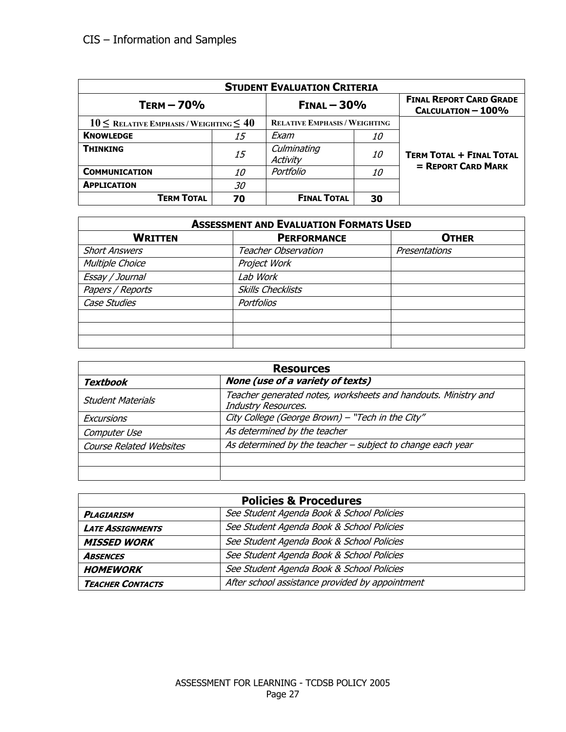| **STUDENT EVALUATION CRITERIA** | | | | |
|---|---|---|---|---|
| **TERM – 70%** | | **FINAL – 30%** | | **FINAL REPORT CARD GRADE CALCULATION – 100%** |
| $10 \leq$ RELATIVE EMPHASIS / WEIGHTING $\leq 40$ | | RELATIVE EMPHASIS / WEIGHTING | | |
| **KNOWLEDGE** | *15* | *Exam* | *10* | **TERM TOTAL + FINAL TOTAL = REPORT CARD MARK** |
| **THINKING** | *15* | *Culminating Activity* | *10* | |
| **COMMUNICATION** | *10* | *Portfolio* | *10* | |
| **APPLICATION** | *30* | | | |
| **TERM TOTAL** | **70** | **FINAL TOTAL** | **30** | |

| **ASSESSMENT AND EVALUATION FORMATS USED** | | |
|---|---|---|
| **WRITTEN** | **PERFORMANCE** | **OTHER** |
| *Short Answers* | *Teacher Observation* | *Presentations* |
| *Multiple Choice* | *Project Work* | |
| *Essay / Journal* | *Lab Work* | |
| *Papers / Reports* | *Skills Checklists* | |
| *Case Studies* | *Portfolios* | |
| | | |
| | | |
| | | |

| **Resources** | |
|---|---|
| ***Textbook*** | ***None (use of a variety of texts)*** |
| *Student Materials* | *Teacher generated notes, worksheets and handouts. Ministry and Industry Resources.* |
| *Excursions* | *City College (George Brown) – "Tech in the City"* |
| *Computer Use* | *As determined by the teacher* |
| *Course Related Websites* | *As determined by the teacher – subject to change each year* |
| | |
| | |

| **Policies & Procedures** | |
|---|---|
| ***PLAGIARISM*** | *See Student Agenda Book & School Policies* |
| ***LATE ASSIGNMENTS*** | *See Student Agenda Book & School Policies* |
| ***MISSED WORK*** | *See Student Agenda Book & School Policies* |
| ***ABSENCES*** | *See Student Agenda Book & School Policies* |
| ***HOMEWORK*** | *See Student Agenda Book & School Policies* |
| ***TEACHER CONTACTS*** | *After school assistance provided by appointment* |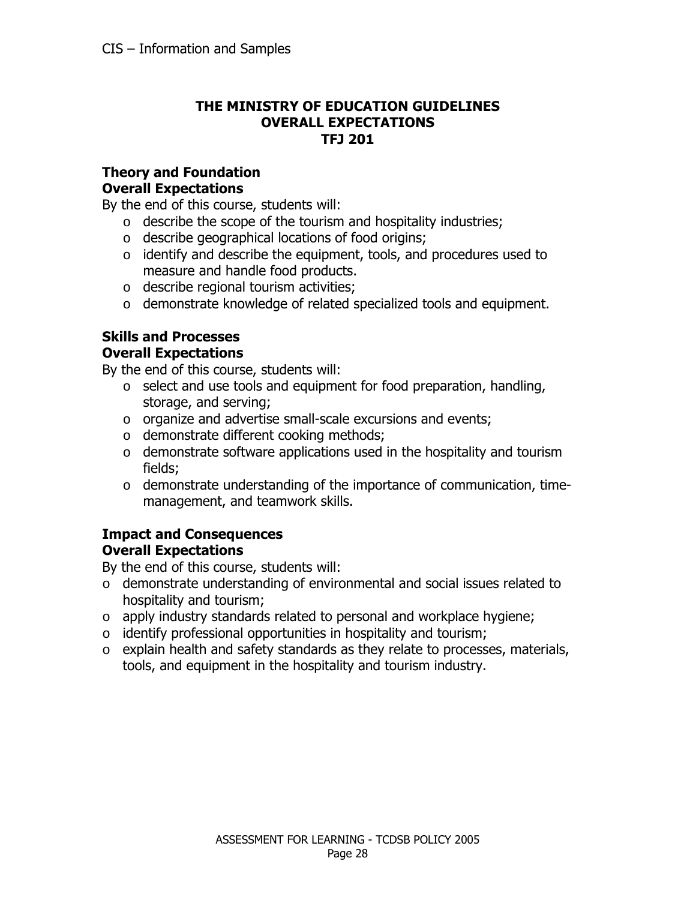# THE MINISTRY OF EDUCATION GUIDELINES
# OVERALL EXPECTATIONS
# TFJ 201

**Theory and Foundation**
**Overall Expectations**

By the end of this course, students will:

- describe the scope of the tourism and hospitality industries;
- describe geographical locations of food origins;
- identify and describe the equipment, tools, and procedures used to measure and handle food products.
- describe regional tourism activities;
- demonstrate knowledge of related specialized tools and equipment.

**Skills and Processes**
**Overall Expectations**

By the end of this course, students will:

- select and use tools and equipment for food preparation, handling, storage, and serving;
- organize and advertise small-scale excursions and events;
- demonstrate different cooking methods;
- demonstrate software applications used in the hospitality and tourism fields;
- demonstrate understanding of the importance of communication, time-management, and teamwork skills.

**Impact and Consequences**
**Overall Expectations**

By the end of this course, students will:

- demonstrate understanding of environmental and social issues related to hospitality and tourism;
- apply industry standards related to personal and workplace hygiene;
- identify professional opportunities in hospitality and tourism;
- explain health and safety standards as they relate to processes, materials, tools, and equipment in the hospitality and tourism industry.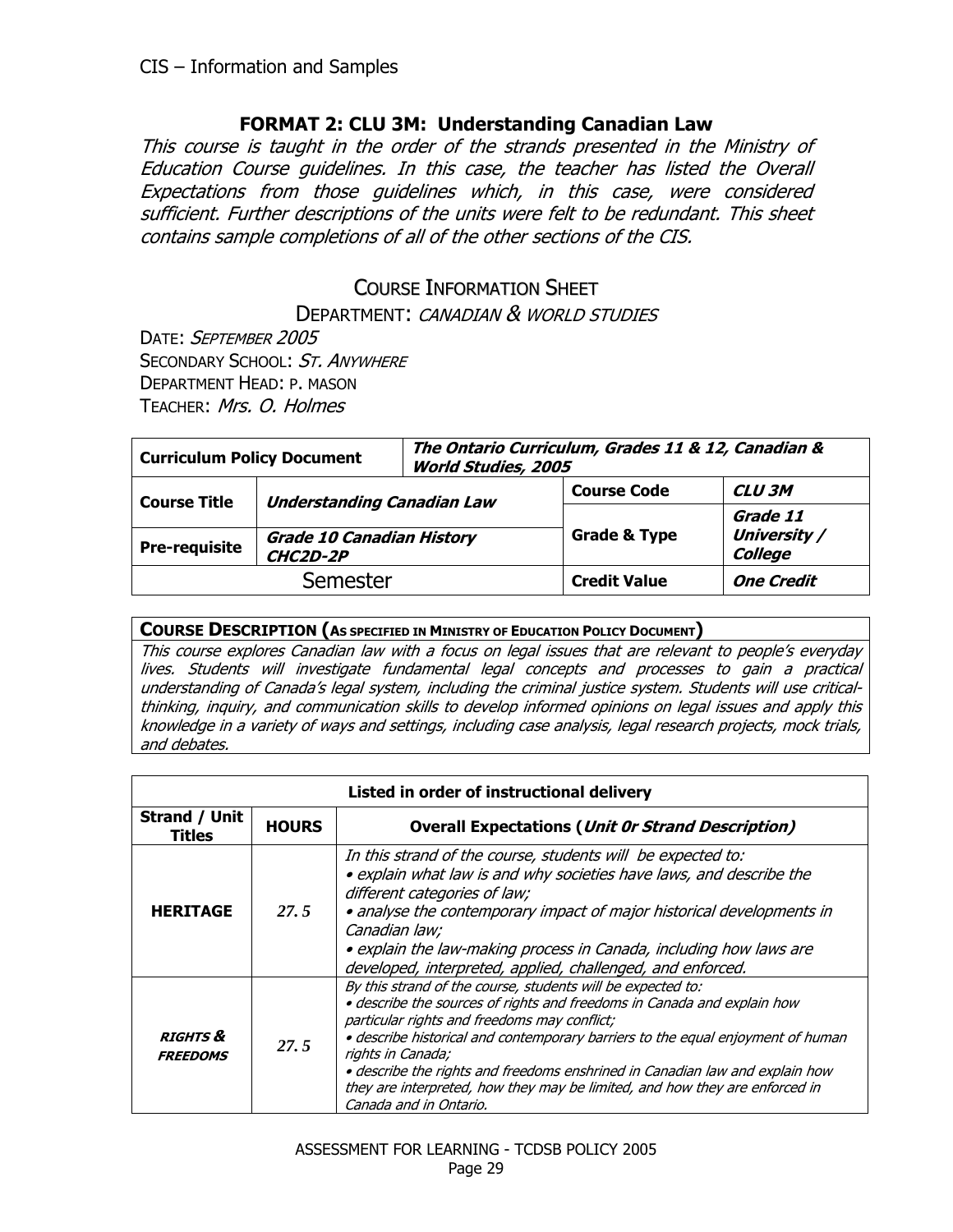## FORMAT 2: CLU 3M: Understanding Canadian Law

*This course is taught in the order of the strands presented in the Ministry of Education Course guidelines. In this case, the teacher has listed the Overall Expectations from those guidelines which, in this case, were considered sufficient. Further descriptions of the units were felt to be redundant. This sheet contains sample completions of all of the other sections of the CIS.*

### COURSE INFORMATION SHEET

DEPARTMENT: *CANADIAN & WORLD STUDIES*

DATE: *SEPTEMBER 2005*
SECONDARY SCHOOL: *ST. ANYWHERE*
DEPARTMENT HEAD: P. MASON
TEACHER: *Mrs. O. Holmes*

| **Curriculum Policy Document** | | ***The Ontario Curriculum, Grades 11 & 12, Canadian & World Studies, 2005*** | |
|---|---|---|---|
| **Course Title** | ***Understanding Canadian Law*** | **Course Code** | ***CLU 3M*** |
| **Pre-requisite** | ***Grade 10 Canadian History CHC2D-2P*** | **Grade & Type** | ***Grade 11 University / College*** |
| Semester | | **Credit Value** | ***One Credit*** |

| **COURSE DESCRIPTION (AS SPECIFIED IN MINISTRY OF EDUCATION POLICY DOCUMENT)** |
|---|
| *This course explores Canadian law with a focus on legal issues that are relevant to people's everyday lives. Students will investigate fundamental legal concepts and processes to gain a practical understanding of Canada's legal system, including the criminal justice system. Students will use critical-thinking, inquiry, and communication skills to develop informed opinions on legal issues and apply this knowledge in a variety of ways and settings, including case analysis, legal research projects, mock trials, and debates.* |

| **Listed in order of instructional delivery** | | |
|---|---|---|
| **Strand / Unit Titles** | **HOURS** | **Overall Expectations (*Unit 0r Strand Description*)** |
| **HERITAGE** | *27.5* | *In this strand of the course, students will be expected to:*<br>*• explain what law is and why societies have laws, and describe the different categories of law;*<br>*• analyse the contemporary impact of major historical developments in Canadian law;*<br>*• explain the law-making process in Canada, including how laws are developed, interpreted, applied, challenged, and enforced.* |
| ***RIGHTS & FREEDOMS*** | *27.5* | *By this strand of the course, students will be expected to:*<br>*• describe the sources of rights and freedoms in Canada and explain how particular rights and freedoms may conflict;*<br>*• describe historical and contemporary barriers to the equal enjoyment of human rights in Canada;*<br>*• describe the rights and freedoms enshrined in Canadian law and explain how they are interpreted, how they may be limited, and how they are enforced in Canada and in Ontario.* |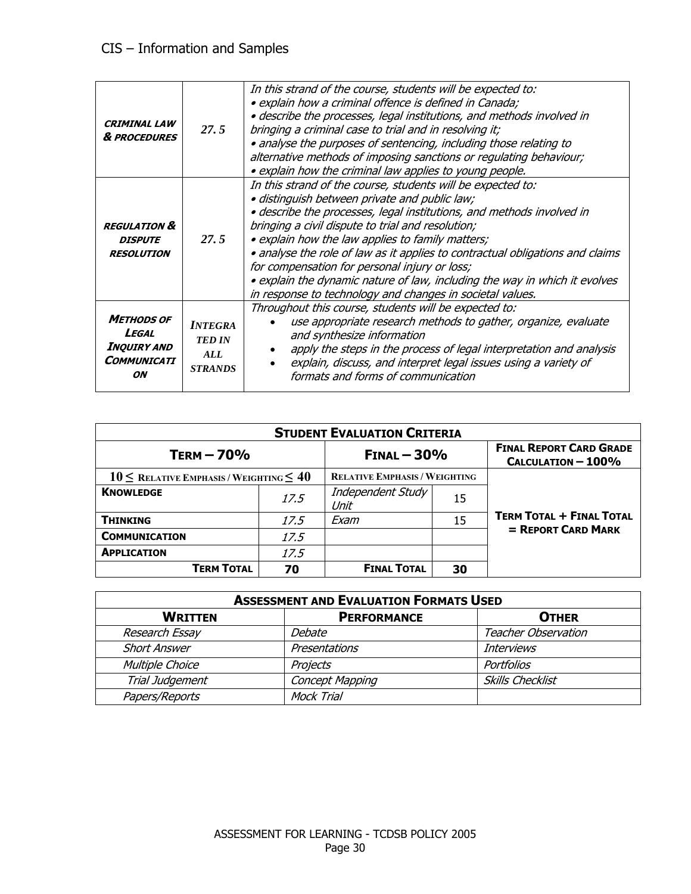| **CRIMINAL LAW & PROCEDURES** | ***27. 5*** | *In this strand of the course, students will be expected to:*<br>*• explain how a criminal offence is defined in Canada;*<br>*• describe the processes, legal institutions, and methods involved in bringing a criminal case to trial and in resolving it;*<br>*• analyse the purposes of sentencing, including those relating to alternative methods of imposing sanctions or regulating behaviour;*<br>*• explain how the criminal law applies to young people.* |
|---|---|---|
| **REGULATION & DISPUTE RESOLUTION** | ***27. 5*** | *In this strand of the course, students will be expected to:*<br>*• distinguish between private and public law;*<br>*• describe the processes, legal institutions, and methods involved in bringing a civil dispute to trial and resolution;*<br>*• explain how the law applies to family matters;*<br>*• analyse the role of law as it applies to contractual obligations and claims for compensation for personal injury or loss;*<br>*• explain the dynamic nature of law, including the way in which it evolves in response to technology and changes in societal values.* |
| **METHODS OF LEGAL INQUIRY AND COMMUNICATION** | ***INTEGRATED IN ALL STRANDS*** | *Throughout this course, students will be expected to:*<br>• *use appropriate research methods to gather, organize, evaluate and synthesize information*<br>• *apply the steps in the process of legal interpretation and analysis*<br>• *explain, discuss, and interpret legal issues using a variety of formats and forms of communication* |

| **STUDENT EVALUATION CRITERIA** | | | | |
|---|---|---|---|---|
| **TERM – 70%** | | **FINAL – 30%** | | **FINAL REPORT CARD GRADE CALCULATION – 100%** |
| **10 ≤ RELATIVE EMPHASIS / WEIGHTING ≤ 40** | | **RELATIVE EMPHASIS / WEIGHTING** | | **TERM TOTAL + FINAL TOTAL = REPORT CARD MARK** |
| **KNOWLEDGE** | *17.5* | *Independent Study Unit* | 15 | |
| **THINKING** | *17.5* | *Exam* | 15 | |
| **COMMUNICATION** | *17.5* | | | |
| **APPLICATION** | *17.5* | | | |
| **TERM TOTAL** | **70** | **FINAL TOTAL** | **30** | |

| **ASSESSMENT AND EVALUATION FORMATS USED** | | |
|---|---|---|
| **WRITTEN** | **PERFORMANCE** | **OTHER** |
| *Research Essay* | *Debate* | *Teacher Observation* |
| *Short Answer* | *Presentations* | *Interviews* |
| *Multiple Choice* | *Projects* | *Portfolios* |
| *Trial Judgement* | *Concept Mapping* | *Skills Checklist* |
| *Papers/Reports* | *Mock Trial* | |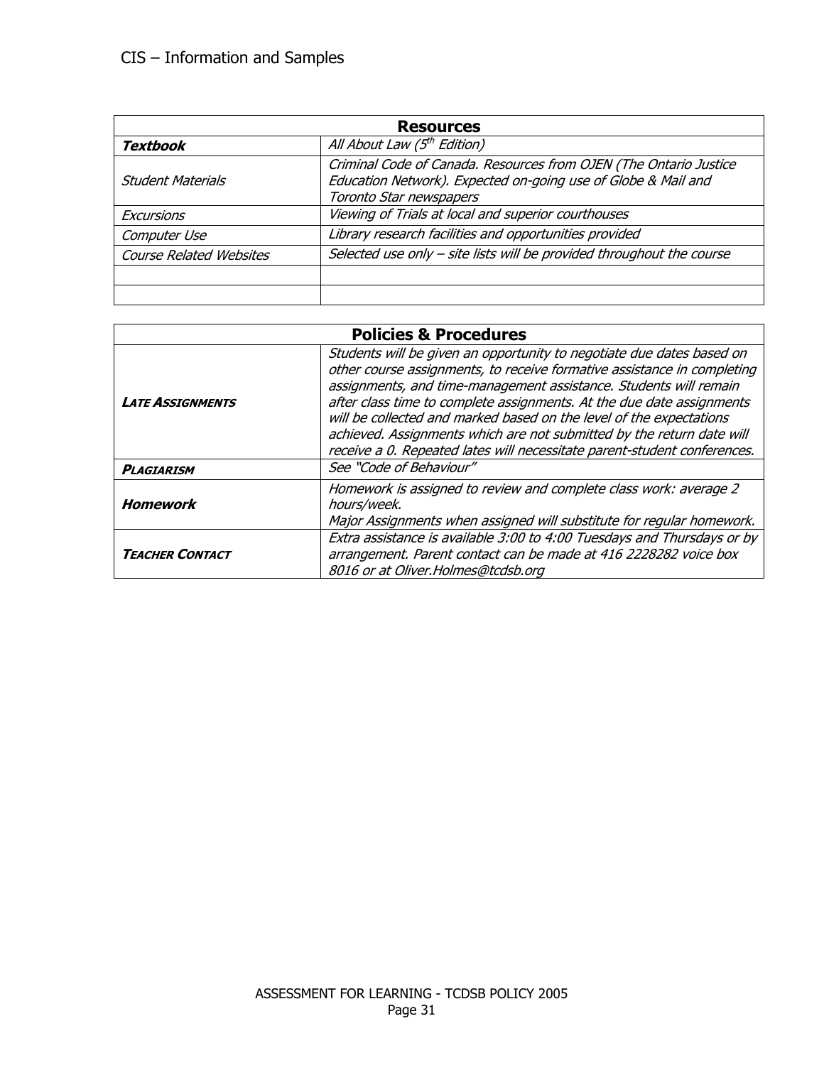| Resources | |
|---|---|
| ***Textbook*** | *All About Law (5th Edition)* |
| *Student Materials* | *Criminal Code of Canada. Resources from OJEN (The Ontario Justice Education Network). Expected on-going use of Globe & Mail and Toronto Star newspapers* |
| *Excursions* | *Viewing of Trials at local and superior courthouses* |
| *Computer Use* | *Library research facilities and opportunities provided* |
| *Course Related Websites* | *Selected use only – site lists will be provided throughout the course* |
| | |
| | |

| Policies & Procedures | |
|---|---|
| ***LATE ASSIGNMENTS*** | *Students will be given an opportunity to negotiate due dates based on other course assignments, to receive formative assistance in completing assignments, and time-management assistance. Students will remain after class time to complete assignments. At the due date assignments will be collected and marked based on the level of the expectations achieved. Assignments which are not submitted by the return date will receive a 0. Repeated lates will necessitate parent-student conferences.* |
| ***PLAGIARISM*** | *See "Code of Behaviour"* |
| ***Homework*** | *Homework is assigned to review and complete class work: average 2 hours/week. Major Assignments when assigned will substitute for regular homework.* |
| ***TEACHER CONTACT*** | *Extra assistance is available 3:00 to 4:00 Tuesdays and Thursdays or by arrangement. Parent contact can be made at 416 2228282 voice box 8016 or at Oliver.Holmes@tcdsb.org* |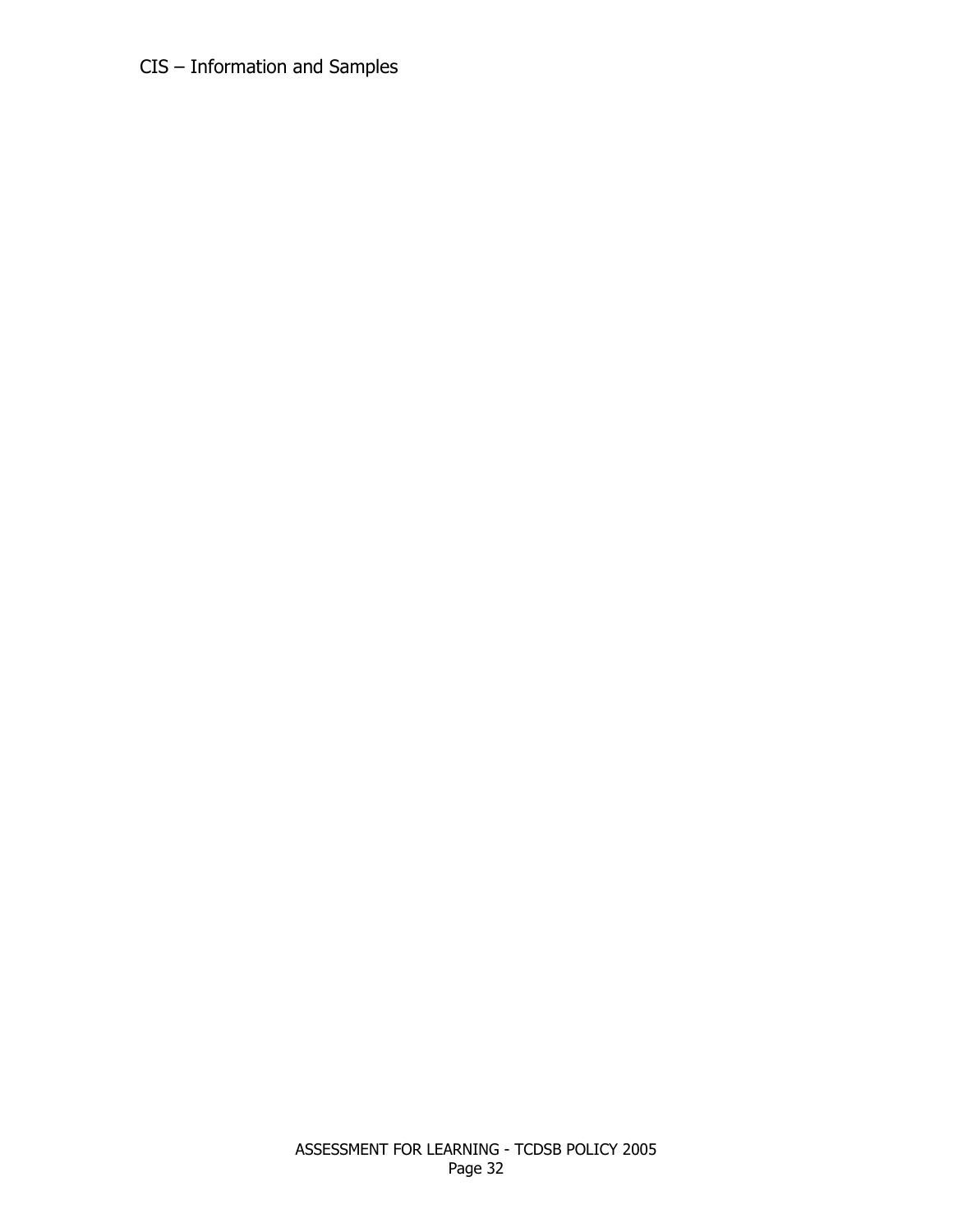CIS – Information and Samples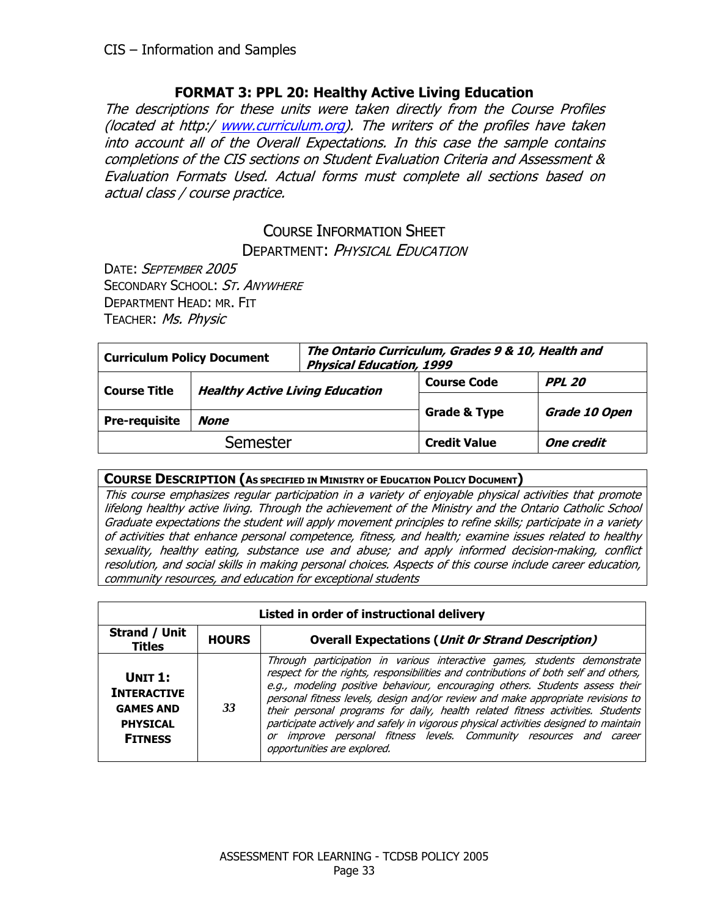CIS – Information and Samples

## FORMAT 3: PPL 20: Healthy Active Living Education

*The descriptions for these units were taken directly from the Course Profiles (located at http:/ www.curriculum.org). The writers of the profiles have taken into account all of the Overall Expectations. In this case the sample contains completions of the CIS sections on Student Evaluation Criteria and Assessment & Evaluation Formats Used. Actual forms must complete all sections based on actual class / course practice.*

### COURSE INFORMATION SHEET

DEPARTMENT: *PHYSICAL EDUCATION*

DATE: *SEPTEMBER 2005*
SECONDARY SCHOOL: *ST. ANYWHERE*
DEPARTMENT HEAD: MR. FIT
TEACHER: *Ms. Physic*

| **Curriculum Policy Document** | | ***The Ontario Curriculum, Grades 9 & 10, Health and Physical Education, 1999*** | |
|---|---|---|---|
| **Course Title** | ***Healthy Active Living Education*** | **Course Code** | ***PPL 20*** |
| **Pre-requisite** | ***None*** | **Grade & Type** | ***Grade 10 Open*** |
| Semester | | **Credit Value** | ***One credit*** |

| **COURSE DESCRIPTION (AS SPECIFIED IN MINISTRY OF EDUCATION POLICY DOCUMENT)** |
|---|
| *This course emphasizes regular participation in a variety of enjoyable physical activities that promote lifelong healthy active living. Through the achievement of the Ministry and the Ontario Catholic School Graduate expectations the student will apply movement principles to refine skills; participate in a variety of activities that enhance personal competence, fitness, and health; examine issues related to healthy sexuality, healthy eating, substance use and abuse; and apply informed decision-making, conflict resolution, and social skills in making personal choices. Aspects of this course include career education, community resources, and education for exceptional students* |

| **Listed in order of instructional delivery** | | |
|---|---|---|
| **Strand / Unit Titles** | **HOURS** | **Overall Expectations (*Unit Or Strand Description*)** |
| **UNIT 1: INTERACTIVE GAMES AND PHYSICAL FITNESS** | *33* | *Through participation in various interactive games, students demonstrate respect for the rights, responsibilities and contributions of both self and others, e.g., modeling positive behaviour, encouraging others. Students assess their personal fitness levels, design and/or review and make appropriate revisions to their personal programs for daily, health related fitness activities. Students participate actively and safely in vigorous physical activities designed to maintain or improve personal fitness levels. Community resources and career opportunities are explored.* |

ASSESSMENT FOR LEARNING - TCDSB POLICY 2005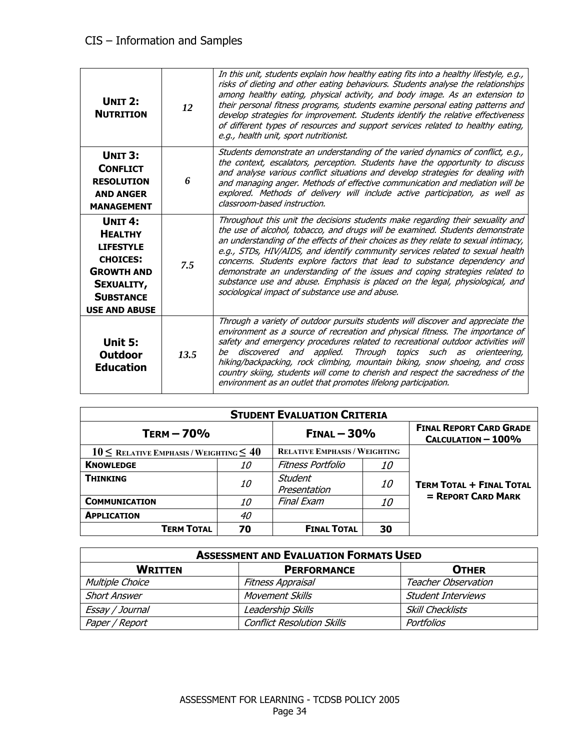## CIS – Information and Samples

| | | |
|---|---|---|
| **UNIT 2: NUTRITION** | *12* | *In this unit, students explain how healthy eating fits into a healthy lifestyle, e.g., risks of dieting and other eating behaviours. Students analyse the relationships among healthy eating, physical activity, and body image. As an extension to their personal fitness programs, students examine personal eating patterns and develop strategies for improvement. Students identify the relative effectiveness of different types of resources and support services related to healthy eating, e.g., health unit, sport nutritionist.* |
| **UNIT 3: CONFLICT RESOLUTION AND ANGER MANAGEMENT** | *6* | *Students demonstrate an understanding of the varied dynamics of conflict, e.g., the context, escalators, perception. Students have the opportunity to discuss and analyse various conflict situations and develop strategies for dealing with and managing anger. Methods of effective communication and mediation will be explored. Methods of delivery will include active participation, as well as classroom-based instruction.* |
| **UNIT 4: HEALTHY LIFESTYLE CHOICES: GROWTH AND SEXUALITY, SUBSTANCE USE AND ABUSE** | *7.5* | *Throughout this unit the decisions students make regarding their sexuality and the use of alcohol, tobacco, and drugs will be examined. Students demonstrate an understanding of the effects of their choices as they relate to sexual intimacy, e.g., STDs, HIV/AIDS, and identify community services related to sexual health concerns. Students explore factors that lead to substance dependency and demonstrate an understanding of the issues and coping strategies related to substance use and abuse. Emphasis is placed on the legal, physiological, and sociological impact of substance use and abuse.* |
| **Unit 5: Outdoor Education** | *13.5* | *Through a variety of outdoor pursuits students will discover and appreciate the environment as a source of recreation and physical fitness. The importance of safety and emergency procedures related to recreational outdoor activities will be discovered and applied. Through topics such as orienteering, hiking/backpacking, rock climbing, mountain biking, snow shoeing, and cross country skiing, students will come to cherish and respect the sacredness of the environment as an outlet that promotes lifelong participation.* |

| **STUDENT EVALUATION CRITERIA** | | | | |
|---|---|---|---|---|
| **TERM – 70%** | | **FINAL – 30%** | | **FINAL REPORT CARD GRADE CALCULATION – 100%** |
| **$10 \leq$ RELATIVE EMPHASIS / WEIGHTING $\leq 40$** | | **RELATIVE EMPHASIS / WEIGHTING** | | |
| **KNOWLEDGE** | *10* | *Fitness Portfolio* | *10* | **TERM TOTAL + FINAL TOTAL = REPORT CARD MARK** |
| **THINKING** | *10* | *Student Presentation* | *10* | |
| **COMMUNICATION** | *10* | *Final Exam* | *10* | |
| **APPLICATION** | *40* | | | |
| **TERM TOTAL** | **70** | **FINAL TOTAL** | **30** | |

| **ASSESSMENT AND EVALUATION FORMATS USED** | | |
|---|---|---|
| **WRITTEN** | **PERFORMANCE** | **OTHER** |
| *Multiple Choice* | *Fitness Appraisal* | *Teacher Observation* |
| *Short Answer* | *Movement Skills* | *Student Interviews* |
| *Essay / Journal* | *Leadership Skills* | *Skill Checklists* |
| *Paper / Report* | *Conflict Resolution Skills* | *Portfolios* |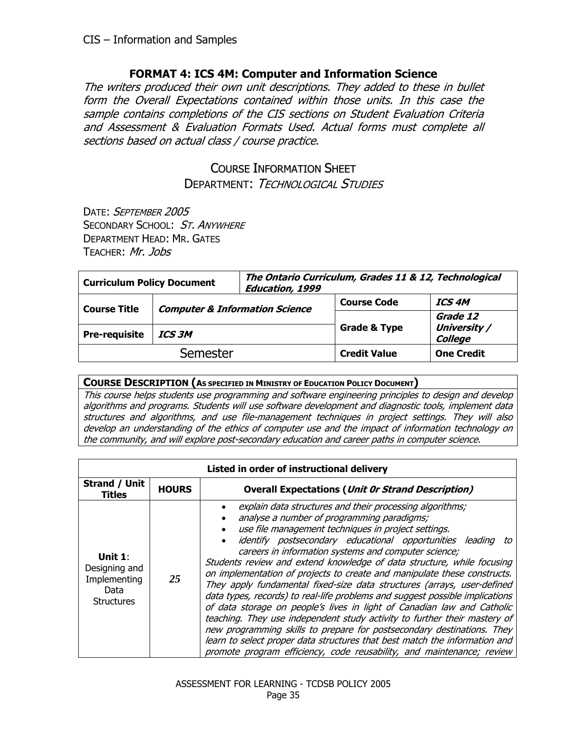## FORMAT 4: ICS 4M: Computer and Information Science

*The writers produced their own unit descriptions. They added to these in bullet form the Overall Expectations contained within those units. In this case the sample contains completions of the CIS sections on Student Evaluation Criteria and Assessment & Evaluation Formats Used. Actual forms must complete all sections based on actual class / course practice.*

### COURSE INFORMATION SHEET

DEPARTMENT: *TECHNOLOGICAL STUDIES*

DATE: *SEPTEMBER 2005*
SECONDARY SCHOOL: *ST. ANYWHERE*
DEPARTMENT HEAD: MR. GATES
TEACHER: *Mr. Jobs*

| **Curriculum Policy Document** | | ***The Ontario Curriculum, Grades 11 & 12, Technological Education, 1999*** | |
|---|---|---|---|
| **Course Title** | ***Computer & Information Science*** | **Course Code** | ***ICS 4M*** |
| **Pre-requisite** | ***ICS 3M*** | **Grade & Type** | ***Grade 12 University / College*** |
| Semester | | **Credit Value** | **One Credit** |

| **COURSE DESCRIPTION (AS SPECIFIED IN MINISTRY OF EDUCATION POLICY DOCUMENT)** |
|---|
| *This course helps students use programming and software engineering principles to design and develop algorithms and programs. Students will use software development and diagnostic tools, implement data structures and algorithms, and use file-management techniques in project settings. They will also develop an understanding of the ethics of computer use and the impact of information technology on the community, and will explore post-secondary education and career paths in computer science.* |

| **Listed in order of instructional delivery** | | |
|---|---|---|
| **Strand / Unit Titles** | **HOURS** | **Overall Expectations (*Unit 0r Strand Description*)** |
| **Unit 1**: Designing and Implementing Data Structures | *25* | • *explain data structures and their processing algorithms;*<br>• *analyse a number of programming paradigms;*<br>• *use file management techniques in project settings.*<br>• *identify postsecondary educational opportunities leading to careers in information systems and computer science;*<br>*Students review and extend knowledge of data structure, while focusing on implementation of projects to create and manipulate these constructs. They apply fundamental fixed-size data structures (arrays, user-defined data types, records) to real-life problems and suggest possible implications of data storage on people's lives in light of Canadian law and Catholic teaching. They use independent study activity to further their mastery of new programming skills to prepare for postsecondary destinations. They learn to select proper data structures that best match the information and promote program efficiency, code reusability, and maintenance; review* |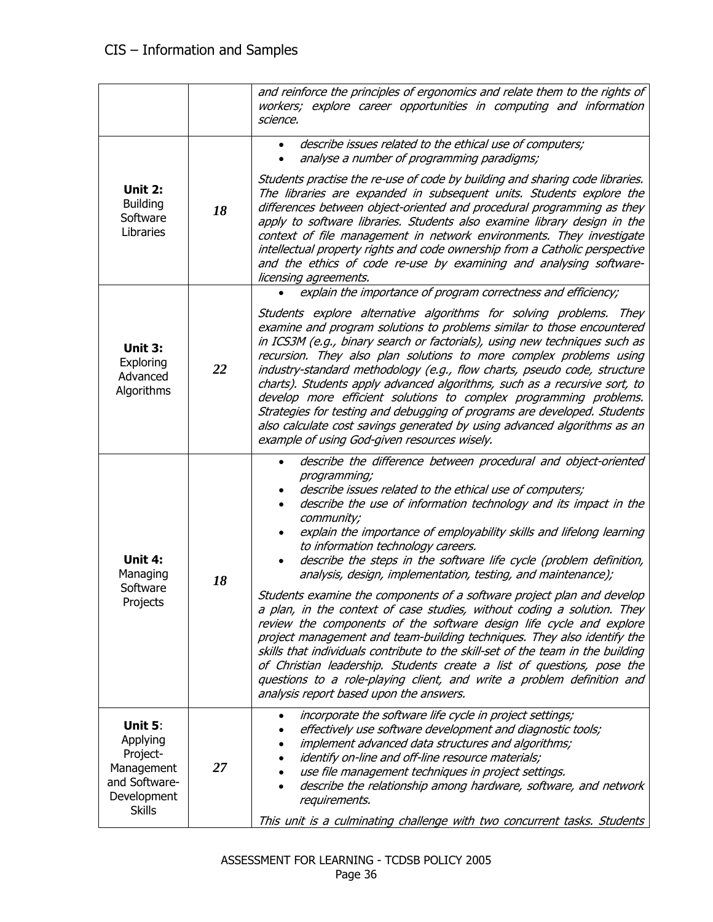| | | |
|---|---|---|
| | | *and reinforce the principles of ergonomics and relate them to the rights of workers; explore career opportunities in computing and information science.* |
| **Unit 2:** Building Software Libraries | ***18*** | • *describe issues related to the ethical use of computers;*<br>• *analyse a number of programming paradigms;*<br><br>*Students practise the re-use of code by building and sharing code libraries. The libraries are expanded in subsequent units. Students explore the differences between object-oriented and procedural programming as they apply to software libraries. Students also examine library design in the context of file management in network environments. They investigate intellectual property rights and code ownership from a Catholic perspective and the ethics of code re-use by examining and analysing software-licensing agreements.* |
| **Unit 3:** Exploring Advanced Algorithms | ***22*** | • *explain the importance of program correctness and efficiency;*<br><br>*Students explore alternative algorithms for solving problems. They examine and program solutions to problems similar to those encountered in ICS3M (e.g., binary search or factorials), using new techniques such as recursion. They also plan solutions to more complex problems using industry-standard methodology (e.g., flow charts, pseudo code, structure charts). Students apply advanced algorithms, such as a recursive sort, to develop more efficient solutions to complex programming problems. Strategies for testing and debugging of programs are developed. Students also calculate cost savings generated by using advanced algorithms as an example of using God-given resources wisely.* |
| **Unit 4:** Managing Software Projects | ***18*** | • *describe the difference between procedural and object-oriented programming;*<br>• *describe issues related to the ethical use of computers;*<br>• *describe the use of information technology and its impact in the community;*<br>• *explain the importance of employability skills and lifelong learning to information technology careers.*<br>• *describe the steps in the software life cycle (problem definition, analysis, design, implementation, testing, and maintenance);*<br><br>*Students examine the components of a software project plan and develop a plan, in the context of case studies, without coding a solution. They review the components of the software design life cycle and explore project management and team-building techniques. They also identify the skills that individuals contribute to the skill-set of the team in the building of Christian leadership. Students create a list of questions, pose the questions to a role-playing client, and write a problem definition and analysis report based upon the answers.* |
| **Unit 5**: Applying Project-Management and Software-Development Skills | ***27*** | • *incorporate the software life cycle in project settings;*<br>• *effectively use software development and diagnostic tools;*<br>• *implement advanced data structures and algorithms;*<br>• *identify on-line and off-line resource materials;*<br>• *use file management techniques in project settings.*<br>• *describe the relationship among hardware, software, and network requirements.*<br><br>*This unit is a culminating challenge with two concurrent tasks. Students* |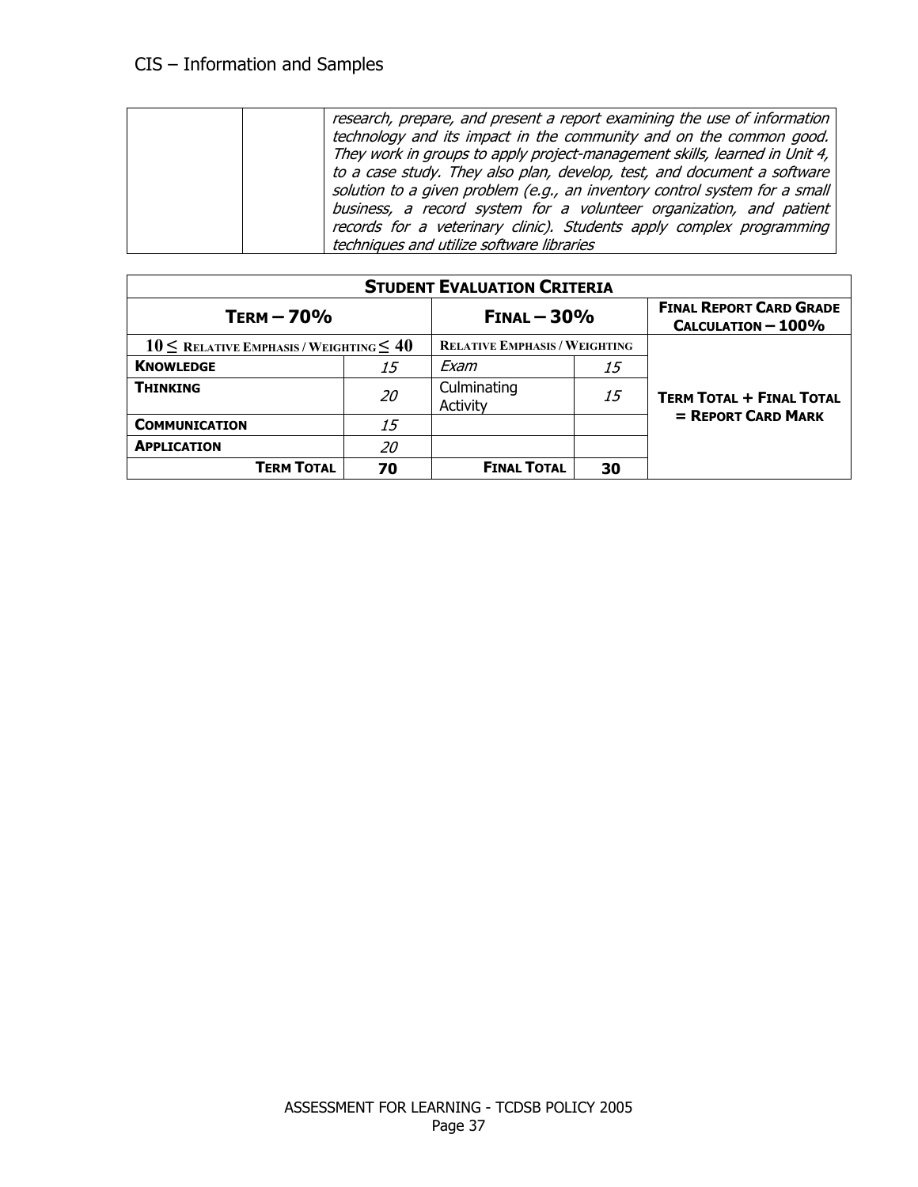| | | *research, prepare, and present a report examining the use of information technology and its impact in the community and on the common good. They work in groups to apply project-management skills, learned in Unit 4, to a case study. They also plan, develop, test, and document a software solution to a given problem (e.g., an inventory control system for a small business, a record system for a volunteer organization, and patient records for a veterinary clinic). Students apply complex programming techniques and utilize software libraries* |
|---|---|---|

| **STUDENT EVALUATION CRITERIA** | | | | |
|---|---|---|---|---|
| **TERM – 70%** | | **FINAL – 30%** | | **FINAL REPORT CARD GRADE CALCULATION – 100%** |
| $10 \leq$ **RELATIVE EMPHASIS / WEIGHTING** $\leq 40$ | | **RELATIVE EMPHASIS / WEIGHTING** | | |
| **KNOWLEDGE** | *15* | *Exam* | *15* | **TERM TOTAL + FINAL TOTAL = REPORT CARD MARK** |
| **THINKING** | *20* | Culminating Activity | *15* | |
| **COMMUNICATION** | *15* | | | |
| **APPLICATION** | *20* | | | |
| **TERM TOTAL** | **70** | **FINAL TOTAL** | **30** | |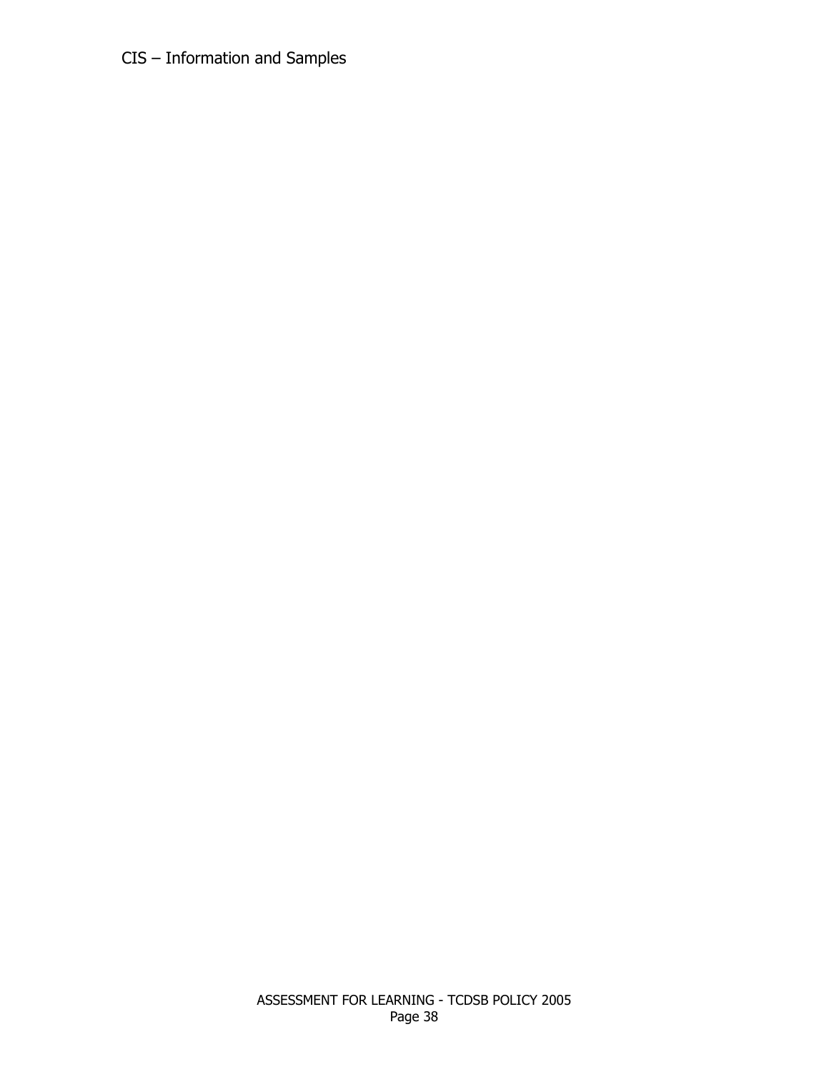CIS – Information and Samples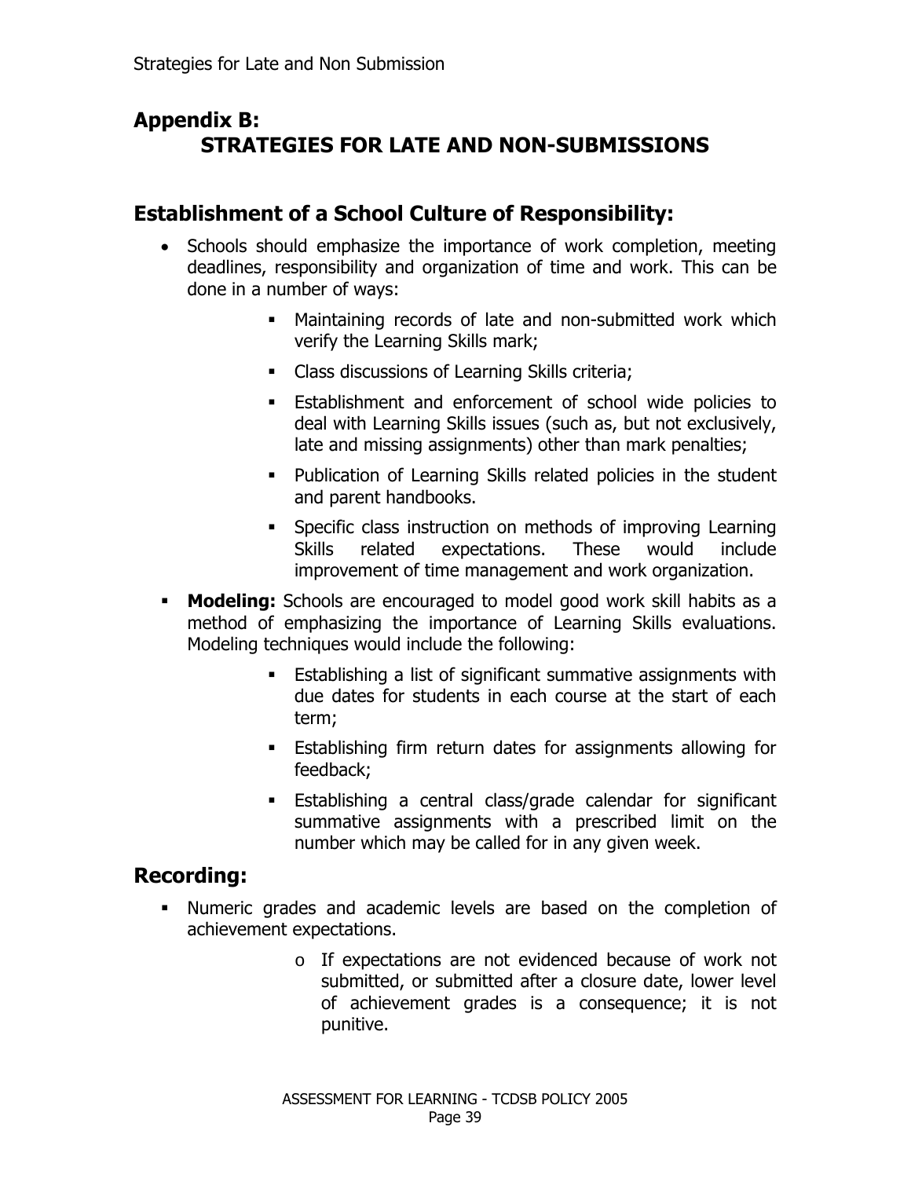# Appendix B: STRATEGIES FOR LATE AND NON-SUBMISSIONS

## Establishment of a School Culture of Responsibility:

- Schools should emphasize the importance of work completion, meeting deadlines, responsibility and organization of time and work. This can be done in a number of ways:
  - Maintaining records of late and non-submitted work which verify the Learning Skills mark;
  - Class discussions of Learning Skills criteria;
  - Establishment and enforcement of school wide policies to deal with Learning Skills issues (such as, but not exclusively, late and missing assignments) other than mark penalties;
  - Publication of Learning Skills related policies in the student and parent handbooks.
  - Specific class instruction on methods of improving Learning Skills related expectations. These would include improvement of time management and work organization.
- **Modeling:** Schools are encouraged to model good work skill habits as a method of emphasizing the importance of Learning Skills evaluations. Modeling techniques would include the following:
  - Establishing a list of significant summative assignments with due dates for students in each course at the start of each term;
  - Establishing firm return dates for assignments allowing for feedback;
  - Establishing a central class/grade calendar for significant summative assignments with a prescribed limit on the number which may be called for in any given week.

## Recording:

- Numeric grades and academic levels are based on the completion of achievement expectations.
  - If expectations are not evidenced because of work not submitted, or submitted after a closure date, lower level of achievement grades is a consequence; it is not punitive.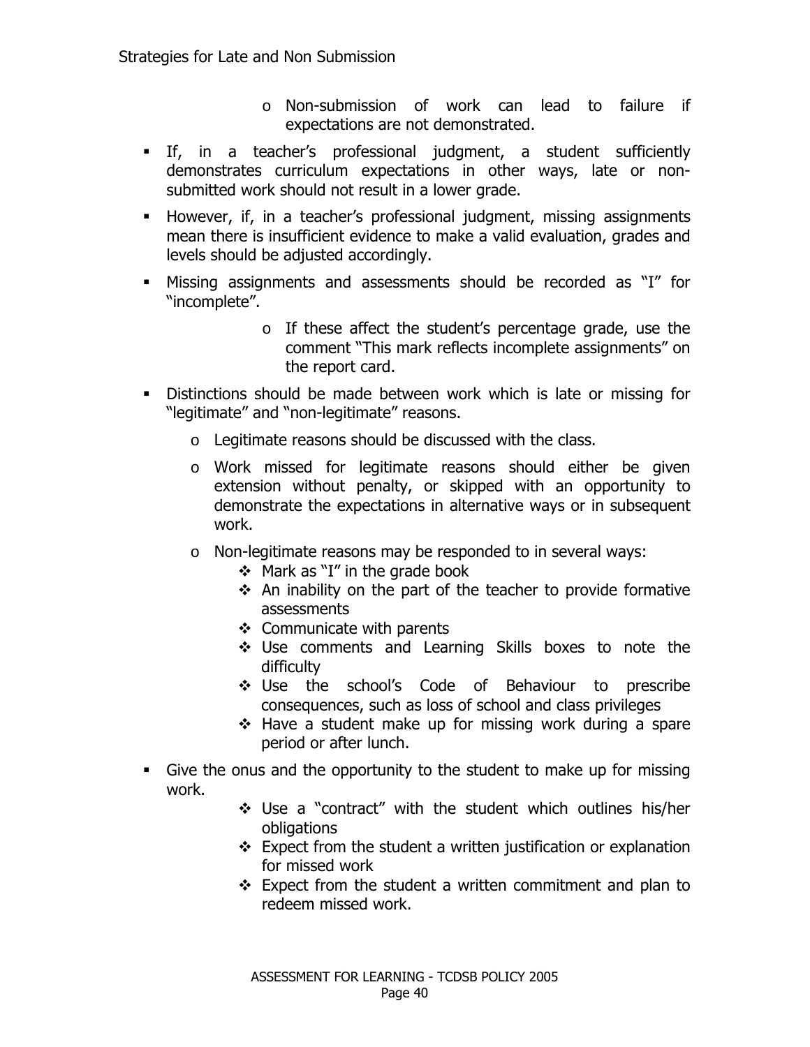- Non-submission of work can lead to failure if expectations are not demonstrated.

- If, in a teacher's professional judgment, a student sufficiently demonstrates curriculum expectations in other ways, late or non-submitted work should not result in a lower grade.
- However, if, in a teacher's professional judgment, missing assignments mean there is insufficient evidence to make a valid evaluation, grades and levels should be adjusted accordingly.
- Missing assignments and assessments should be recorded as "I" for "incomplete".
    - If these affect the student's percentage grade, use the comment "This mark reflects incomplete assignments" on the report card.
- Distinctions should be made between work which is late or missing for "legitimate" and "non-legitimate" reasons.
    - Legitimate reasons should be discussed with the class.
    - Work missed for legitimate reasons should either be given extension without penalty, or skipped with an opportunity to demonstrate the expectations in alternative ways or in subsequent work.
    - Non-legitimate reasons may be responded to in several ways:
        - Mark as "I" in the grade book
        - An inability on the part of the teacher to provide formative assessments
        - Communicate with parents
        - Use comments and Learning Skills boxes to note the difficulty
        - Use the school's Code of Behaviour to prescribe consequences, such as loss of school and class privileges
        - Have a student make up for missing work during a spare period or after lunch.
- Give the onus and the opportunity to the student to make up for missing work.
    - Use a "contract" with the student which outlines his/her obligations
    - Expect from the student a written justification or explanation for missed work
    - Expect from the student a written commitment and plan to redeem missed work.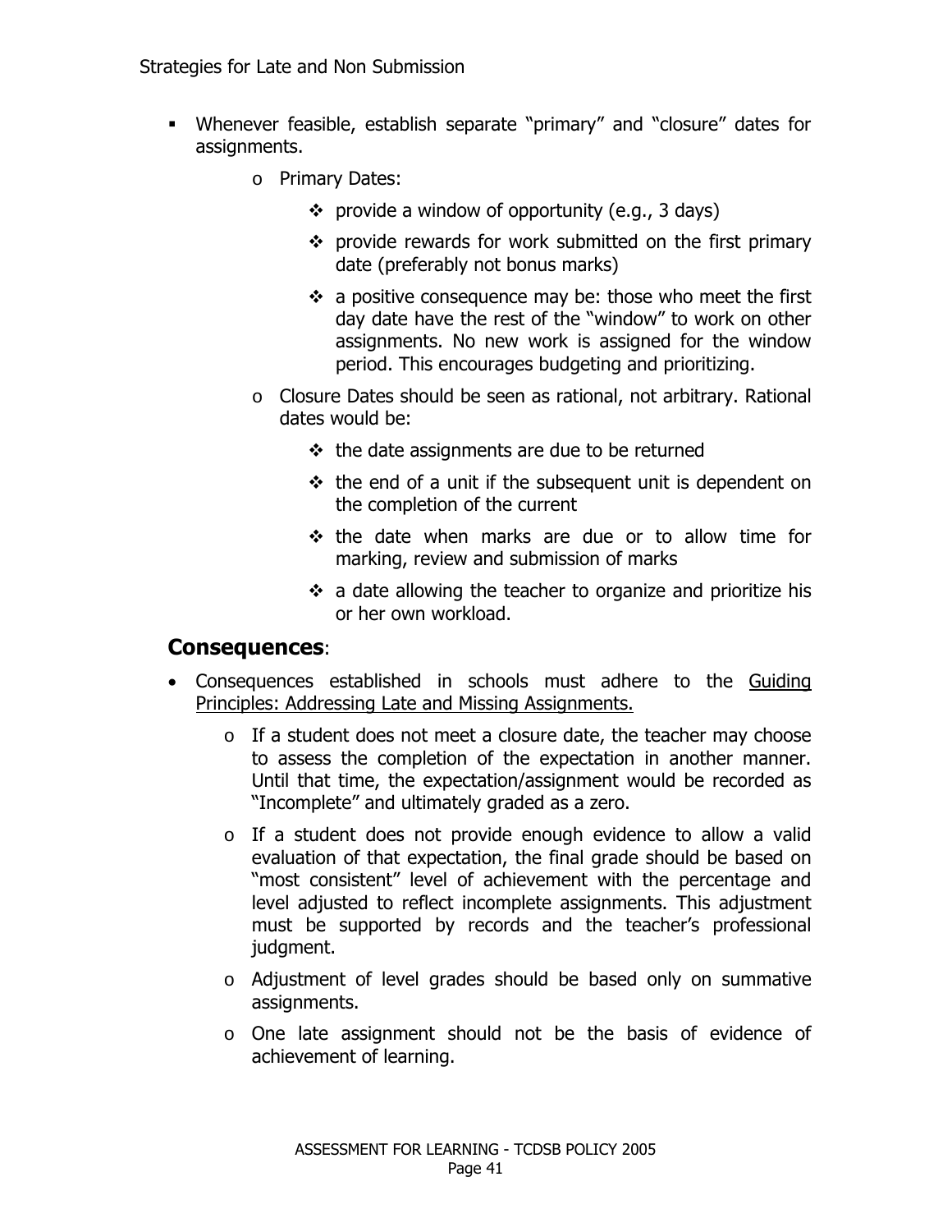Strategies for Late and Non Submission

- Whenever feasible, establish separate "primary" and "closure" dates for assignments.
  - Primary Dates:
    - provide a window of opportunity (e.g., 3 days)
    - provide rewards for work submitted on the first primary date (preferably not bonus marks)
    - a positive consequence may be: those who meet the first day date have the rest of the "window" to work on other assignments. No new work is assigned for the window period. This encourages budgeting and prioritizing.
  - Closure Dates should be seen as rational, not arbitrary. Rational dates would be:
    - the date assignments are due to be returned
    - the end of a unit if the subsequent unit is dependent on the completion of the current
    - the date when marks are due or to allow time for marking, review and submission of marks
    - a date allowing the teacher to organize and prioritize his or her own workload.

## Consequences:

- Consequences established in schools must adhere to the Guiding Principles: Addressing Late and Missing Assignments.
  - If a student does not meet a closure date, the teacher may choose to assess the completion of the expectation in another manner. Until that time, the expectation/assignment would be recorded as "Incomplete" and ultimately graded as a zero.
  - If a student does not provide enough evidence to allow a valid evaluation of that expectation, the final grade should be based on "most consistent" level of achievement with the percentage and level adjusted to reflect incomplete assignments. This adjustment must be supported by records and the teacher's professional judgment.
  - Adjustment of level grades should be based only on summative assignments.
  - One late assignment should not be the basis of evidence of achievement of learning.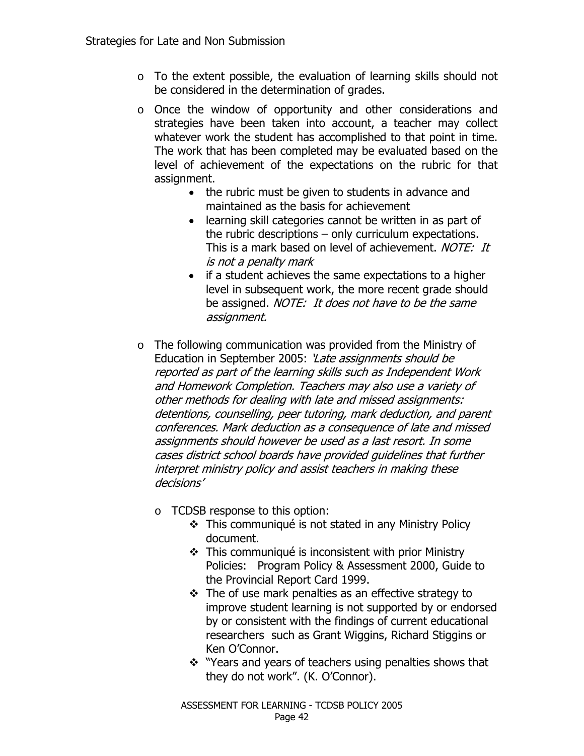- To the extent possible, the evaluation of learning skills should not be considered in the determination of grades.
- Once the window of opportunity and other considerations and strategies have been taken into account, a teacher may collect whatever work the student has accomplished to that point in time. The work that has been completed may be evaluated based on the level of achievement of the expectations on the rubric for that assignment.
    - the rubric must be given to students in advance and maintained as the basis for achievement
    - learning skill categories cannot be written in as part of the rubric descriptions – only curriculum expectations. This is a mark based on level of achievement. *NOTE: It is not a penalty mark*
    - if a student achieves the same expectations to a higher level in subsequent work, the more recent grade should be assigned. *NOTE: It does not have to be the same assignment.*

- The following communication was provided from the Ministry of Education in September 2005: *'Late assignments should be reported as part of the learning skills such as Independent Work and Homework Completion. Teachers may also use a variety of other methods for dealing with late and missed assignments: detentions, counselling, peer tutoring, mark deduction, and parent conferences. Mark deduction as a consequence of late and missed assignments should however be used as a last resort. In some cases district school boards have provided guidelines that further interpret ministry policy and assist teachers in making these decisions'*

    - TCDSB response to this option:
        - This communiqué is not stated in any Ministry Policy document.
        - This communiqué is inconsistent with prior Ministry Policies: Program Policy & Assessment 2000, Guide to the Provincial Report Card 1999.
        - The of use mark penalties as an effective strategy to improve student learning is not supported by or endorsed by or consistent with the findings of current educational researchers such as Grant Wiggins, Richard Stiggins or Ken O'Connor.
        - "Years and years of teachers using penalties shows that they do not work". (K. O'Connor).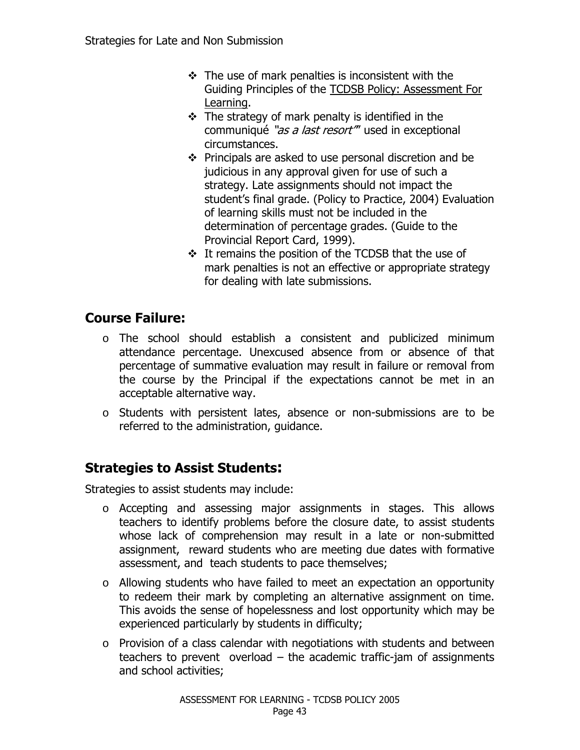- The use of mark penalties is inconsistent with the Guiding Principles of the TCDSB Policy: Assessment For Learning.
- The strategy of mark penalty is identified in the communiqué *"as a last resort"'* used in exceptional circumstances.
- Principals are asked to use personal discretion and be judicious in any approval given for use of such a strategy. Late assignments should not impact the student's final grade. (Policy to Practice, 2004) Evaluation of learning skills must not be included in the determination of percentage grades. (Guide to the Provincial Report Card, 1999).
- It remains the position of the TCDSB that the use of mark penalties is not an effective or appropriate strategy for dealing with late submissions.

## Course Failure:

- The school should establish a consistent and publicized minimum attendance percentage. Unexcused absence from or absence of that percentage of summative evaluation may result in failure or removal from the course by the Principal if the expectations cannot be met in an acceptable alternative way.
- Students with persistent lates, absence or non-submissions are to be referred to the administration, guidance.

## Strategies to Assist Students:

Strategies to assist students may include:

- Accepting and assessing major assignments in stages. This allows teachers to identify problems before the closure date, to assist students whose lack of comprehension may result in a late or non-submitted assignment, reward students who are meeting due dates with formative assessment, and teach students to pace themselves;
- Allowing students who have failed to meet an expectation an opportunity to redeem their mark by completing an alternative assignment on time. This avoids the sense of hopelessness and lost opportunity which may be experienced particularly by students in difficulty;
- Provision of a class calendar with negotiations with students and between teachers to prevent overload – the academic traffic-jam of assignments and school activities;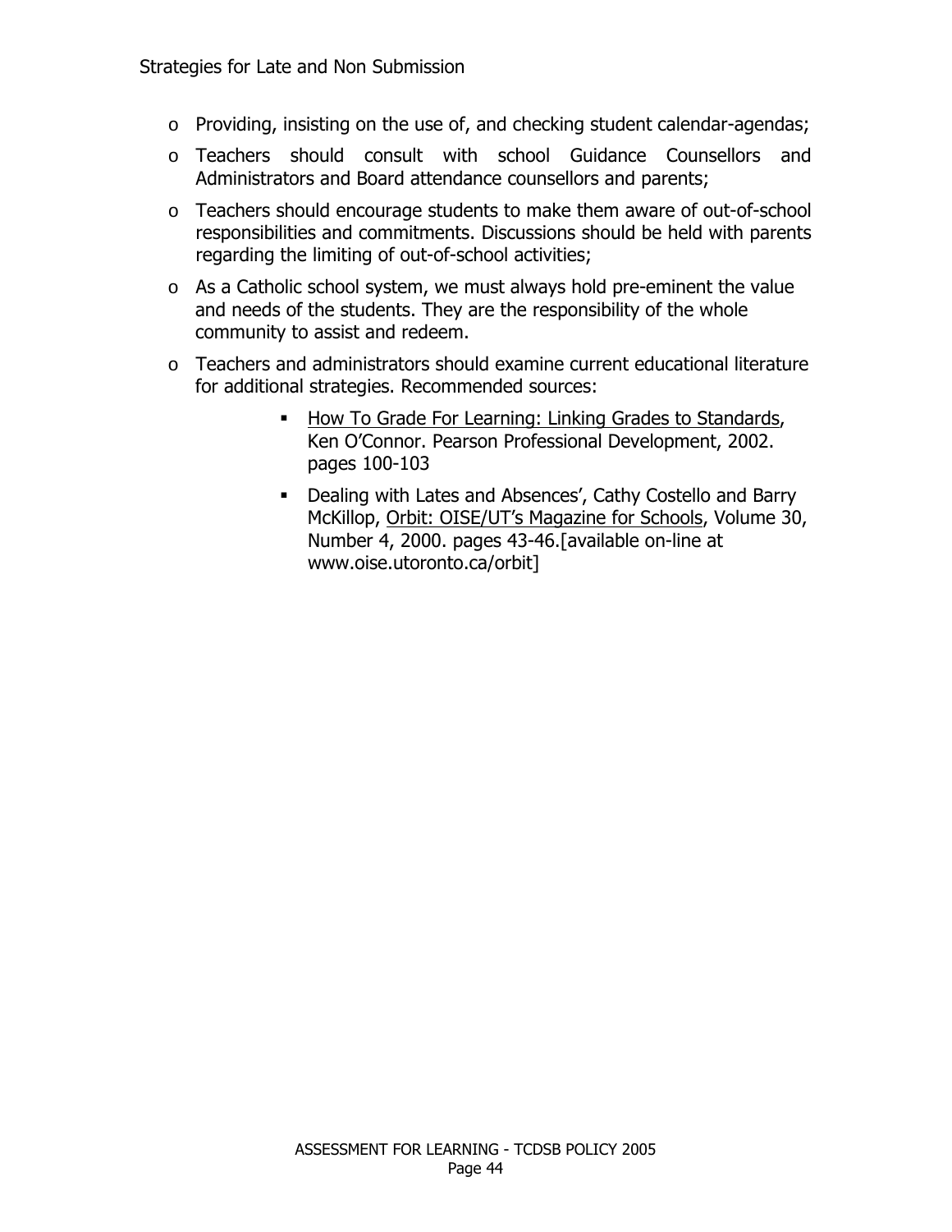- Providing, insisting on the use of, and checking student calendar-agendas;
- Teachers should consult with school Guidance Counsellors and Administrators and Board attendance counsellors and parents;
- Teachers should encourage students to make them aware of out-of-school responsibilities and commitments. Discussions should be held with parents regarding the limiting of out-of-school activities;
- As a Catholic school system, we must always hold pre-eminent the value and needs of the students. They are the responsibility of the whole community to assist and redeem.
- Teachers and administrators should examine current educational literature for additional strategies. Recommended sources:
  - How To Grade For Learning: Linking Grades to Standards, Ken O'Connor. Pearson Professional Development, 2002. pages 100-103
  - Dealing with Lates and Absences', Cathy Costello and Barry McKillop, Orbit: OISE/UT's Magazine for Schools, Volume 30, Number 4, 2000. pages 43-46.[available on-line at www.oise.utoronto.ca/orbit]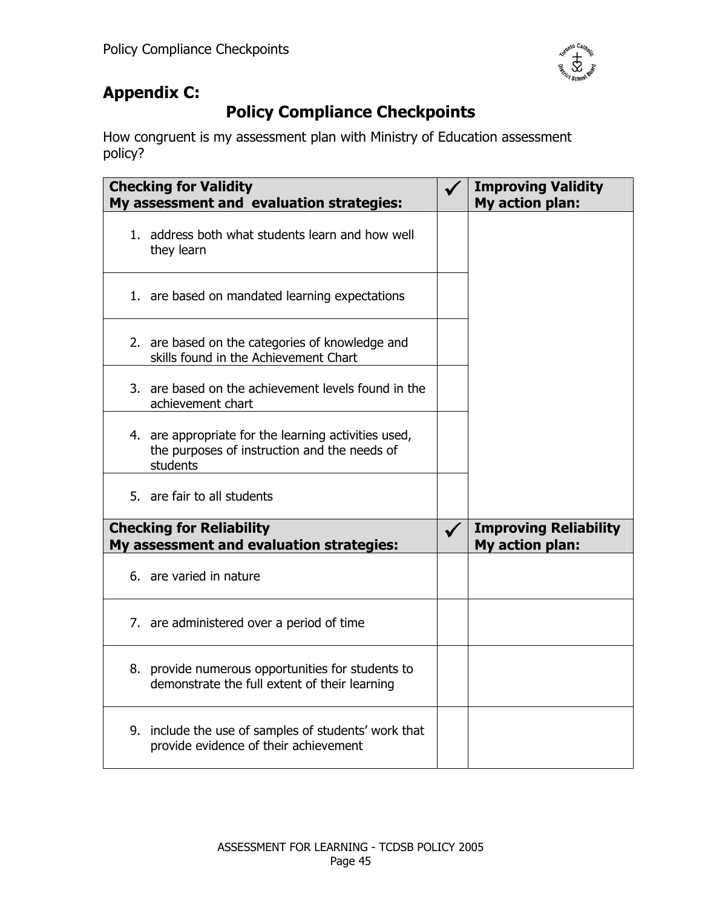## Appendix C:

## Policy Compliance Checkpoints

How congruent is my assessment plan with Ministry of Education assessment policy?

| **Checking for Validity**<br>**My assessment and evaluation strategies:** | ✓ | **Improving Validity**<br>**My action plan:** |
|---|---|---|
| 1. address both what students learn and how well they learn | | |
| 1. are based on mandated learning expectations | | |
| 2. are based on the categories of knowledge and skills found in the Achievement Chart | | |
| 3. are based on the achievement levels found in the achievement chart | | |
| 4. are appropriate for the learning activities used, the purposes of instruction and the needs of students | | |
| 5. are fair to all students | | |
| **Checking for Reliability**<br>**My assessment and evaluation strategies:** | ✓ | **Improving Reliability**<br>**My action plan:** |
| 6. are varied in nature | | |
| 7. are administered over a period of time | | |
| 8. provide numerous opportunities for students to demonstrate the full extent of their learning | | |
| 9. include the use of samples of students' work that provide evidence of their achievement | | |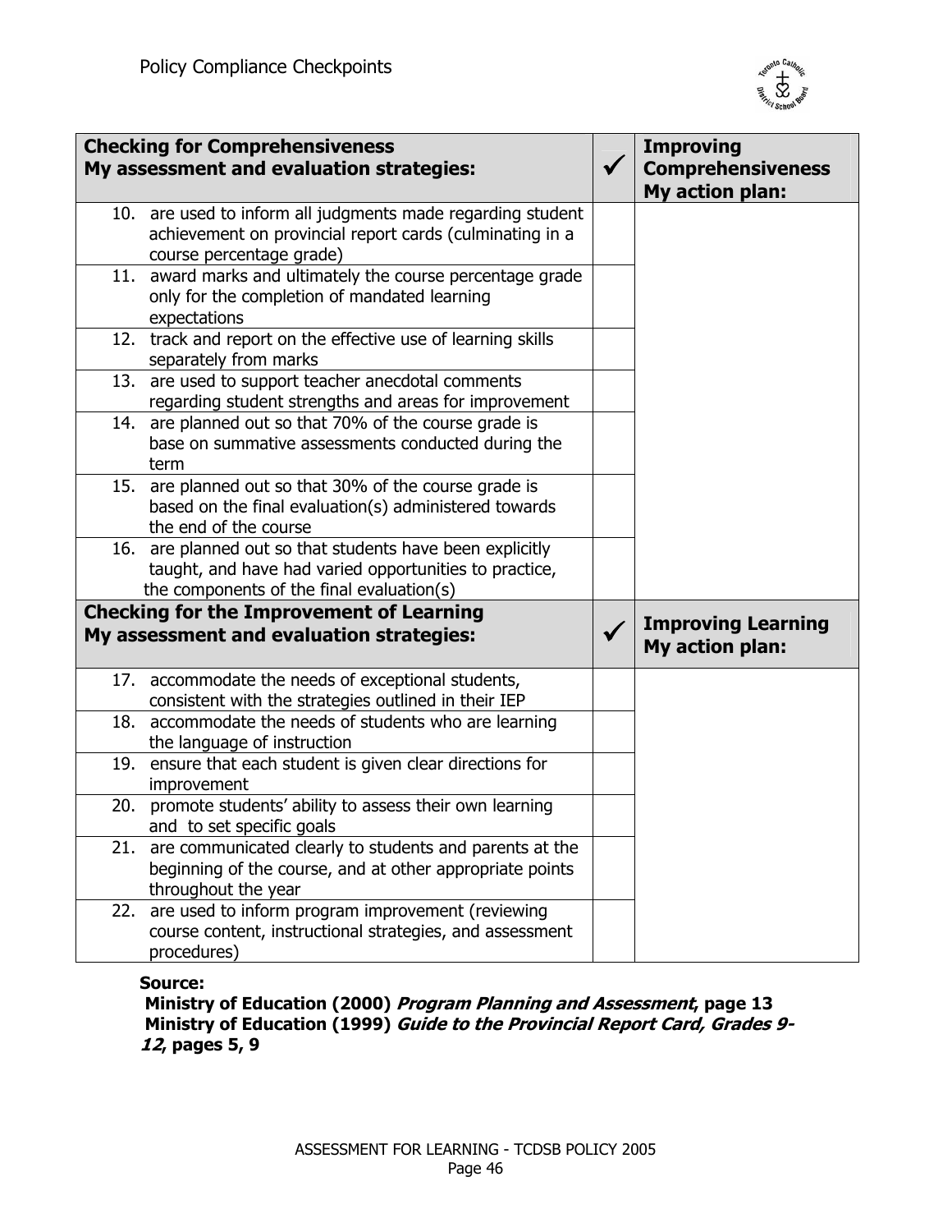Policy Compliance Checkpoints

| **Checking for Comprehensiveness**<br>**My assessment and evaluation strategies:** | ✓ | **Improving Comprehensiveness**<br>**My action plan:** |
|---|---|---|
| 10. are used to inform all judgments made regarding student achievement on provincial report cards (culminating in a course percentage grade) | | |
| 11. award marks and ultimately the course percentage grade only for the completion of mandated learning expectations | | |
| 12. track and report on the effective use of learning skills separately from marks | | |
| 13. are used to support teacher anecdotal comments regarding student strengths and areas for improvement | | |
| 14. are planned out so that 70% of the course grade is base on summative assessments conducted during the term | | |
| 15. are planned out so that 30% of the course grade is based on the final evaluation(s) administered towards the end of the course | | |
| 16. are planned out so that students have been explicitly taught, and have had varied opportunities to practice, the components of the final evaluation(s) | | |
| **Checking for the Improvement of Learning**<br>**My assessment and evaluation strategies:** | ✓ | **Improving Learning**<br>**My action plan:** |
| 17. accommodate the needs of exceptional students, consistent with the strategies outlined in their IEP | | |
| 18. accommodate the needs of students who are learning the language of instruction | | |
| 19. ensure that each student is given clear directions for improvement | | |
| 20. promote students' ability to assess their own learning and to set specific goals | | |
| 21. are communicated clearly to students and parents at the beginning of the course, and at other appropriate points throughout the year | | |
| 22. are used to inform program improvement (reviewing course content, instructional strategies, and assessment procedures) | | |

**Source:**
**Ministry of Education (2000) *Program Planning and Assessment*, page 13**
**Ministry of Education (1999) *Guide to the Provincial Report Card, Grades 9-12*, pages 5, 9**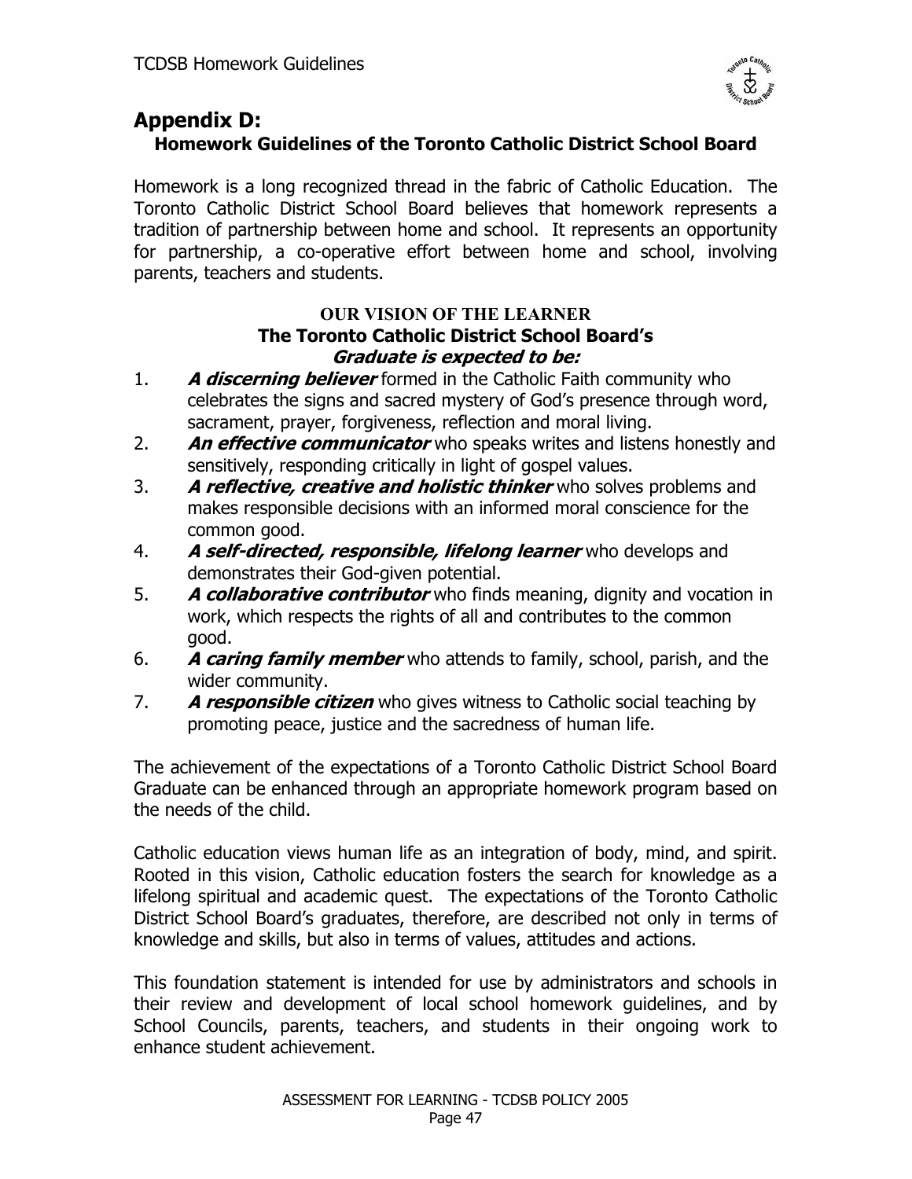## Appendix D:

### Homework Guidelines of the Toronto Catholic District School Board

Homework is a long recognized thread in the fabric of Catholic Education. The Toronto Catholic District School Board believes that homework represents a tradition of partnership between home and school. It represents an opportunity for partnership, a co-operative effort between home and school, involving parents, teachers and students.

**OUR VISION OF THE LEARNER**
**The Toronto Catholic District School Board's**
***Graduate is expected to be:***

1. ***A discerning believer*** formed in the Catholic Faith community who celebrates the signs and sacred mystery of God's presence through word, sacrament, prayer, forgiveness, reflection and moral living.
2. ***An effective communicator*** who speaks writes and listens honestly and sensitively, responding critically in light of gospel values.
3. ***A reflective, creative and holistic thinker*** who solves problems and makes responsible decisions with an informed moral conscience for the common good.
4. ***A self-directed, responsible, lifelong learner*** who develops and demonstrates their God-given potential.
5. ***A collaborative contributor*** who finds meaning, dignity and vocation in work, which respects the rights of all and contributes to the common good.
6. ***A caring family member*** who attends to family, school, parish, and the wider community.
7. ***A responsible citizen*** who gives witness to Catholic social teaching by promoting peace, justice and the sacredness of human life.

The achievement of the expectations of a Toronto Catholic District School Board Graduate can be enhanced through an appropriate homework program based on the needs of the child.

Catholic education views human life as an integration of body, mind, and spirit. Rooted in this vision, Catholic education fosters the search for knowledge as a lifelong spiritual and academic quest. The expectations of the Toronto Catholic District School Board's graduates, therefore, are described not only in terms of knowledge and skills, but also in terms of values, attitudes and actions.

This foundation statement is intended for use by administrators and schools in their review and development of local school homework guidelines, and by School Councils, parents, teachers, and students in their ongoing work to enhance student achievement.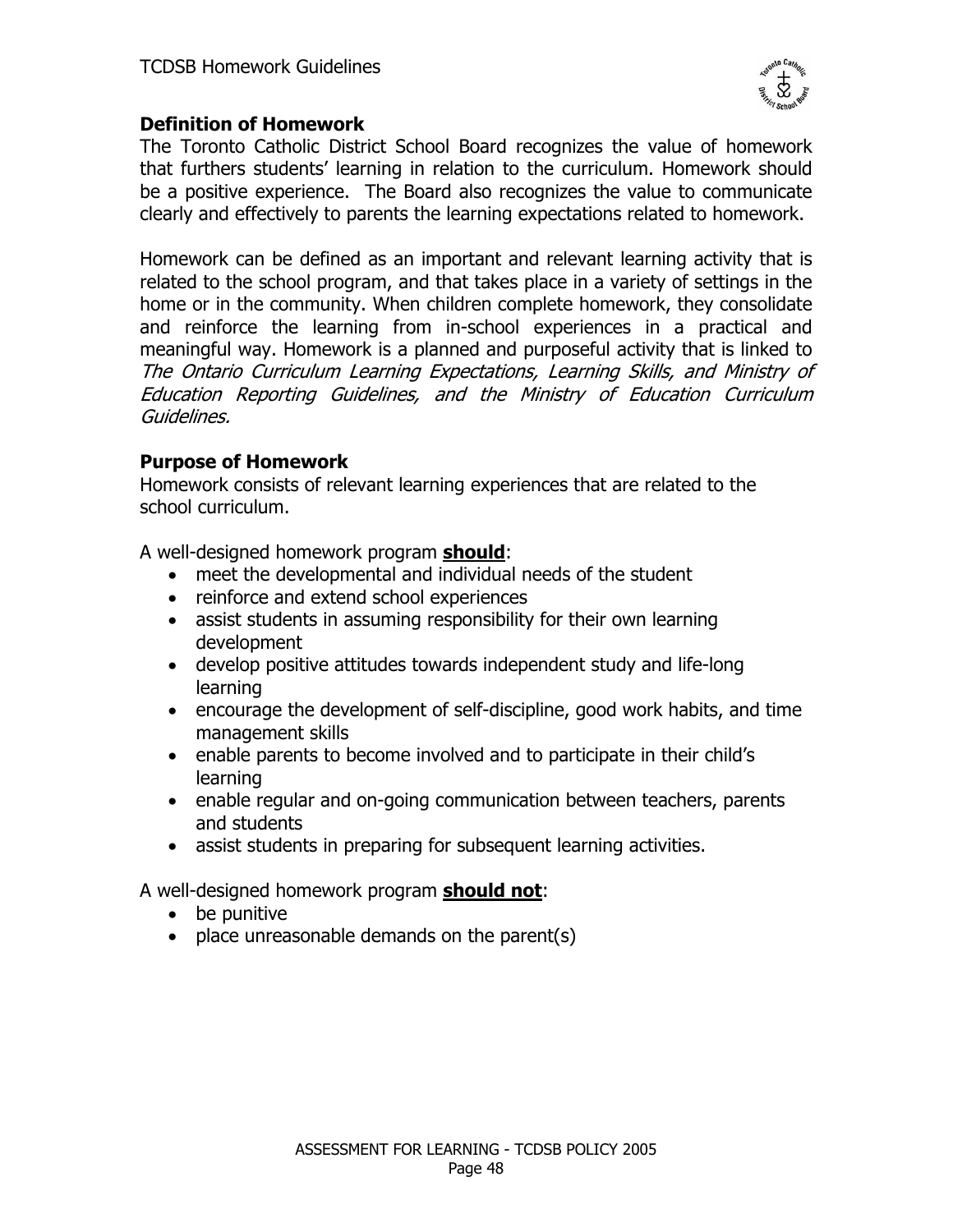## Definition of Homework

The Toronto Catholic District School Board recognizes the value of homework that furthers students' learning in relation to the curriculum. Homework should be a positive experience. The Board also recognizes the value to communicate clearly and effectively to parents the learning expectations related to homework.

Homework can be defined as an important and relevant learning activity that is related to the school program, and that takes place in a variety of settings in the home or in the community. When children complete homework, they consolidate and reinforce the learning from in-school experiences in a practical and meaningful way. Homework is a planned and purposeful activity that is linked to *The Ontario Curriculum Learning Expectations, Learning Skills, and Ministry of Education Reporting Guidelines, and the Ministry of Education Curriculum Guidelines.*

## Purpose of Homework

Homework consists of relevant learning experiences that are related to the school curriculum.

A well-designed homework program **should**:

- meet the developmental and individual needs of the student
- reinforce and extend school experiences
- assist students in assuming responsibility for their own learning development
- develop positive attitudes towards independent study and life-long learning
- encourage the development of self-discipline, good work habits, and time management skills
- enable parents to become involved and to participate in their child's learning
- enable regular and on-going communication between teachers, parents and students
- assist students in preparing for subsequent learning activities.

A well-designed homework program **should not**:

- be punitive
- place unreasonable demands on the parent(s)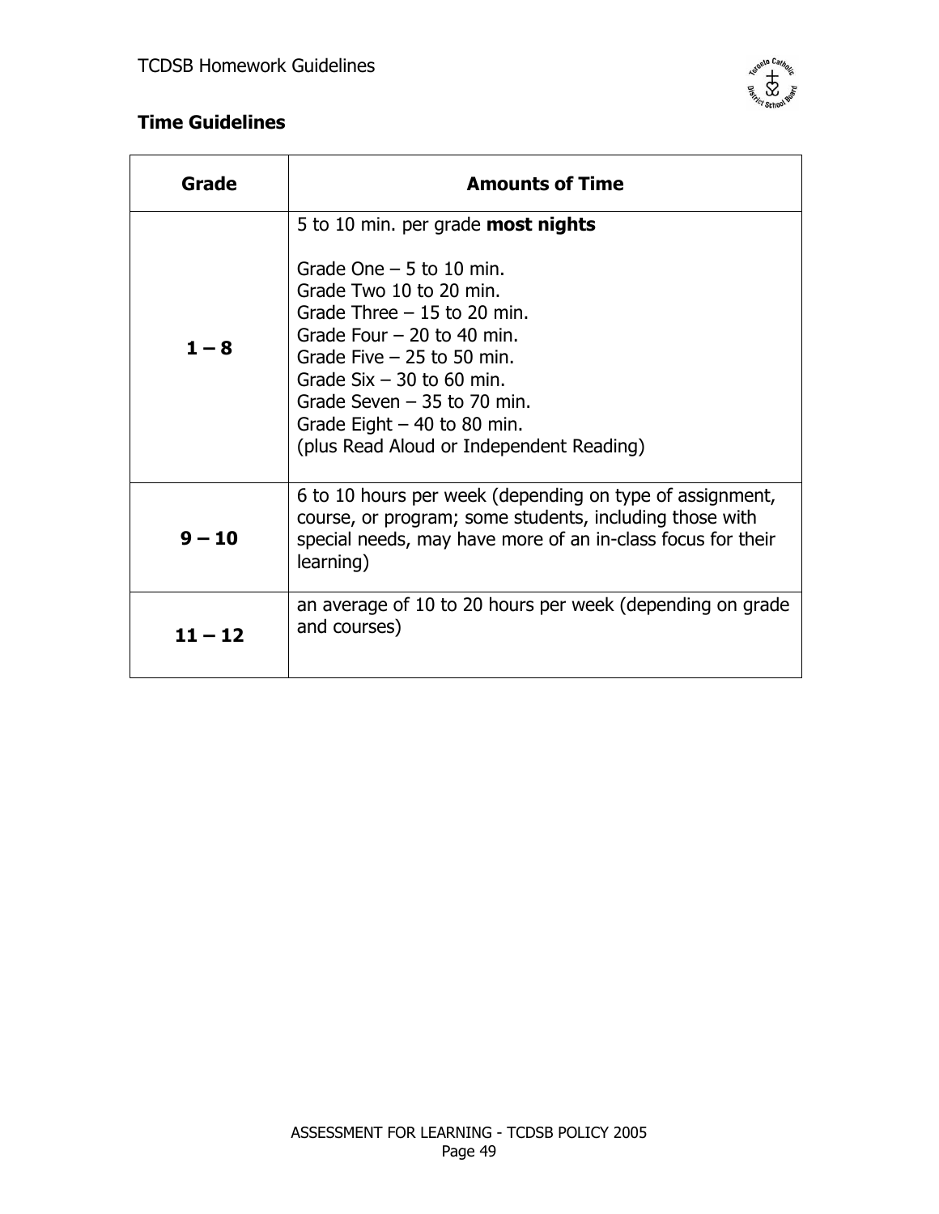## Time Guidelines

| Grade | Amounts of Time |
|---|---|
| **1 – 8** | 5 to 10 min. per grade **most nights**<br><br>Grade One – 5 to 10 min.<br>Grade Two 10 to 20 min.<br>Grade Three – 15 to 20 min.<br>Grade Four – 20 to 40 min.<br>Grade Five – 25 to 50 min.<br>Grade Six – 30 to 60 min.<br>Grade Seven – 35 to 70 min.<br>Grade Eight – 40 to 80 min.<br>(plus Read Aloud or Independent Reading) |
| **9 – 10** | 6 to 10 hours per week (depending on type of assignment, course, or program; some students, including those with special needs, may have more of an in-class focus for their learning) |
| **11 – 12** | an average of 10 to 20 hours per week (depending on grade and courses) |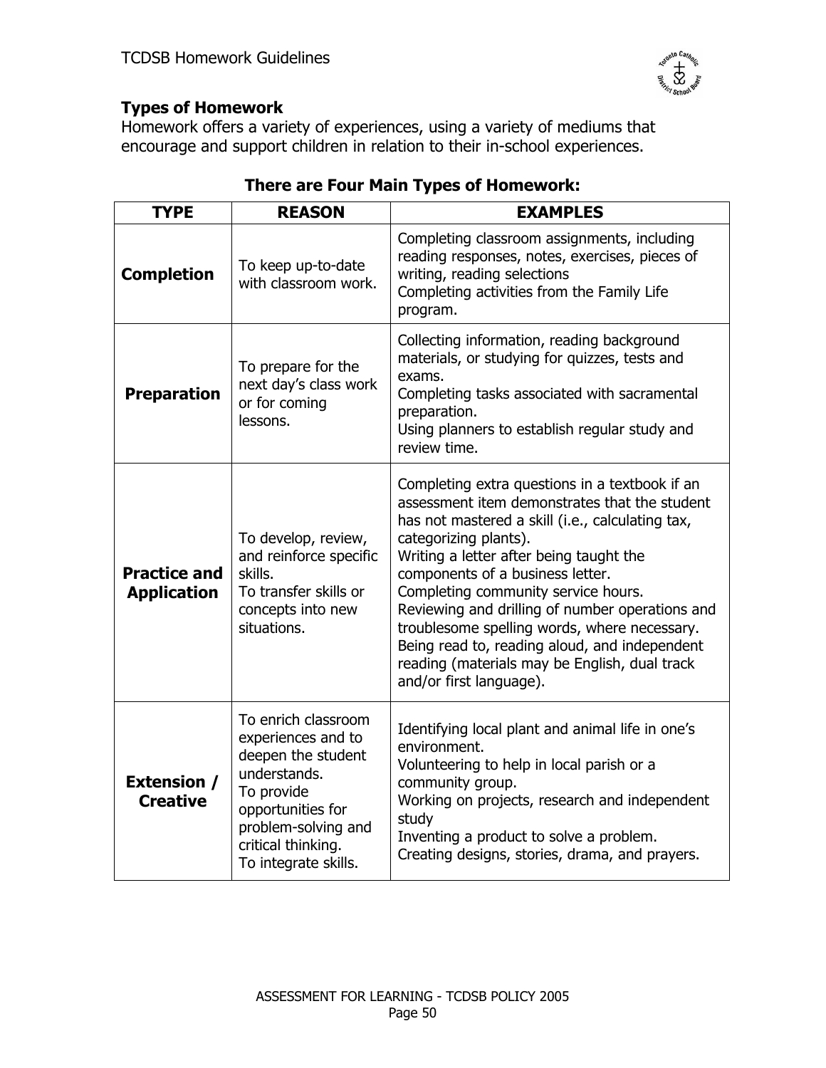## Types of Homework

Homework offers a variety of experiences, using a variety of mediums that encourage and support children in relation to their in-school experiences.

### There are Four Main Types of Homework:

| TYPE | REASON | EXAMPLES |
|---|---|---|
| **Completion** | To keep up-to-date with classroom work. | Completing classroom assignments, including reading responses, notes, exercises, pieces of writing, reading selections<br>Completing activities from the Family Life program. |
| **Preparation** | To prepare for the next day's class work or for coming lessons. | Collecting information, reading background materials, or studying for quizzes, tests and exams.<br>Completing tasks associated with sacramental preparation.<br>Using planners to establish regular study and review time. |
| **Practice and Application** | To develop, review, and reinforce specific skills.<br>To transfer skills or concepts into new situations. | Completing extra questions in a textbook if an assessment item demonstrates that the student has not mastered a skill (i.e., calculating tax, categorizing plants).<br>Writing a letter after being taught the components of a business letter.<br>Completing community service hours.<br>Reviewing and drilling of number operations and troublesome spelling words, where necessary.<br>Being read to, reading aloud, and independent reading (materials may be English, dual track and/or first language). |
| **Extension / Creative** | To enrich classroom experiences and to deepen the student understands.<br>To provide opportunities for problem-solving and critical thinking.<br>To integrate skills. | Identifying local plant and animal life in one's environment.<br>Volunteering to help in local parish or a community group.<br>Working on projects, research and independent study<br>Inventing a product to solve a problem.<br>Creating designs, stories, drama, and prayers. |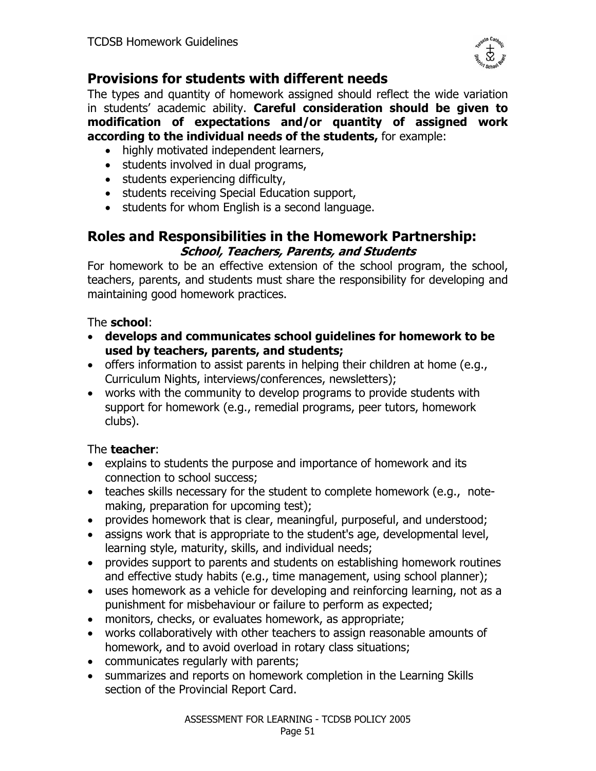## Provisions for students with different needs

The types and quantity of homework assigned should reflect the wide variation in students' academic ability. **Careful consideration should be given to modification of expectations and/or quantity of assigned work according to the individual needs of the students,** for example:

- highly motivated independent learners,
- students involved in dual programs,
- students experiencing difficulty,
- students receiving Special Education support,
- students for whom English is a second language.

## Roles and Responsibilities in the Homework Partnership:

### *School, Teachers, Parents, and Students*

For homework to be an effective extension of the school program, the school, teachers, parents, and students must share the responsibility for developing and maintaining good homework practices.

The **school**:

- **develops and communicates school guidelines for homework to be used by teachers, parents, and students;**
- offers information to assist parents in helping their children at home (e.g., Curriculum Nights, interviews/conferences, newsletters);
- works with the community to develop programs to provide students with support for homework (e.g., remedial programs, peer tutors, homework clubs).

The **teacher**:

- explains to students the purpose and importance of homework and its connection to school success;
- teaches skills necessary for the student to complete homework (e.g., note-making, preparation for upcoming test);
- provides homework that is clear, meaningful, purposeful, and understood;
- assigns work that is appropriate to the student's age, developmental level, learning style, maturity, skills, and individual needs;
- provides support to parents and students on establishing homework routines and effective study habits (e.g., time management, using school planner);
- uses homework as a vehicle for developing and reinforcing learning, not as a punishment for misbehaviour or failure to perform as expected;
- monitors, checks, or evaluates homework, as appropriate;
- works collaboratively with other teachers to assign reasonable amounts of homework, and to avoid overload in rotary class situations;
- communicates regularly with parents;
- summarizes and reports on homework completion in the Learning Skills section of the Provincial Report Card.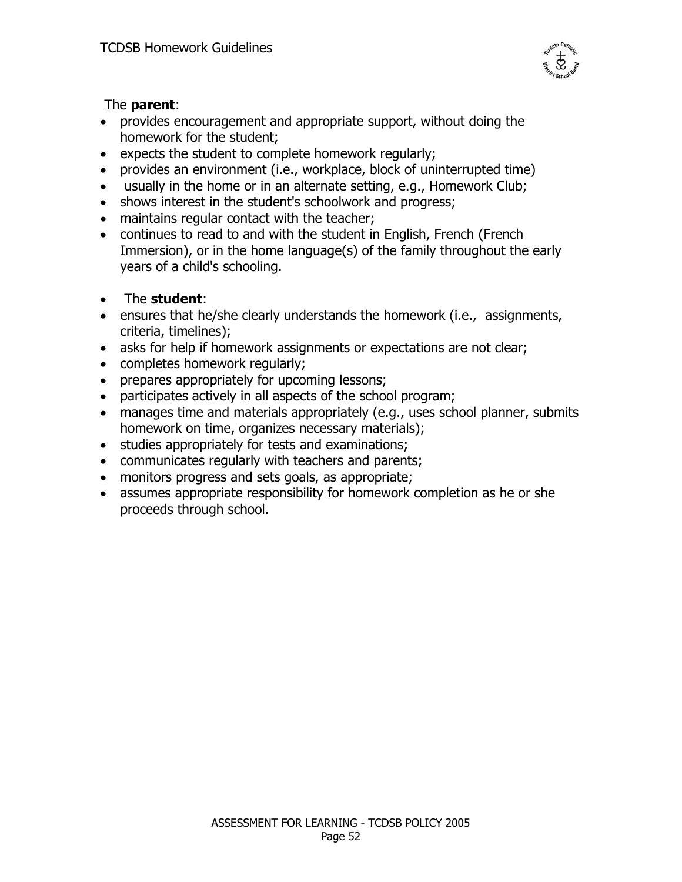The **parent**:

- provides encouragement and appropriate support, without doing the homework for the student;
- expects the student to complete homework regularly;
- provides an environment (i.e., workplace, block of uninterrupted time)
- usually in the home or in an alternate setting, e.g., Homework Club;
- shows interest in the student's schoolwork and progress;
- maintains regular contact with the teacher;
- continues to read to and with the student in English, French (French Immersion), or in the home language(s) of the family throughout the early years of a child's schooling.

- The **student**:
- ensures that he/she clearly understands the homework (i.e., assignments, criteria, timelines);
- asks for help if homework assignments or expectations are not clear;
- completes homework regularly;
- prepares appropriately for upcoming lessons;
- participates actively in all aspects of the school program;
- manages time and materials appropriately (e.g., uses school planner, submits homework on time, organizes necessary materials);
- studies appropriately for tests and examinations;
- communicates regularly with teachers and parents;
- monitors progress and sets goals, as appropriate;
- assumes appropriate responsibility for homework completion as he or she proceeds through school.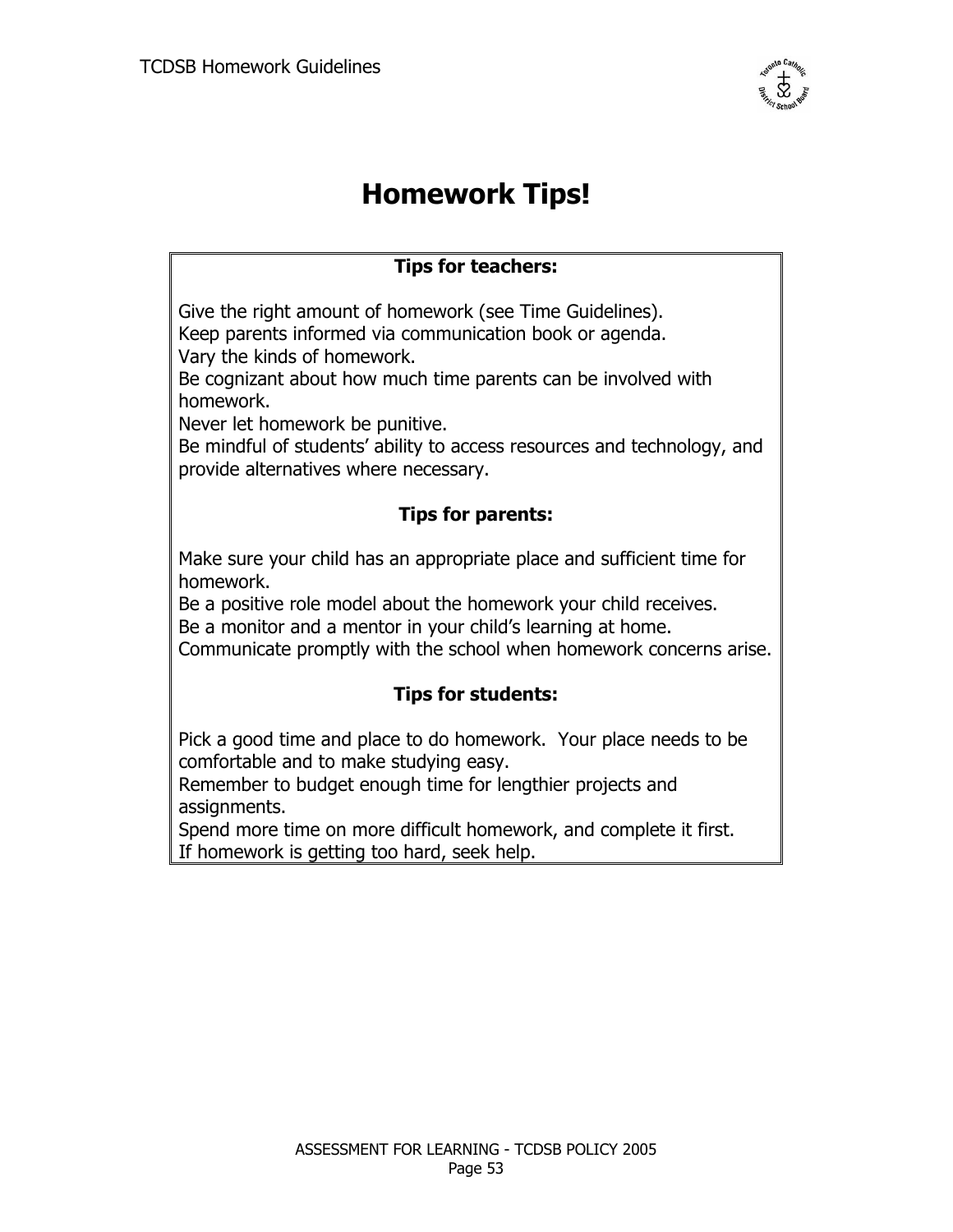# Homework Tips!

**Tips for teachers:**

Give the right amount of homework (see Time Guidelines).
Keep parents informed via communication book or agenda.
Vary the kinds of homework.
Be cognizant about how much time parents can be involved with homework.
Never let homework be punitive.
Be mindful of students' ability to access resources and technology, and provide alternatives where necessary.

**Tips for parents:**

Make sure your child has an appropriate place and sufficient time for homework.
Be a positive role model about the homework your child receives.
Be a monitor and a mentor in your child's learning at home.
Communicate promptly with the school when homework concerns arise.

**Tips for students:**

Pick a good time and place to do homework. Your place needs to be comfortable and to make studying easy.
Remember to budget enough time for lengthier projects and assignments.
Spend more time on more difficult homework, and complete it first.
If homework is getting too hard, seek help.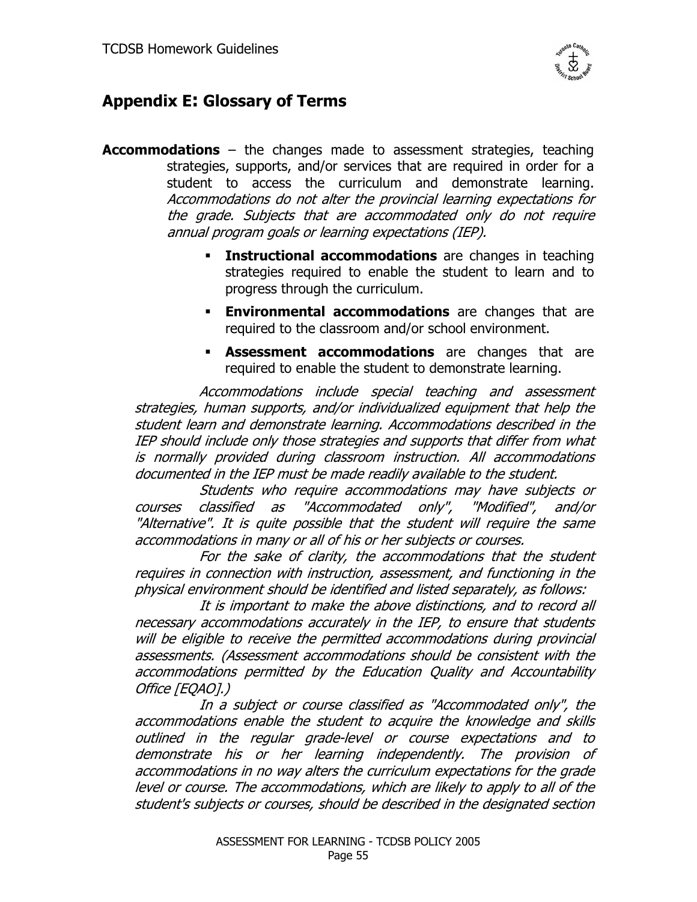## Appendix E: Glossary of Terms

**Accommodations** – the changes made to assessment strategies, teaching strategies, supports, and/or services that are required in order for a student to access the curriculum and demonstrate learning. *Accommodations do not alter the provincial learning expectations for the grade. Subjects that are accommodated only do not require annual program goals or learning expectations (IEP).*

- **Instructional accommodations** are changes in teaching strategies required to enable the student to learn and to progress through the curriculum.
- **Environmental accommodations** are changes that are required to the classroom and/or school environment.
- **Assessment accommodations** are changes that are required to enable the student to demonstrate learning.

*Accommodations include special teaching and assessment strategies, human supports, and/or individualized equipment that help the student learn and demonstrate learning. Accommodations described in the IEP should include only those strategies and supports that differ from what is normally provided during classroom instruction. All accommodations documented in the IEP must be made readily available to the student.*

*Students who require accommodations may have subjects or courses classified as "Accommodated only", "Modified", and/or "Alternative". It is quite possible that the student will require the same accommodations in many or all of his or her subjects or courses.*

*For the sake of clarity, the accommodations that the student requires in connection with instruction, assessment, and functioning in the physical environment should be identified and listed separately, as follows:*

*It is important to make the above distinctions, and to record all necessary accommodations accurately in the IEP, to ensure that students will be eligible to receive the permitted accommodations during provincial assessments. (Assessment accommodations should be consistent with the accommodations permitted by the Education Quality and Accountability Office [EQAO].)*

*In a subject or course classified as "Accommodated only", the accommodations enable the student to acquire the knowledge and skills outlined in the regular grade-level or course expectations and to demonstrate his or her learning independently. The provision of accommodations in no way alters the curriculum expectations for the grade level or course. The accommodations, which are likely to apply to all of the student's subjects or courses, should be described in the designated section*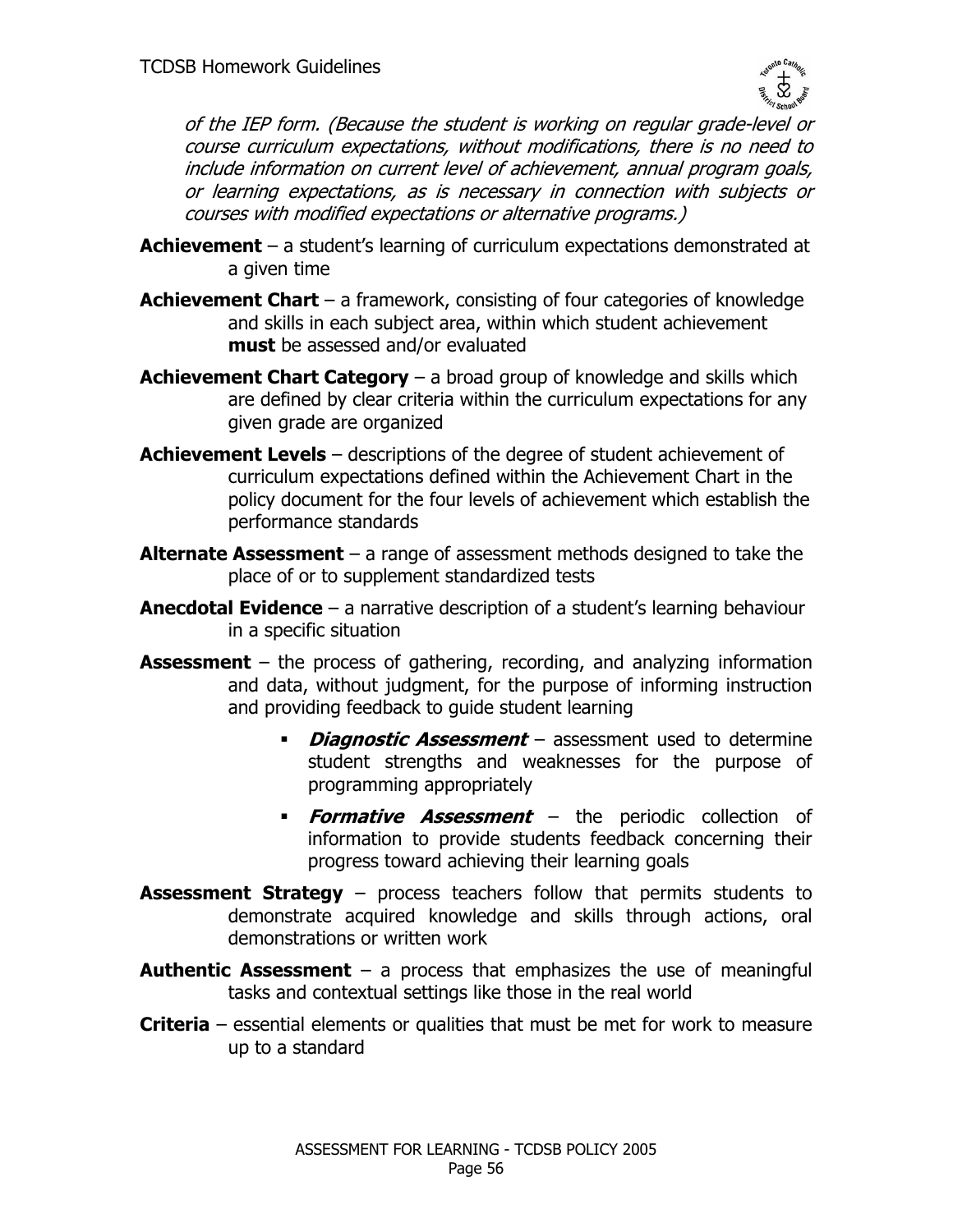*of the IEP form. (Because the student is working on regular grade-level or course curriculum expectations, without modifications, there is no need to include information on current level of achievement, annual program goals, or learning expectations, as is necessary in connection with subjects or courses with modified expectations or alternative programs.)*

**Achievement** – a student's learning of curriculum expectations demonstrated at a given time

**Achievement Chart** – a framework, consisting of four categories of knowledge and skills in each subject area, within which student achievement **must** be assessed and/or evaluated

**Achievement Chart Category** – a broad group of knowledge and skills which are defined by clear criteria within the curriculum expectations for any given grade are organized

**Achievement Levels** – descriptions of the degree of student achievement of curriculum expectations defined within the Achievement Chart in the policy document for the four levels of achievement which establish the performance standards

**Alternate Assessment** – a range of assessment methods designed to take the place of or to supplement standardized tests

**Anecdotal Evidence** – a narrative description of a student's learning behaviour in a specific situation

**Assessment** – the process of gathering, recording, and analyzing information and data, without judgment, for the purpose of informing instruction and providing feedback to guide student learning

- ***Diagnostic Assessment*** – assessment used to determine student strengths and weaknesses for the purpose of programming appropriately
- ***Formative Assessment*** – the periodic collection of information to provide students feedback concerning their progress toward achieving their learning goals

**Assessment Strategy** – process teachers follow that permits students to demonstrate acquired knowledge and skills through actions, oral demonstrations or written work

**Authentic Assessment** – a process that emphasizes the use of meaningful tasks and contextual settings like those in the real world

**Criteria** – essential elements or qualities that must be met for work to measure up to a standard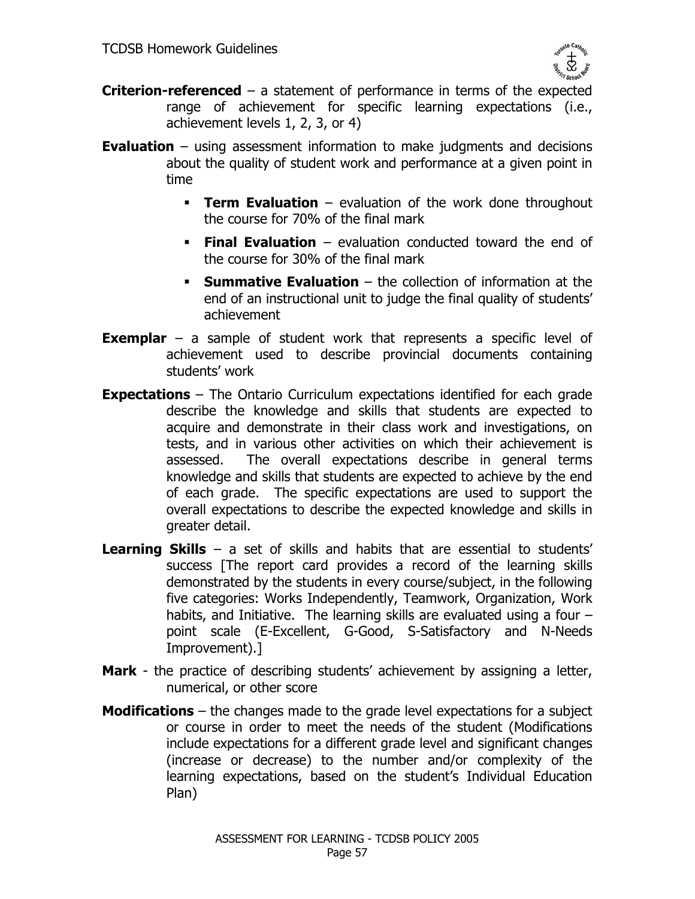**Criterion-referenced** – a statement of performance in terms of the expected range of achievement for specific learning expectations (i.e., achievement levels 1, 2, 3, or 4)

**Evaluation** – using assessment information to make judgments and decisions about the quality of student work and performance at a given point in time

- **Term Evaluation** – evaluation of the work done throughout the course for 70% of the final mark
- **Final Evaluation** – evaluation conducted toward the end of the course for 30% of the final mark
- **Summative Evaluation** – the collection of information at the end of an instructional unit to judge the final quality of students' achievement

**Exemplar** – a sample of student work that represents a specific level of achievement used to describe provincial documents containing students' work

**Expectations** – The Ontario Curriculum expectations identified for each grade describe the knowledge and skills that students are expected to acquire and demonstrate in their class work and investigations, on tests, and in various other activities on which their achievement is assessed. The overall expectations describe in general terms knowledge and skills that students are expected to achieve by the end of each grade. The specific expectations are used to support the overall expectations to describe the expected knowledge and skills in greater detail.

**Learning Skills** – a set of skills and habits that are essential to students' success [The report card provides a record of the learning skills demonstrated by the students in every course/subject, in the following five categories: Works Independently, Teamwork, Organization, Work habits, and Initiative. The learning skills are evaluated using a four – point scale (E-Excellent, G-Good, S-Satisfactory and N-Needs Improvement).]

**Mark** - the practice of describing students' achievement by assigning a letter, numerical, or other score

**Modifications** – the changes made to the grade level expectations for a subject or course in order to meet the needs of the student (Modifications include expectations for a different grade level and significant changes (increase or decrease) to the number and/or complexity of the learning expectations, based on the student's Individual Education Plan)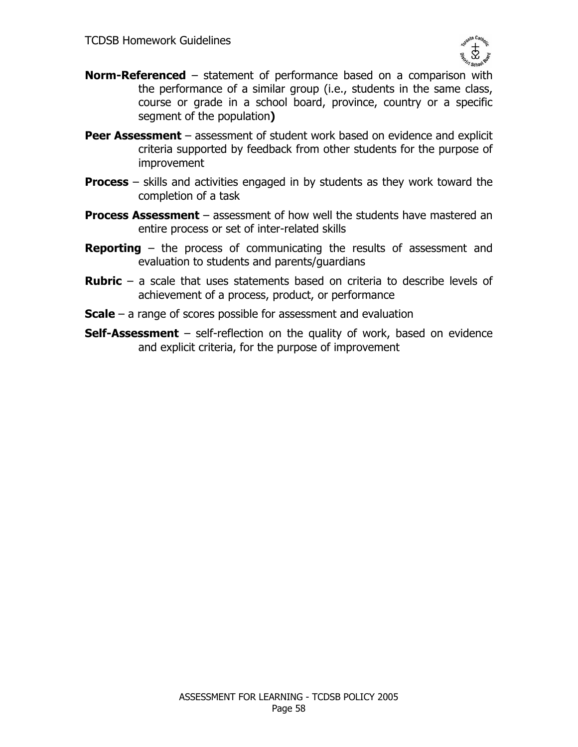**Norm-Referenced** – statement of performance based on a comparison with the performance of a similar group (i.e., students in the same class, course or grade in a school board, province, country or a specific segment of the population**)**

**Peer Assessment** – assessment of student work based on evidence and explicit criteria supported by feedback from other students for the purpose of improvement

**Process** – skills and activities engaged in by students as they work toward the completion of a task

**Process Assessment** – assessment of how well the students have mastered an entire process or set of inter-related skills

**Reporting** – the process of communicating the results of assessment and evaluation to students and parents/guardians

**Rubric** – a scale that uses statements based on criteria to describe levels of achievement of a process, product, or performance

**Scale** – a range of scores possible for assessment and evaluation

**Self-Assessment** – self-reflection on the quality of work, based on evidence and explicit criteria, for the purpose of improvement